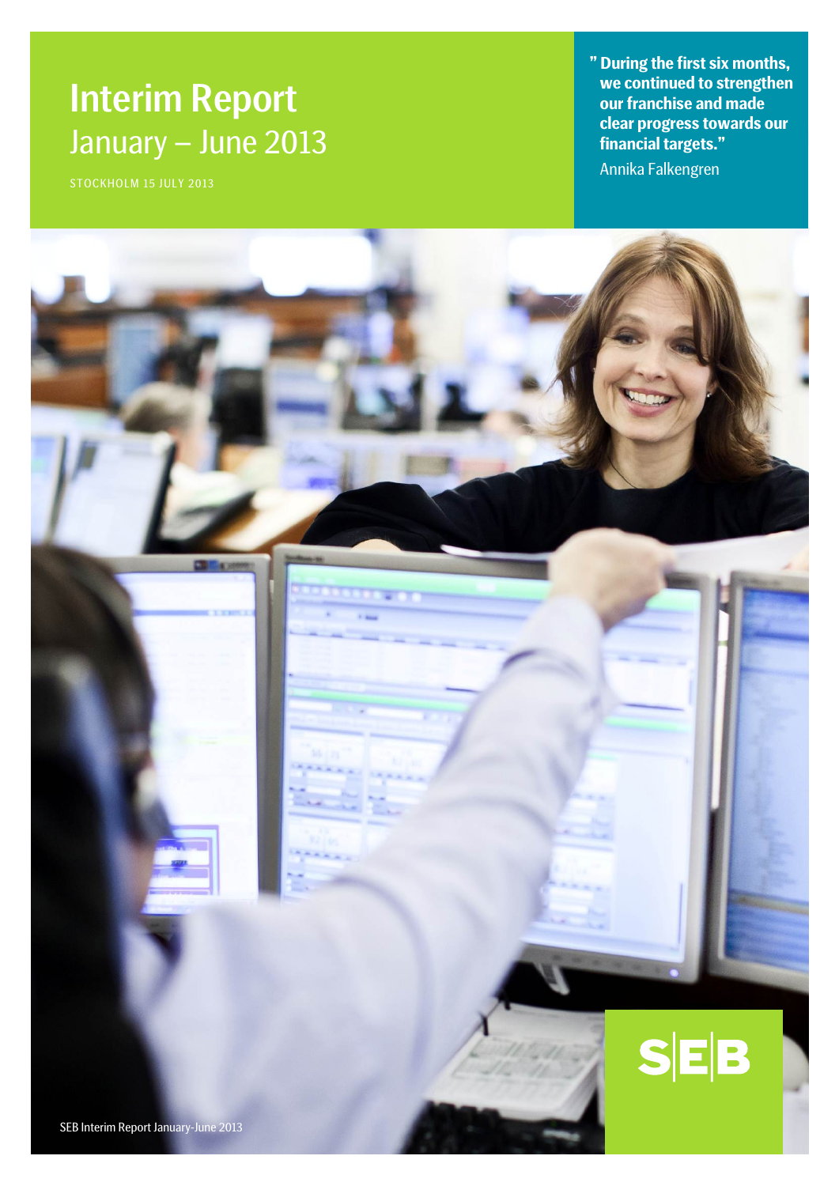# Interim Report
## January – June 2013

STOCKHOLM 15 JULY 2013

**" During the first six months, we continued to strengthen our franchise and made clear progress towards our financial targets."**

Annika Falkengren

SEB

SEB Interim Report January-June 2013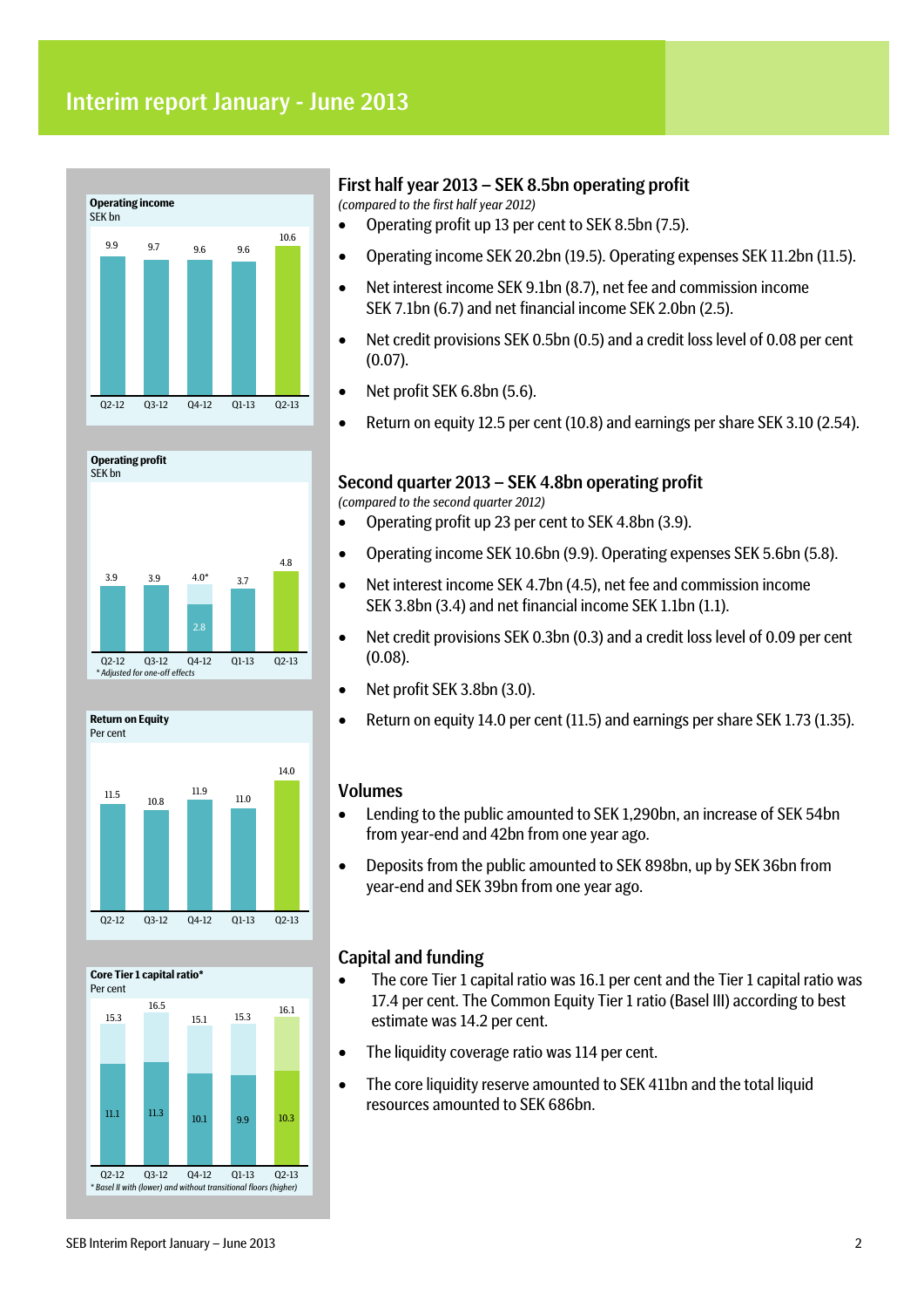# Interim report January - June 2013

**Operating income**
SEK bn

| Q2-12 | Q3-12 | Q4-12 | Q1-13 | Q2-13 |
|---|---|---|---|---|
| 9.9 | 9.7 | 9.6 | 9.6 | 10.6 |

**Operating profit**
SEK bn

| Q2-12 | Q3-12 | Q4-12 | Q1-13 | Q2-13 |
|---|---|---|---|---|
| 3.9 | 3.9 | 4.0* (2.8) | 3.7 | 4.8 |

*\* Adjusted for one-off effects*

**Return on Equity**
Per cent

| Q2-12 | Q3-12 | Q4-12 | Q1-13 | Q2-13 |
|---|---|---|---|---|
| 11.5 | 10.8 | 11.9 | 11.0 | 14.0 |

**Core Tier 1 capital ratio***
Per cent

| | Q2-12 | Q3-12 | Q4-12 | Q1-13 | Q2-13 |
|---|---|---|---|---|---|
| Higher | 15.3 | 16.5 | 15.1 | 15.3 | 16.1 |
| Lower | 11.1 | 11.3 | 10.1 | 9.9 | 10.3 |

*\* Basel II with (lower) and without transitional floors (higher)*

## First half year 2013 – SEK 8.5bn operating profit

*(compared to the first half year 2012)*

- Operating profit up 13 per cent to SEK 8.5bn (7.5).
- Operating income SEK 20.2bn (19.5). Operating expenses SEK 11.2bn (11.5).
- Net interest income SEK 9.1bn (8.7), net fee and commission income SEK 7.1bn (6.7) and net financial income SEK 2.0bn (2.5).
- Net credit provisions SEK 0.5bn (0.5) and a credit loss level of 0.08 per cent (0.07).
- Net profit SEK 6.8bn (5.6).
- Return on equity 12.5 per cent (10.8) and earnings per share SEK 3.10 (2.54).

## Second quarter 2013 – SEK 4.8bn operating profit

*(compared to the second quarter 2012)*

- Operating profit up 23 per cent to SEK 4.8bn (3.9).
- Operating income SEK 10.6bn (9.9). Operating expenses SEK 5.6bn (5.8).
- Net interest income SEK 4.7bn (4.5), net fee and commission income SEK 3.8bn (3.4) and net financial income SEK 1.1bn (1.1).
- Net credit provisions SEK 0.3bn (0.3) and a credit loss level of 0.09 per cent (0.08).
- Net profit SEK 3.8bn (3.0).
- Return on equity 14.0 per cent (11.5) and earnings per share SEK 1.73 (1.35).

## Volumes

- Lending to the public amounted to SEK 1,290bn, an increase of SEK 54bn from year-end and 42bn from one year ago.
- Deposits from the public amounted to SEK 898bn, up by SEK 36bn from year-end and SEK 39bn from one year ago.

## Capital and funding

- The core Tier 1 capital ratio was 16.1 per cent and the Tier 1 capital ratio was 17.4 per cent. The Common Equity Tier 1 ratio (Basel III) according to best estimate was 14.2 per cent.
- The liquidity coverage ratio was 114 per cent.
- The core liquidity reserve amounted to SEK 411bn and the total liquid resources amounted to SEK 686bn.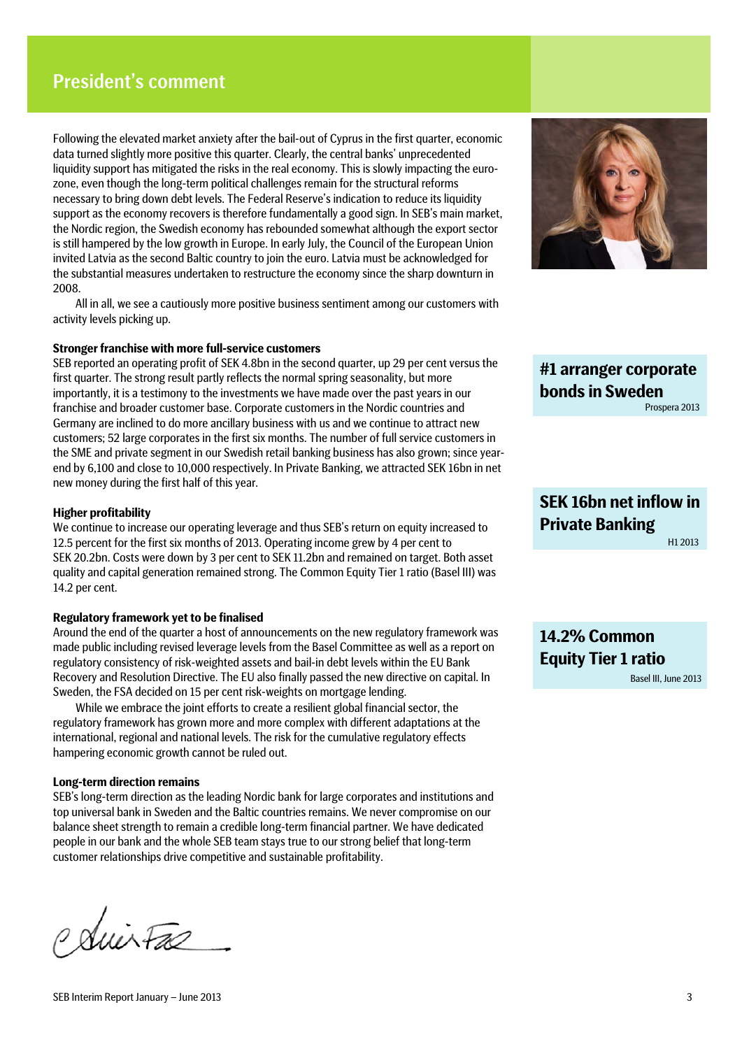# President's comment

Following the elevated market anxiety after the bail-out of Cyprus in the first quarter, economic data turned slightly more positive this quarter. Clearly, the central banks' unprecedented liquidity support has mitigated the risks in the real economy. This is slowly impacting the euro-zone, even though the long-term political challenges remain for the structural reforms necessary to bring down debt levels. The Federal Reserve's indication to reduce its liquidity support as the economy recovers is therefore fundamentally a good sign. In SEB's main market, the Nordic region, the Swedish economy has rebounded somewhat although the export sector is still hampered by the low growth in Europe. In early July, the Council of the European Union invited Latvia as the second Baltic country to join the euro. Latvia must be acknowledged for the substantial measures undertaken to restructure the economy since the sharp downturn in 2008.

All in all, we see a cautiously more positive business sentiment among our customers with activity levels picking up.

**Stronger franchise with more full-service customers**

SEB reported an operating profit of SEK 4.8bn in the second quarter, up 29 per cent versus the first quarter. The strong result partly reflects the normal spring seasonality, but more importantly, it is a testimony to the investments we have made over the past years in our franchise and broader customer base. Corporate customers in the Nordic countries and Germany are inclined to do more ancillary business with us and we continue to attract new customers; 52 large corporates in the first six months. The number of full service customers in the SME and private segment in our Swedish retail banking business has also grown; since year-end by 6,100 and close to 10,000 respectively. In Private Banking, we attracted SEK 16bn in net new money during the first half of this year.

**Higher profitability**

We continue to increase our operating leverage and thus SEB's return on equity increased to 12.5 percent for the first six months of 2013. Operating income grew by 4 per cent to SEK 20.2bn. Costs were down by 3 per cent to SEK 11.2bn and remained on target. Both asset quality and capital generation remained strong. The Common Equity Tier 1 ratio (Basel III) was 14.2 per cent.

**Regulatory framework yet to be finalised**

Around the end of the quarter a host of announcements on the new regulatory framework was made public including revised leverage levels from the Basel Committee as well as a report on regulatory consistency of risk-weighted assets and bail-in debt levels within the EU Bank Recovery and Resolution Directive. The EU also finally passed the new directive on capital. In Sweden, the FSA decided on 15 per cent risk-weights on mortgage lending.

While we embrace the joint efforts to create a resilient global financial sector, the regulatory framework has grown more and more complex with different adaptations at the international, regional and national levels. The risk for the cumulative regulatory effects hampering economic growth cannot be ruled out.

**Long-term direction remains**

SEB's long-term direction as the leading Nordic bank for large corporates and institutions and top universal bank in Sweden and the Baltic countries remains. We never compromise on our balance sheet strength to remain a credible long-term financial partner. We have dedicated people in our bank and the whole SEB team stays true to our strong belief that long-term customer relationships drive competitive and sustainable profitability.

**#1 arranger corporate bonds in Sweden**
Prospera 2013

**SEK 16bn net inflow in Private Banking**
H1 2013

**14.2% Common Equity Tier 1 ratio**
Basel III, June 2013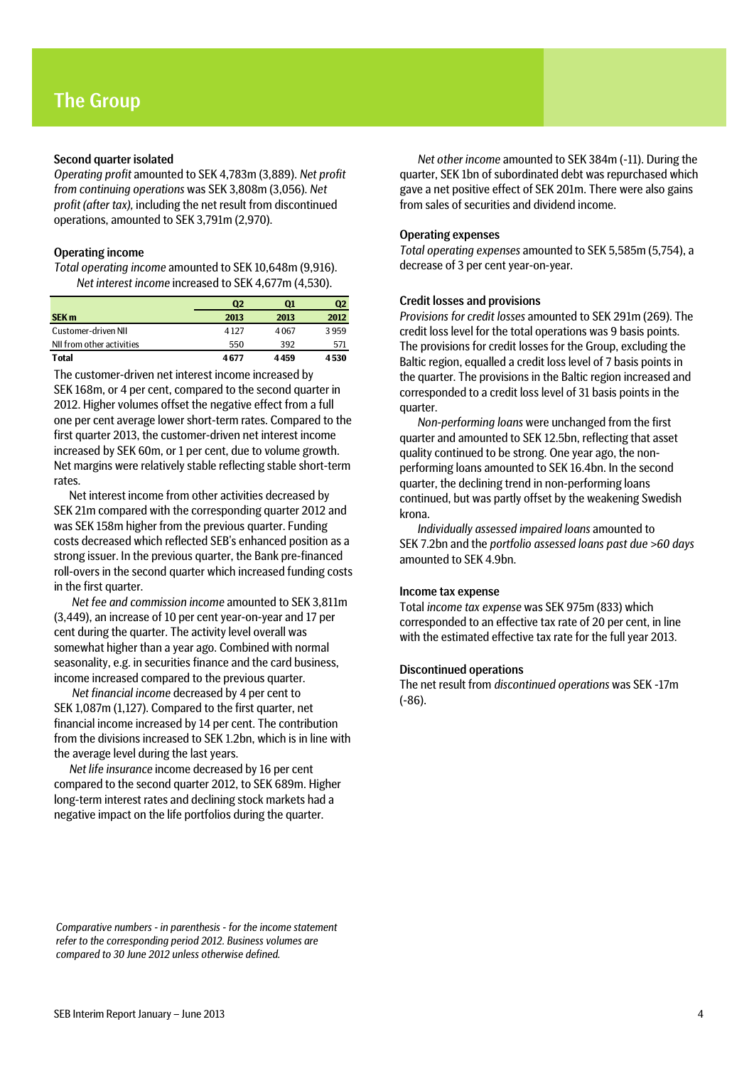# The Group

### Second quarter isolated

*Operating profit* amounted to SEK 4,783m (3,889). *Net profit from continuing operations* was SEK 3,808m (3,056). *Net profit (after tax),* including the net result from discontinued operations, amounted to SEK 3,791m (2,970).

### Operating income

*Total operating income* amounted to SEK 10,648m (9,916). *Net interest income* increased to SEK 4,677m (4,530).

| SEK m | Q2 2013 | Q1 2013 | Q2 2012 |
|---|---|---|---|
| Customer-driven NII | 4 127 | 4 067 | 3 959 |
| NII from other activities | 550 | 392 | 571 |
| **Total** | **4 677** | **4 459** | **4 530** |

The customer-driven net interest income increased by SEK 168m, or 4 per cent, compared to the second quarter in 2012. Higher volumes offset the negative effect from a full one per cent average lower short-term rates. Compared to the first quarter 2013, the customer-driven net interest income increased by SEK 60m, or 1 per cent, due to volume growth. Net margins were relatively stable reflecting stable short-term rates.

Net interest income from other activities decreased by SEK 21m compared with the corresponding quarter 2012 and was SEK 158m higher from the previous quarter. Funding costs decreased which reflected SEB's enhanced position as a strong issuer. In the previous quarter, the Bank pre-financed roll-overs in the second quarter which increased funding costs in the first quarter.

*Net fee and commission income* amounted to SEK 3,811m (3,449), an increase of 10 per cent year-on-year and 17 per cent during the quarter. The activity level overall was somewhat higher than a year ago. Combined with normal seasonality, e.g. in securities finance and the card business, income increased compared to the previous quarter.

*Net financial income* decreased by 4 per cent to SEK 1,087m (1,127). Compared to the first quarter, net financial income increased by 14 per cent. The contribution from the divisions increased to SEK 1.2bn, which is in line with the average level during the last years.

*Net life insurance* income decreased by 16 per cent compared to the second quarter 2012, to SEK 689m. Higher long-term interest rates and declining stock markets had a negative impact on the life portfolios during the quarter.

*Net other income* amounted to SEK 384m (-11). During the quarter, SEK 1bn of subordinated debt was repurchased which gave a net positive effect of SEK 201m. There were also gains from sales of securities and dividend income.

### Operating expenses

*Total operating expenses* amounted to SEK 5,585m (5,754), a decrease of 3 per cent year-on-year.

### Credit losses and provisions

*Provisions for credit losses* amounted to SEK 291m (269). The credit loss level for the total operations was 9 basis points. The provisions for credit losses for the Group, excluding the Baltic region, equalled a credit loss level of 7 basis points in the quarter. The provisions in the Baltic region increased and corresponded to a credit loss level of 31 basis points in the quarter.

*Non-performing loans* were unchanged from the first quarter and amounted to SEK 12.5bn, reflecting that asset quality continued to be strong. One year ago, the non-performing loans amounted to SEK 16.4bn. In the second quarter, the declining trend in non-performing loans continued, but was partly offset by the weakening Swedish krona.

*Individually assessed impaired loans* amounted to SEK 7.2bn and the *portfolio assessed loans past due >60 days* amounted to SEK 4.9bn.

### Income tax expense

Total *income tax expense* was SEK 975m (833) which corresponded to an effective tax rate of 20 per cent, in line with the estimated effective tax rate for the full year 2013.

### Discontinued operations

The net result from *discontinued operations* was SEK -17m (-86).

*Comparative numbers - in parenthesis - for the income statement refer to the corresponding period 2012. Business volumes are compared to 30 June 2012 unless otherwise defined.*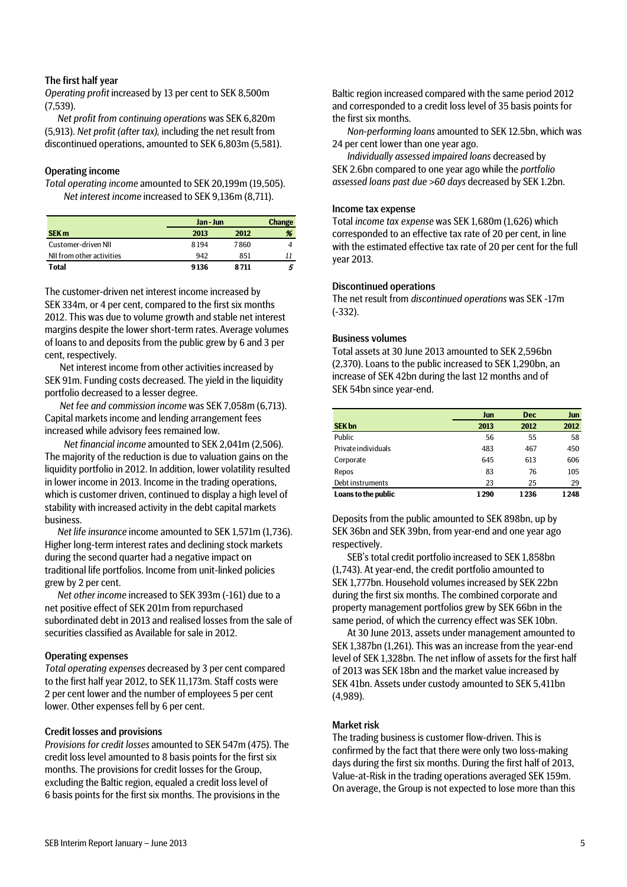### The first half year

*Operating profit* increased by 13 per cent to SEK 8,500m (7,539).

*Net profit from continuing operations* was SEK 6,820m (5,913). *Net profit (after tax),* including the net result from discontinued operations, amounted to SEK 6,803m (5,581).

### Operating income

*Total operating income* amounted to SEK 20,199m (19,505).

*Net interest income* increased to SEK 9,136m (8,711).

| | Jan - Jun | | Change |
|---|---|---|---|
| **SEK m** | **2013** | **2012** | **%** |
| Customer-driven NII | 8 194 | 7 860 | *4* |
| NII from other activities | 942 | 851 | *11* |
| **Total** | **9 136** | **8 711** | ***5*** |

The customer-driven net interest income increased by SEK 334m, or 4 per cent, compared to the first six months 2012. This was due to volume growth and stable net interest margins despite the lower short-term rates. Average volumes of loans to and deposits from the public grew by 6 and 3 per cent, respectively.

Net interest income from other activities increased by SEK 91m. Funding costs decreased. The yield in the liquidity portfolio decreased to a lesser degree.

*Net fee and commission income* was SEK 7,058m (6,713). Capital markets income and lending arrangement fees increased while advisory fees remained low.

*Net financial income* amounted to SEK 2,041m (2,506). The majority of the reduction is due to valuation gains on the liquidity portfolio in 2012. In addition, lower volatility resulted in lower income in 2013. Income in the trading operations, which is customer driven, continued to display a high level of stability with increased activity in the debt capital markets business.

*Net life insurance* income amounted to SEK 1,571m (1,736). Higher long-term interest rates and declining stock markets during the second quarter had a negative impact on traditional life portfolios. Income from unit-linked policies grew by 2 per cent.

*Net other income* increased to SEK 393m (-161) due to a net positive effect of SEK 201m from repurchased subordinated debt in 2013 and realised losses from the sale of securities classified as Available for sale in 2012.

### Operating expenses

*Total operating expenses* decreased by 3 per cent compared to the first half year 2012, to SEK 11,173m. Staff costs were 2 per cent lower and the number of employees 5 per cent lower. Other expenses fell by 6 per cent.

### Credit losses and provisions

*Provisions for credit losses* amounted to SEK 547m (475). The credit loss level amounted to 8 basis points for the first six months. The provisions for credit losses for the Group, excluding the Baltic region, equaled a credit loss level of 6 basis points for the first six months. The provisions in the Baltic region increased compared with the same period 2012 and corresponded to a credit loss level of 35 basis points for the first six months.

*Non-performing loans* amounted to SEK 12.5bn, which was 24 per cent lower than one year ago.

*Individually assessed impaired loans* decreased by SEK 2.6bn compared to one year ago while the *portfolio assessed loans past due >60 days* decreased by SEK 1.2bn.

### Income tax expense

Total *income tax expense* was SEK 1,680m (1,626) which corresponded to an effective tax rate of 20 per cent, in line with the estimated effective tax rate of 20 per cent for the full year 2013.

### Discontinued operations

The net result from *discontinued operations* was SEK -17m (-332).

### Business volumes

Total assets at 30 June 2013 amounted to SEK 2,596bn (2,370). Loans to the public increased to SEK 1,290bn, an increase of SEK 42bn during the last 12 months and of SEK 54bn since year-end.

| | Jun | Dec | Jun |
|---|---|---|---|
| **SEK bn** | **2013** | **2012** | **2012** |
| Public | 56 | 55 | 58 |
| Private individuals | 483 | 467 | 450 |
| Corporate | 645 | 613 | 606 |
| Repos | 83 | 76 | 105 |
| Debt instruments | 23 | 25 | 29 |
| **Loans to the public** | **1 290** | **1 236** | **1 248** |

Deposits from the public amounted to SEK 898bn, up by SEK 36bn and SEK 39bn, from year-end and one year ago respectively.

SEB's total credit portfolio increased to SEK 1,858bn (1,743). At year-end, the credit portfolio amounted to SEK 1,777bn. Household volumes increased by SEK 22bn during the first six months. The combined corporate and property management portfolios grew by SEK 66bn in the same period, of which the currency effect was SEK 10bn.

At 30 June 2013, assets under management amounted to SEK 1,387bn (1,261). This was an increase from the year-end level of SEK 1,328bn. The net inflow of assets for the first half of 2013 was SEK 18bn and the market value increased by SEK 41bn. Assets under custody amounted to SEK 5,411bn (4,989).

### Market risk

The trading business is customer flow-driven. This is confirmed by the fact that there were only two loss-making days during the first six months. During the first half of 2013, Value-at-Risk in the trading operations averaged SEK 159m. On average, the Group is not expected to lose more than this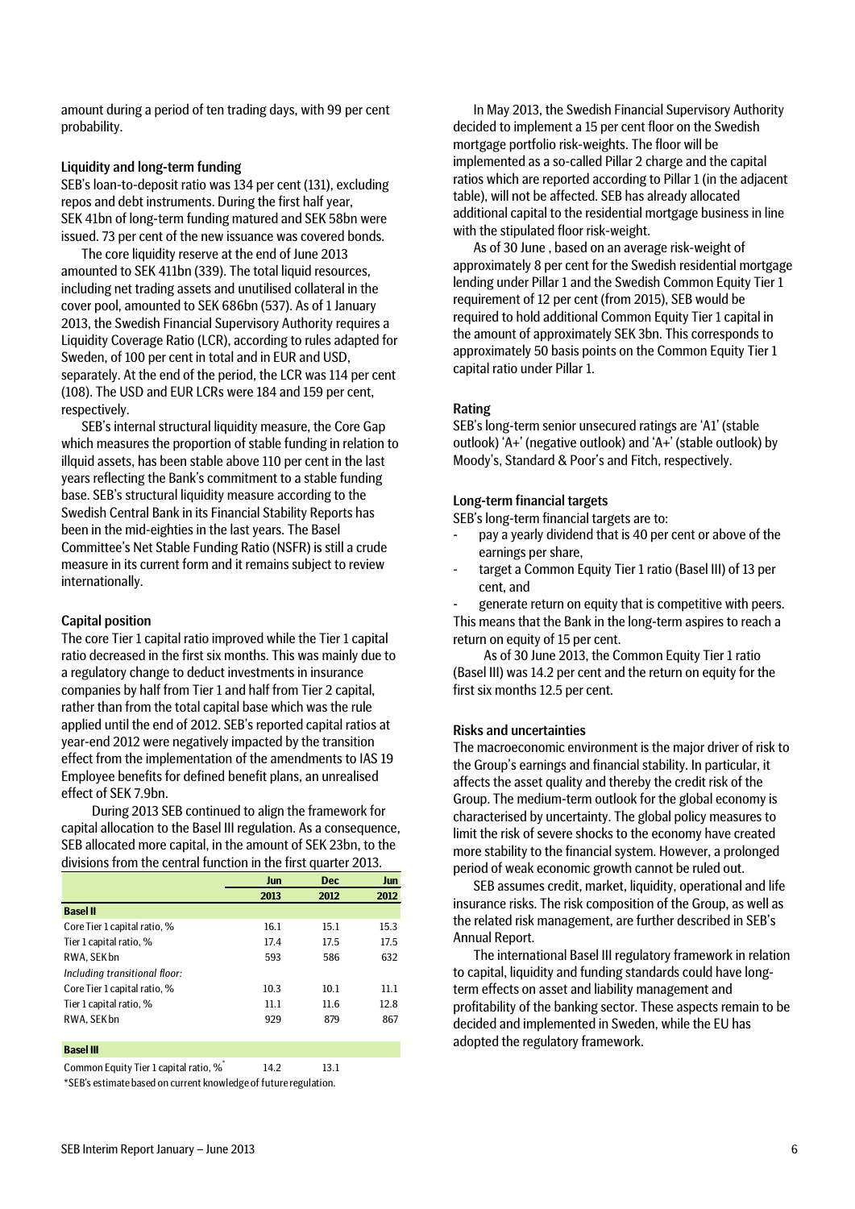amount during a period of ten trading days, with 99 per cent probability.

### Liquidity and long-term funding

SEB's loan-to-deposit ratio was 134 per cent (131), excluding repos and debt instruments. During the first half year, SEK 41bn of long-term funding matured and SEK 58bn were issued. 73 per cent of the new issuance was covered bonds.

The core liquidity reserve at the end of June 2013 amounted to SEK 411bn (339). The total liquid resources, including net trading assets and unutilised collateral in the cover pool, amounted to SEK 686bn (537). As of 1 January 2013, the Swedish Financial Supervisory Authority requires a Liquidity Coverage Ratio (LCR), according to rules adapted for Sweden, of 100 per cent in total and in EUR and USD, separately. At the end of the period, the LCR was 114 per cent (108). The USD and EUR LCRs were 184 and 159 per cent, respectively.

SEB's internal structural liquidity measure, the Core Gap which measures the proportion of stable funding in relation to illiquid assets, has been stable above 110 per cent in the last years reflecting the Bank's commitment to a stable funding base. SEB's structural liquidity measure according to the Swedish Central Bank in its Financial Stability Reports has been in the mid-eighties in the last years. The Basel Committee's Net Stable Funding Ratio (NSFR) is still a crude measure in its current form and it remains subject to review internationally.

### Capital position

The core Tier 1 capital ratio improved while the Tier 1 capital ratio decreased in the first six months. This was mainly due to a regulatory change to deduct investments in insurance companies by half from Tier 1 and half from Tier 2 capital, rather than from the total capital base which was the rule applied until the end of 2012. SEB's reported capital ratios at year-end 2012 were negatively impacted by the transition effect from the implementation of the amendments to IAS 19 Employee benefits for defined benefit plans, an unrealised effect of SEK 7.9bn.

During 2013 SEB continued to align the framework for capital allocation to the Basel III regulation. As a consequence, SEB allocated more capital, in the amount of SEK 23bn, to the divisions from the central function in the first quarter 2013.

| | Jun 2013 | Dec 2012 | Jun 2012 |
|---|---|---|---|
| **Basel II** | | | |
| Core Tier 1 capital ratio, % | 16.1 | 15.1 | 15.3 |
| Tier 1 capital ratio, % | 17.4 | 17.5 | 17.5 |
| RWA, SEK bn | 593 | 586 | 632 |
| *Including transitional floor:* | | | |
| Core Tier 1 capital ratio, % | 10.3 | 10.1 | 11.1 |
| Tier 1 capital ratio, % | 11.1 | 11.6 | 12.8 |
| RWA, SEK bn | 929 | 879 | 867 |
| **Basel III** | | | |
| Common Equity Tier 1 capital ratio, %* | 14.2 | 13.1 | |

*SEB's estimate based on current knowledge of future regulation.

In May 2013, the Swedish Financial Supervisory Authority decided to implement a 15 per cent floor on the Swedish mortgage portfolio risk-weights. The floor will be implemented as a so-called Pillar 2 charge and the capital ratios which are reported according to Pillar 1 (in the adjacent table), will not be affected. SEB has already allocated additional capital to the residential mortgage business in line with the stipulated floor risk-weight.

As of 30 June , based on an average risk-weight of approximately 8 per cent for the Swedish residential mortgage lending under Pillar 1 and the Swedish Common Equity Tier 1 requirement of 12 per cent (from 2015), SEB would be required to hold additional Common Equity Tier 1 capital in the amount of approximately SEK 3bn. This corresponds to approximately 50 basis points on the Common Equity Tier 1 capital ratio under Pillar 1.

### Rating

SEB's long-term senior unsecured ratings are 'A1' (stable outlook) 'A+' (negative outlook) and 'A+' (stable outlook) by Moody's, Standard & Poor's and Fitch, respectively.

### Long-term financial targets

SEB's long-term financial targets are to:

- pay a yearly dividend that is 40 per cent or above of the earnings per share,
- target a Common Equity Tier 1 ratio (Basel III) of 13 per cent, and
- generate return on equity that is competitive with peers.

This means that the Bank in the long-term aspires to reach a return on equity of 15 per cent.

As of 30 June 2013, the Common Equity Tier 1 ratio (Basel III) was 14.2 per cent and the return on equity for the first six months 12.5 per cent.

### Risks and uncertainties

The macroeconomic environment is the major driver of risk to the Group's earnings and financial stability. In particular, it affects the asset quality and thereby the credit risk of the Group. The medium-term outlook for the global economy is characterised by uncertainty. The global policy measures to limit the risk of severe shocks to the economy have created more stability to the financial system. However, a prolonged period of weak economic growth cannot be ruled out.

SEB assumes credit, market, liquidity, operational and life insurance risks. The risk composition of the Group, as well as the related risk management, are further described in SEB's Annual Report.

The international Basel III regulatory framework in relation to capital, liquidity and funding standards could have long-term effects on asset and liability management and profitability of the banking sector. These aspects remain to be decided and implemented in Sweden, while the EU has adopted the regulatory framework.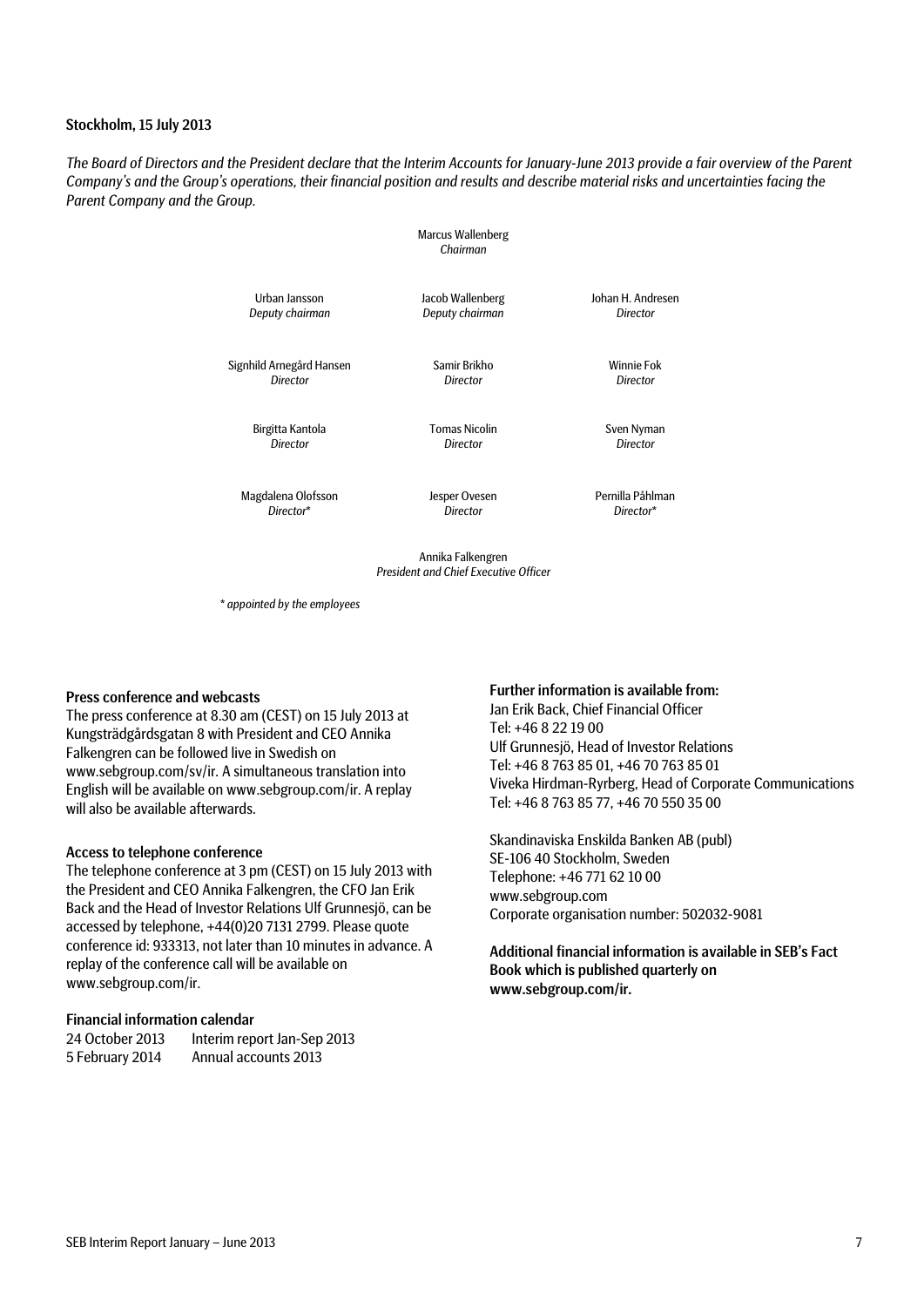**Stockholm, 15 July 2013**

*The Board of Directors and the President declare that the Interim Accounts for January-June 2013 provide a fair overview of the Parent Company's and the Group's operations, their financial position and results and describe material risks and uncertainties facing the Parent Company and the Group.*

Marcus Wallenberg
*Chairman*

| | | |
|---|---|---|
| Urban Jansson<br>*Deputy chairman* | Jacob Wallenberg<br>*Deputy chairman* | Johan H. Andresen<br>*Director* |
| Signhild Arnegård Hansen<br>*Director* | Samir Brikho<br>*Director* | Winnie Fok<br>*Director* |
| Birgitta Kantola<br>*Director* | Tomas Nicolin<br>*Director* | Sven Nyman<br>*Director* |
| Magdalena Olofsson<br>*Director** | Jesper Ovesen<br>*Director* | Pernilla Påhlman<br>*Director** |

Annika Falkengren
*President and Chief Executive Officer*

*\* appointed by the employees*

**Press conference and webcasts**
The press conference at 8.30 am (CEST) on 15 July 2013 at Kungsträdgårdsgatan 8 with President and CEO Annika Falkengren can be followed live in Swedish on www.sebgroup.com/sv/ir. A simultaneous translation into English will be available on www.sebgroup.com/ir. A replay will also be available afterwards.

**Access to telephone conference**
The telephone conference at 3 pm (CEST) on 15 July 2013 with the President and CEO Annika Falkengren, the CFO Jan Erik Back and the Head of Investor Relations Ulf Grunnesjö, can be accessed by telephone, +44(0)20 7131 2799. Please quote conference id: 933313, not later than 10 minutes in advance. A replay of the conference call will be available on www.sebgroup.com/ir.

**Financial information calendar**

| | |
|---|---|
| 24 October 2013 | Interim report Jan-Sep 2013 |
| 5 February 2014 | Annual accounts 2013 |

**Further information is available from:**
Jan Erik Back, Chief Financial Officer
Tel: +46 8 22 19 00
Ulf Grunnesjö, Head of Investor Relations
Tel: +46 8 763 85 01, +46 70 763 85 01
Viveka Hirdman-Ryrberg, Head of Corporate Communications
Tel: +46 8 763 85 77, +46 70 550 35 00

Skandinaviska Enskilda Banken AB (publ)
SE-106 40 Stockholm, Sweden
Telephone: +46 771 62 10 00
www.sebgroup.com
Corporate organisation number: 502032-9081

**Additional financial information is available in SEB's Fact Book which is published quarterly on www.sebgroup.com/ir.**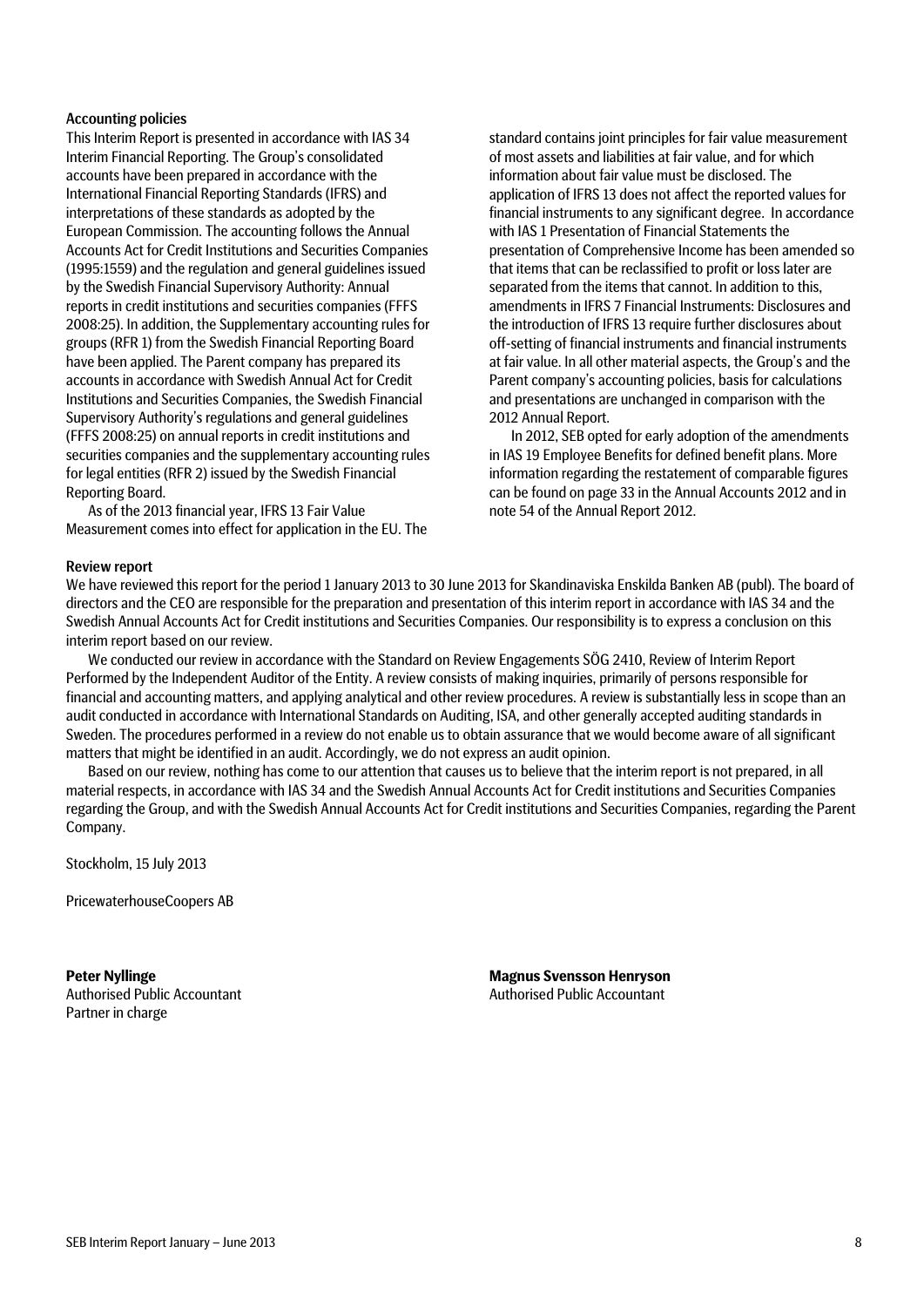## Accounting policies

This Interim Report is presented in accordance with IAS 34 Interim Financial Reporting. The Group's consolidated accounts have been prepared in accordance with the International Financial Reporting Standards (IFRS) and interpretations of these standards as adopted by the European Commission. The accounting follows the Annual Accounts Act for Credit Institutions and Securities Companies (1995:1559) and the regulation and general guidelines issued by the Swedish Financial Supervisory Authority: Annual reports in credit institutions and securities companies (FFFS 2008:25). In addition, the Supplementary accounting rules for groups (RFR 1) from the Swedish Financial Reporting Board have been applied. The Parent company has prepared its accounts in accordance with Swedish Annual Act for Credit Institutions and Securities Companies, the Swedish Financial Supervisory Authority's regulations and general guidelines (FFFS 2008:25) on annual reports in credit institutions and securities companies and the supplementary accounting rules for legal entities (RFR 2) issued by the Swedish Financial Reporting Board.

As of the 2013 financial year, IFRS 13 Fair Value Measurement comes into effect for application in the EU. The standard contains joint principles for fair value measurement of most assets and liabilities at fair value, and for which information about fair value must be disclosed. The application of IFRS 13 does not affect the reported values for financial instruments to any significant degree. In accordance with IAS 1 Presentation of Financial Statements the presentation of Comprehensive Income has been amended so that items that can be reclassified to profit or loss later are separated from the items that cannot. In addition to this, amendments in IFRS 7 Financial Instruments: Disclosures and the introduction of IFRS 13 require further disclosures about off-setting of financial instruments and financial instruments at fair value. In all other material aspects, the Group's and the Parent company's accounting policies, basis for calculations and presentations are unchanged in comparison with the 2012 Annual Report.

In 2012, SEB opted for early adoption of the amendments in IAS 19 Employee Benefits for defined benefit plans. More information regarding the restatement of comparable figures can be found on page 33 in the Annual Accounts 2012 and in note 54 of the Annual Report 2012.

## Review report

We have reviewed this report for the period 1 January 2013 to 30 June 2013 for Skandinaviska Enskilda Banken AB (publ). The board of directors and the CEO are responsible for the preparation and presentation of this interim report in accordance with IAS 34 and the Swedish Annual Accounts Act for Credit institutions and Securities Companies. Our responsibility is to express a conclusion on this interim report based on our review.

We conducted our review in accordance with the Standard on Review Engagements SÖG 2410, Review of Interim Report Performed by the Independent Auditor of the Entity. A review consists of making inquiries, primarily of persons responsible for financial and accounting matters, and applying analytical and other review procedures. A review is substantially less in scope than an audit conducted in accordance with International Standards on Auditing, ISA, and other generally accepted auditing standards in Sweden. The procedures performed in a review do not enable us to obtain assurance that we would become aware of all significant matters that might be identified in an audit. Accordingly, we do not express an audit opinion.

Based on our review, nothing has come to our attention that causes us to believe that the interim report is not prepared, in all material respects, in accordance with IAS 34 and the Swedish Annual Accounts Act for Credit institutions and Securities Companies regarding the Group, and with the Swedish Annual Accounts Act for Credit institutions and Securities Companies, regarding the Parent Company.

Stockholm, 15 July 2013

PricewaterhouseCoopers AB

**Peter Nyllinge**
Authorised Public Accountant
Partner in charge

**Magnus Svensson Henryson**
Authorised Public Accountant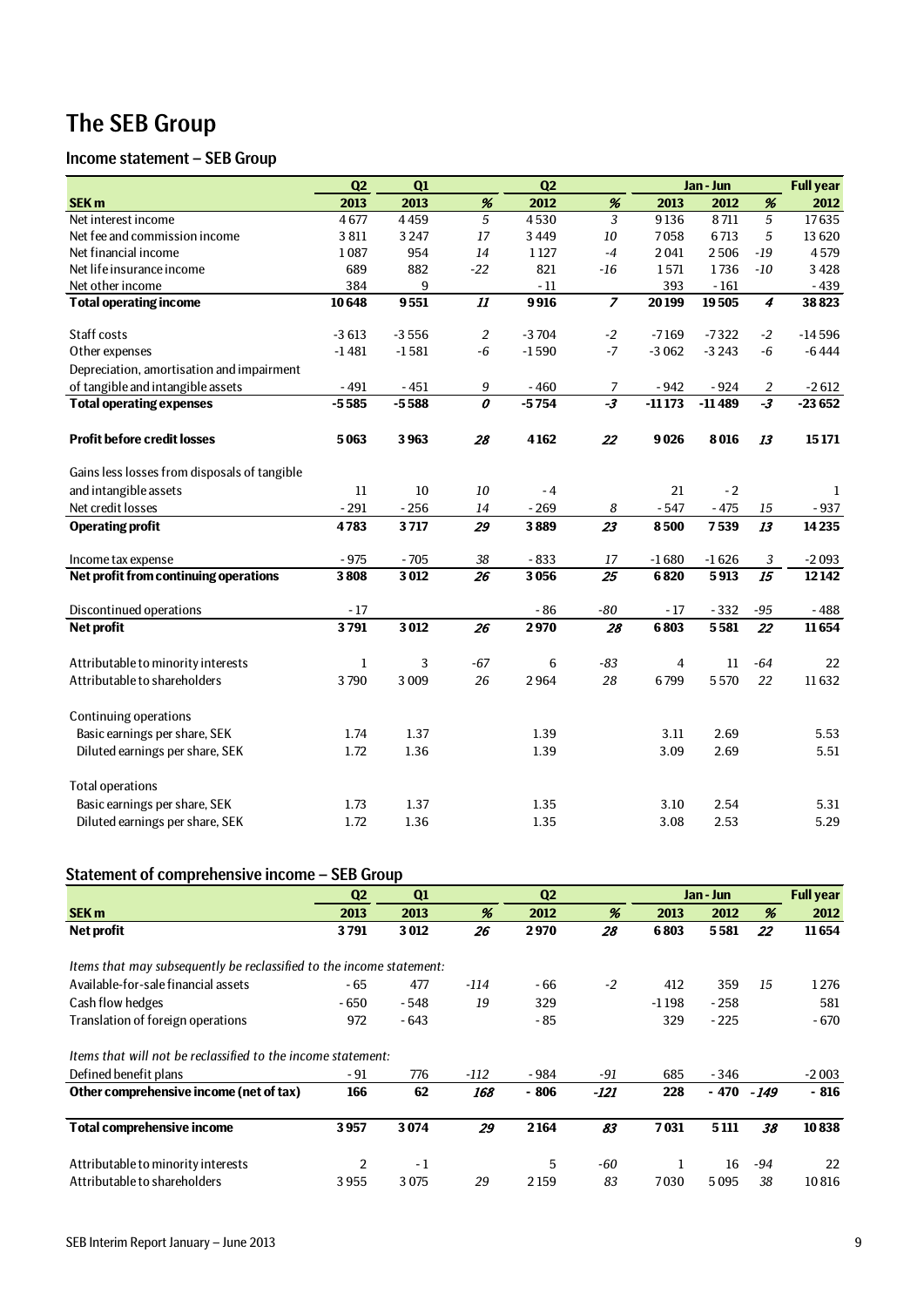# The SEB Group

## Income statement – SEB Group

| SEK m | Q2 2013 | Q1 2013 | % | Q2 2012 | % | Jan - Jun 2013 | Jan - Jun 2012 | % | Full year 2012 |
|---|---|---|---|---|---|---|---|---|---|
| Net interest income | 4 677 | 4 459 | *5* | 4 530 | *3* | 9 136 | 8 711 | *5* | 17 635 |
| Net fee and commission income | 3 811 | 3 247 | *17* | 3 449 | *10* | 7 058 | 6 713 | *5* | 13 620 |
| Net financial income | 1 087 | 954 | *14* | 1 127 | *-4* | 2 041 | 2 506 | *-19* | 4 579 |
| Net life insurance income | 689 | 882 | *-22* | 821 | *-16* | 1 571 | 1 736 | *-10* | 3 428 |
| Net other income | 384 | 9 | | - 11 | | 393 | - 161 | | - 439 |
| **Total operating income** | **10 648** | **9 551** | ***11*** | **9 916** | ***7*** | **20 199** | **19 505** | ***4*** | **38 823** |
| | | | | | | | | | |
| Staff costs | -3 613 | -3 556 | *2* | -3 704 | *-2* | -7 169 | -7 322 | *-2* | -14 596 |
| Other expenses | -1 481 | -1 581 | *-6* | -1 590 | *-7* | -3 062 | -3 243 | *-6* | -6 444 |
| Depreciation, amortisation and impairment of tangible and intangible assets | - 491 | - 451 | *9* | - 460 | *7* | - 942 | - 924 | *2* | -2 612 |
| **Total operating expenses** | **-5 585** | **-5 588** | ***0*** | **-5 754** | ***-3*** | **-11 173** | **-11 489** | ***-3*** | **-23 652** |
| | | | | | | | | | |
| **Profit before credit losses** | **5 063** | **3 963** | ***28*** | **4 162** | ***22*** | **9 026** | **8 016** | ***13*** | **15 171** |
| | | | | | | | | | |
| Gains less losses from disposals of tangible and intangible assets | 11 | 10 | *10* | - 4 | | 21 | - 2 | | 1 |
| Net credit losses | - 291 | - 256 | *14* | - 269 | *8* | - 547 | - 475 | *15* | - 937 |
| **Operating profit** | **4 783** | **3 717** | ***29*** | **3 889** | ***23*** | **8 500** | **7 539** | ***13*** | **14 235** |
| | | | | | | | | | |
| Income tax expense | - 975 | - 705 | *38* | - 833 | *17* | -1 680 | -1 626 | *3* | -2 093 |
| **Net profit from continuing operations** | **3 808** | **3 012** | ***26*** | **3 056** | ***25*** | **6 820** | **5 913** | ***15*** | **12 142** |
| | | | | | | | | | |
| Discontinued operations | - 17 | | | - 86 | *-80* | - 17 | - 332 | *-95* | - 488 |
| **Net profit** | **3 791** | **3 012** | ***26*** | **2 970** | ***28*** | **6 803** | **5 581** | ***22*** | **11 654** |
| | | | | | | | | | |
| Attributable to minority interests | 1 | 3 | *-67* | 6 | *-83* | 4 | 11 | *-64* | 22 |
| Attributable to shareholders | 3 790 | 3 009 | *26* | 2 964 | *28* | 6 799 | 5 570 | *22* | 11 632 |
| | | | | | | | | | |
| Continuing operations | | | | | | | | | |
| Basic earnings per share, SEK | 1.74 | 1.37 | | 1.39 | | 3.11 | 2.69 | | 5.53 |
| Diluted earnings per share, SEK | 1.72 | 1.36 | | 1.39 | | 3.09 | 2.69 | | 5.51 |
| | | | | | | | | | |
| Total operations | | | | | | | | | |
| Basic earnings per share, SEK | 1.73 | 1.37 | | 1.35 | | 3.10 | 2.54 | | 5.31 |
| Diluted earnings per share, SEK | 1.72 | 1.36 | | 1.35 | | 3.08 | 2.53 | | 5.29 |

## Statement of comprehensive income – SEB Group

| SEK m | Q2 2013 | Q1 2013 | % | Q2 2012 | % | Jan - Jun 2013 | Jan - Jun 2012 | % | Full year 2012 |
|---|---|---|---|---|---|---|---|---|---|
| **Net profit** | **3 791** | **3 012** | ***26*** | **2 970** | ***28*** | **6 803** | **5 581** | ***22*** | **11 654** |
| | | | | | | | | | |
| *Items that may subsequently be reclassified to the income statement:* | | | | | | | | | |
| Available-for-sale financial assets | - 65 | 477 | *-114* | - 66 | *-2* | 412 | 359 | *15* | 1 276 |
| Cash flow hedges | - 650 | - 548 | *19* | 329 | | -1 198 | - 258 | | 581 |
| Translation of foreign operations | 972 | - 643 | | - 85 | | 329 | - 225 | | - 670 |
| | | | | | | | | | |
| *Items that will not be reclassified to the income statement:* | | | | | | | | | |
| Defined benefit plans | - 91 | 776 | *-112* | - 984 | *-91* | 685 | - 346 | | -2 003 |
| **Other comprehensive income (net of tax)** | **166** | **62** | ***168*** | **- 806** | ***-121*** | **228** | **- 470** | ***-149*** | **- 816** |
| | | | | | | | | | |
| **Total comprehensive income** | **3 957** | **3 074** | ***29*** | **2 164** | ***83*** | **7 031** | **5 111** | ***38*** | **10 838** |
| | | | | | | | | | |
| Attributable to minority interests | 2 | - 1 | | 5 | *-60* | 1 | 16 | *-94* | 22 |
| Attributable to shareholders | 3 955 | 3 075 | *29* | 2 159 | *83* | 7 030 | 5 095 | *38* | 10 816 |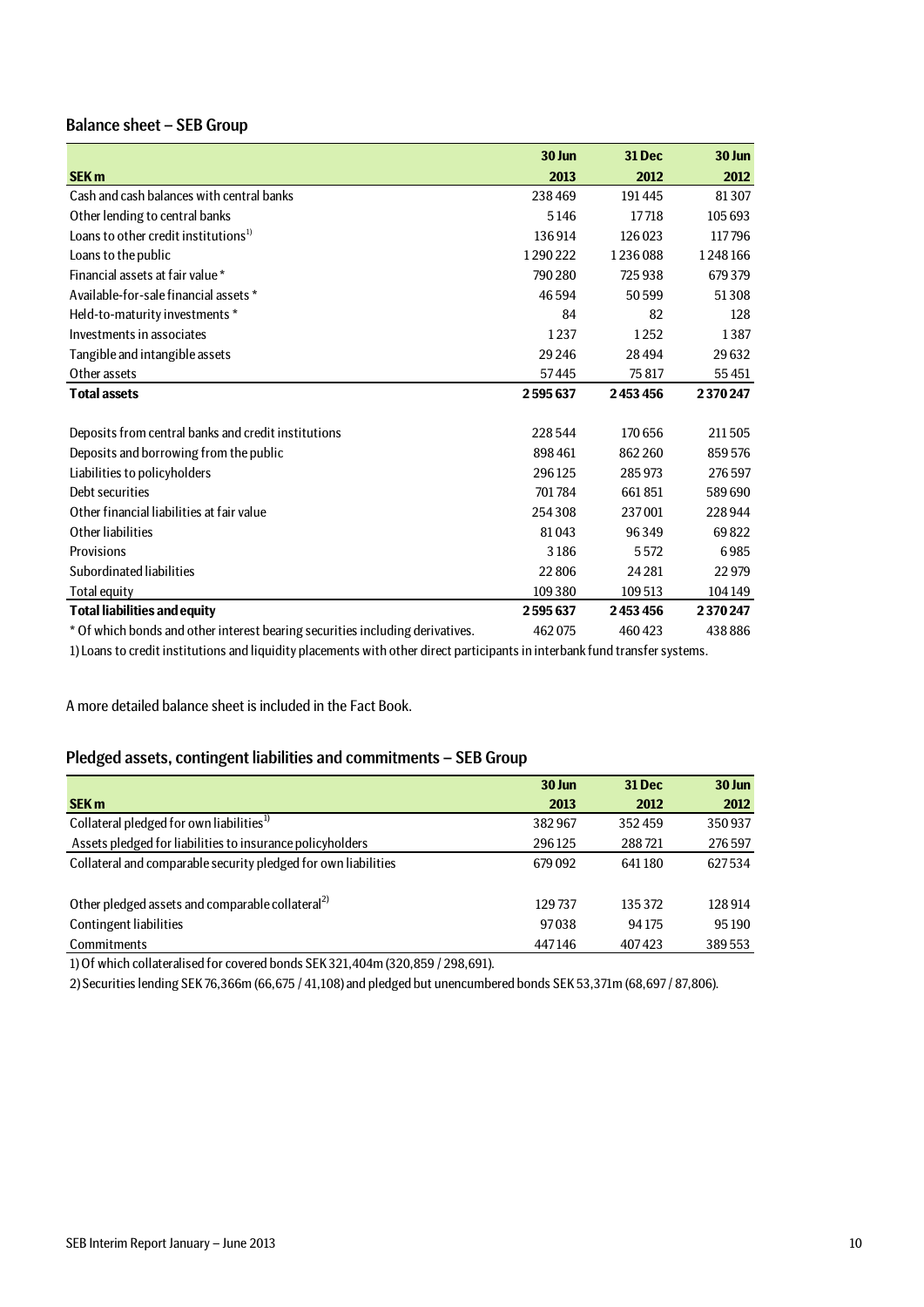## Balance sheet – SEB Group

| SEK m | 30 Jun 2013 | 31 Dec 2012 | 30 Jun 2012 |
|---|---|---|---|
| Cash and cash balances with central banks | 238 469 | 191 445 | 81 307 |
| Other lending to central banks | 5 146 | 17 718 | 105 693 |
| Loans to other credit institutions[1] | 136 914 | 126 023 | 117 796 |
| Loans to the public | 1 290 222 | 1 236 088 | 1 248 166 |
| Financial assets at fair value * | 790 280 | 725 938 | 679 379 |
| Available-for-sale financial assets * | 46 594 | 50 599 | 51 308 |
| Held-to-maturity investments * | 84 | 82 | 128 |
| Investments in associates | 1 237 | 1 252 | 1 387 |
| Tangible and intangible assets | 29 246 | 28 494 | 29 632 |
| Other assets | 57 445 | 75 817 | 55 451 |
| **Total assets** | **2 595 637** | **2 453 456** | **2 370 247** |
| | | | |
| Deposits from central banks and credit institutions | 228 544 | 170 656 | 211 505 |
| Deposits and borrowing from the public | 898 461 | 862 260 | 859 576 |
| Liabilities to policyholders | 296 125 | 285 973 | 276 597 |
| Debt securities | 701 784 | 661 851 | 589 690 |
| Other financial liabilities at fair value | 254 308 | 237 001 | 228 944 |
| Other liabilities | 81 043 | 96 349 | 69 822 |
| Provisions | 3 186 | 5 572 | 6 985 |
| Subordinated liabilities | 22 806 | 24 281 | 22 979 |
| Total equity | 109 380 | 109 513 | 104 149 |
| **Total liabilities and equity** | **2 595 637** | **2 453 456** | **2 370 247** |
| * Of which bonds and other interest bearing securities including derivatives. | 462 075 | 460 423 | 438 886 |

1) Loans to credit institutions and liquidity placements with other direct participants in interbank fund transfer systems.

A more detailed balance sheet is included in the Fact Book.

## Pledged assets, contingent liabilities and commitments – SEB Group

| SEK m | 30 Jun 2013 | 31 Dec 2012 | 30 Jun 2012 |
|---|---|---|---|
| Collateral pledged for own liabilities[1] | 382 967 | 352 459 | 350 937 |
| Assets pledged for liabilities to insurance policyholders | 296 125 | 288 721 | 276 597 |
| Collateral and comparable security pledged for own liabilities | 679 092 | 641 180 | 627 534 |
| | | | |
| Other pledged assets and comparable collateral[2] | 129 737 | 135 372 | 128 914 |
| Contingent liabilities | 97 038 | 94 175 | 95 190 |
| Commitments | 447 146 | 407 423 | 389 553 |

1) Of which collateralised for covered bonds SEK 321,404m (320,859 / 298,691).

2) Securities lending SEK 76,366m (66,675 / 41,108) and pledged but unencumbered bonds SEK 53,371m (68,697 / 87,806).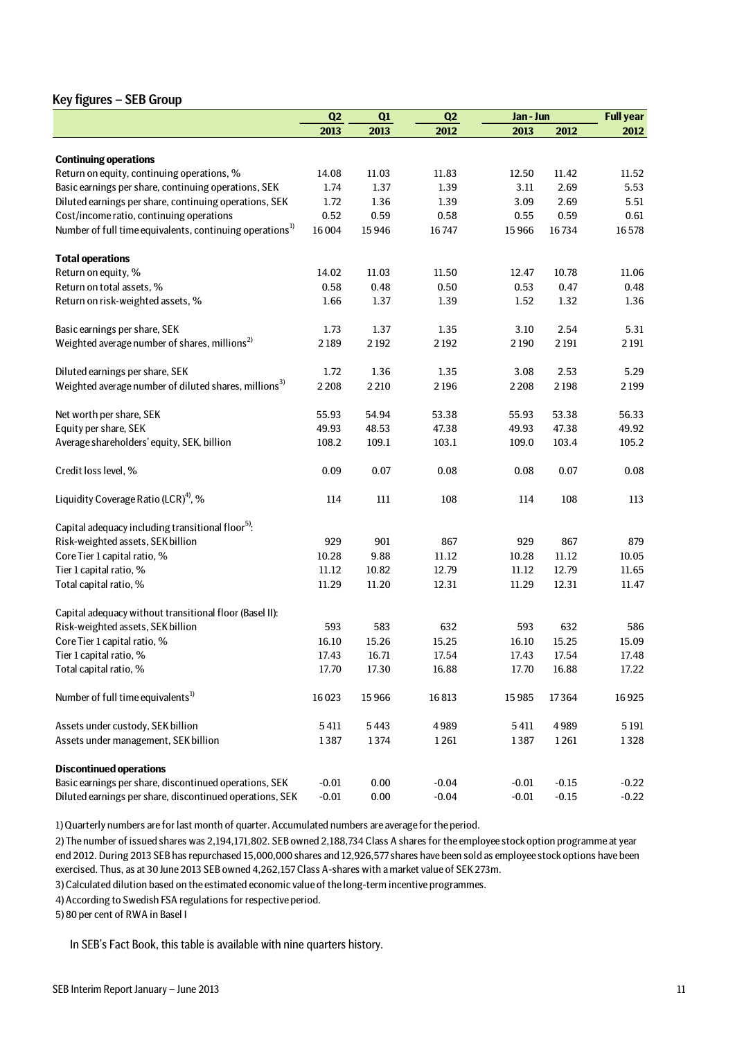## Key figures – SEB Group

| | Q2 | Q1 | Q2 | Jan - Jun | | Full year |
|---|---|---|---|---|---|---|
| | 2013 | 2013 | 2012 | 2013 | 2012 | 2012 |
| **Continuing operations** | | | | | | |
| Return on equity, continuing operations, % | 14.08 | 11.03 | 11.83 | 12.50 | 11.42 | 11.52 |
| Basic earnings per share, continuing operations, SEK | 1.74 | 1.37 | 1.39 | 3.11 | 2.69 | 5.53 |
| Diluted earnings per share, continuing operations, SEK | 1.72 | 1.36 | 1.39 | 3.09 | 2.69 | 5.51 |
| Cost/income ratio, continuing operations | 0.52 | 0.59 | 0.58 | 0.55 | 0.59 | 0.61 |
| Number of full time equivalents, continuing operations[1] | 16 004 | 15 946 | 16 747 | 15 966 | 16 734 | 16 578 |
| **Total operations** | | | | | | |
| Return on equity, % | 14.02 | 11.03 | 11.50 | 12.47 | 10.78 | 11.06 |
| Return on total assets, % | 0.58 | 0.48 | 0.50 | 0.53 | 0.47 | 0.48 |
| Return on risk-weighted assets, % | 1.66 | 1.37 | 1.39 | 1.52 | 1.32 | 1.36 |
| Basic earnings per share, SEK | 1.73 | 1.37 | 1.35 | 3.10 | 2.54 | 5.31 |
| Weighted average number of shares, millions[2] | 2 189 | 2 192 | 2 192 | 2 190 | 2 191 | 2 191 |
| Diluted earnings per share, SEK | 1.72 | 1.36 | 1.35 | 3.08 | 2.53 | 5.29 |
| Weighted average number of diluted shares, millions[3] | 2 208 | 2 210 | 2 196 | 2 208 | 2 198 | 2 199 |
| Net worth per share, SEK | 55.93 | 54.94 | 53.38 | 55.93 | 53.38 | 56.33 |
| Equity per share, SEK | 49.93 | 48.53 | 47.38 | 49.93 | 47.38 | 49.92 |
| Average shareholders' equity, SEK, billion | 108.2 | 109.1 | 103.1 | 109.0 | 103.4 | 105.2 |
| Credit loss level, % | 0.09 | 0.07 | 0.08 | 0.08 | 0.07 | 0.08 |
| Liquidity Coverage Ratio (LCR)[4], % | 114 | 111 | 108 | 114 | 108 | 113 |
| Capital adequacy including transitional floor[5]: | | | | | | |
| Risk-weighted assets, SEK billion | 929 | 901 | 867 | 929 | 867 | 879 |
| Core Tier 1 capital ratio, % | 10.28 | 9.88 | 11.12 | 10.28 | 11.12 | 10.05 |
| Tier 1 capital ratio, % | 11.12 | 10.82 | 12.79 | 11.12 | 12.79 | 11.65 |
| Total capital ratio, % | 11.29 | 11.20 | 12.31 | 11.29 | 12.31 | 11.47 |
| Capital adequacy without transitional floor (Basel II): | | | | | | |
| Risk-weighted assets, SEK billion | 593 | 583 | 632 | 593 | 632 | 586 |
| Core Tier 1 capital ratio, % | 16.10 | 15.26 | 15.25 | 16.10 | 15.25 | 15.09 |
| Tier 1 capital ratio, % | 17.43 | 16.71 | 17.54 | 17.43 | 17.54 | 17.48 |
| Total capital ratio, % | 17.70 | 17.30 | 16.88 | 17.70 | 16.88 | 17.22 |
| Number of full time equivalents[1] | 16 023 | 15 966 | 16 813 | 15 985 | 17 364 | 16 925 |
| Assets under custody, SEK billion | 5 411 | 5 443 | 4 989 | 5 411 | 4 989 | 5 191 |
| Assets under management, SEK billion | 1 387 | 1 374 | 1 261 | 1 387 | 1 261 | 1 328 |
| **Discontinued operations** | | | | | | |
| Basic earnings per share, discontinued operations, SEK | -0.01 | 0.00 | -0.04 | -0.01 | -0.15 | -0.22 |
| Diluted earnings per share, discontinued operations, SEK | -0.01 | 0.00 | -0.04 | -0.01 | -0.15 | -0.22 |

1) Quarterly numbers are for last month of quarter. Accumulated numbers are average for the period.

2) The number of issued shares was 2,194,171,802. SEB owned 2,188,734 Class A shares for the employee stock option programme at year end 2012. During 2013 SEB has repurchased 15,000,000 shares and 12,926,577 shares have been sold as employee stock options have been exercised. Thus, as at 30 June 2013 SEB owned 4,262,157 Class A-shares with a market value of SEK 273m.

3) Calculated dilution based on the estimated economic value of the long-term incentive programmes.

4) According to Swedish FSA regulations for respective period.

5) 80 per cent of RWA in Basel I

In SEB's Fact Book, this table is available with nine quarters history.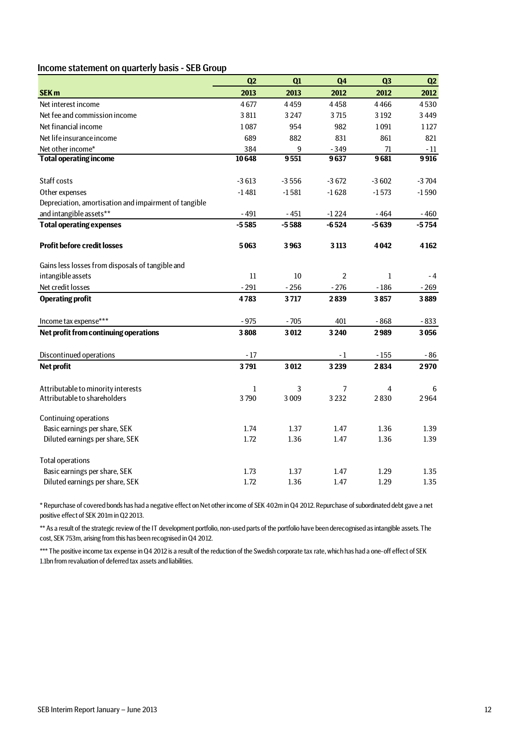## Income statement on quarterly basis - SEB Group

| SEK m | Q2 2013 | Q1 2013 | Q4 2012 | Q3 2012 | Q2 2012 |
|---|---|---|---|---|---|
| Net interest income | 4 677 | 4 459 | 4 458 | 4 466 | 4 530 |
| Net fee and commission income | 3 811 | 3 247 | 3 715 | 3 192 | 3 449 |
| Net financial income | 1 087 | 954 | 982 | 1 091 | 1 127 |
| Net life insurance income | 689 | 882 | 831 | 861 | 821 |
| Net other income* | 384 | 9 | - 349 | 71 | - 11 |
| **Total operating income** | **10 648** | **9 551** | **9 637** | **9 681** | **9 916** |
| Staff costs | -3 613 | -3 556 | -3 672 | -3 602 | -3 704 |
| Other expenses | -1 481 | -1 581 | -1 628 | -1 573 | -1 590 |
| Depreciation, amortisation and impairment of tangible and intangible assets** | - 491 | - 451 | -1 224 | - 464 | - 460 |
| **Total operating expenses** | **-5 585** | **-5 588** | **-6 524** | **-5 639** | **-5 754** |
| **Profit before credit losses** | **5 063** | **3 963** | **3 113** | **4 042** | **4 162** |
| Gains less losses from disposals of tangible and intangible assets | 11 | 10 | 2 | 1 | - 4 |
| Net credit losses | - 291 | - 256 | - 276 | - 186 | - 269 |
| **Operating profit** | **4 783** | **3 717** | **2 839** | **3 857** | **3 889** |
| Income tax expense*** | - 975 | - 705 | 401 | - 868 | - 833 |
| **Net profit from continuing operations** | **3 808** | **3 012** | **3 240** | **2 989** | **3 056** |
| Discontinued operations | - 17 | | - 1 | - 155 | - 86 |
| **Net profit** | **3 791** | **3 012** | **3 239** | **2 834** | **2 970** |
| Attributable to minority interests | 1 | 3 | 7 | 4 | 6 |
| Attributable to shareholders | 3 790 | 3 009 | 3 232 | 2 830 | 2 964 |
| Continuing operations | | | | | |
| Basic earnings per share, SEK | 1.74 | 1.37 | 1.47 | 1.36 | 1.39 |
| Diluted earnings per share, SEK | 1.72 | 1.36 | 1.47 | 1.36 | 1.39 |
| Total operations | | | | | |
| Basic earnings per share, SEK | 1.73 | 1.37 | 1.47 | 1.29 | 1.35 |
| Diluted earnings per share, SEK | 1.72 | 1.36 | 1.47 | 1.29 | 1.35 |

* Repurchase of covered bonds has had a negative effect on Net other income of SEK 402m in Q4 2012. Repurchase of subordinated debt gave a net positive effect of SEK 201m in Q2 2013.

** As a result of the strategic review of the IT development portfolio, non-used parts of the portfolio have been derecognised as intangible assets. The cost, SEK 753m, arising from this has been recognised in Q4 2012.

*** The positive income tax expense in Q4 2012 is a result of the reduction of the Swedish corporate tax rate, which has had a one-off effect of SEK 1.1bn from revaluation of deferred tax assets and liabilities.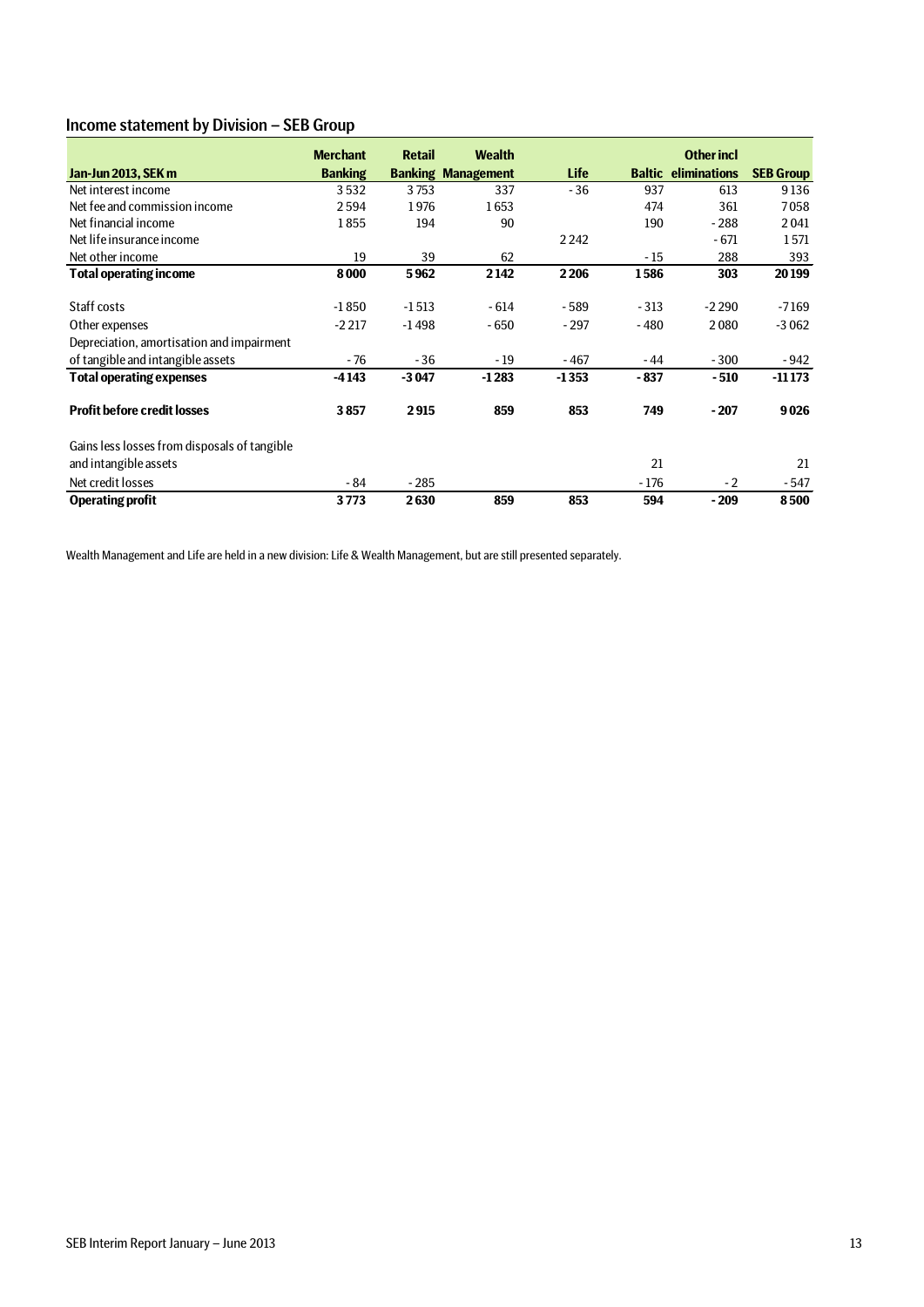## Income statement by Division – SEB Group

| Jan-Jun 2013, SEK m | Merchant Banking | Retail Banking | Wealth Management | Life | Baltic | Other incl eliminations | SEB Group |
|---|---|---|---|---|---|---|---|
| Net interest income | 3 532 | 3 753 | 337 | - 36 | 937 | 613 | 9 136 |
| Net fee and commission income | 2 594 | 1 976 | 1 653 | | 474 | 361 | 7 058 |
| Net financial income | 1 855 | 194 | 90 | | 190 | - 288 | 2 041 |
| Net life insurance income | | | | 2 242 | | - 671 | 1 571 |
| Net other income | 19 | 39 | 62 | | - 15 | 288 | 393 |
| **Total operating income** | **8 000** | **5 962** | **2 142** | **2 206** | **1 586** | **303** | **20 199** |
| Staff costs | -1 850 | -1 513 | - 614 | - 589 | - 313 | -2 290 | -7 169 |
| Other expenses | -2 217 | -1 498 | - 650 | - 297 | - 480 | 2 080 | -3 062 |
| Depreciation, amortisation and impairment of tangible and intangible assets | - 76 | - 36 | - 19 | - 467 | - 44 | - 300 | - 942 |
| **Total operating expenses** | **-4 143** | **-3 047** | **-1 283** | **-1 353** | **- 837** | **- 510** | **-11 173** |
| **Profit before credit losses** | **3 857** | **2 915** | **859** | **853** | **749** | **- 207** | **9 026** |
| Gains less losses from disposals of tangible and intangible assets | | | | | 21 | | 21 |
| Net credit losses | - 84 | - 285 | | | - 176 | - 2 | - 547 |
| **Operating profit** | **3 773** | **2 630** | **859** | **853** | **594** | **- 209** | **8 500** |

Wealth Management and Life are held in a new division: Life & Wealth Management, but are still presented separately.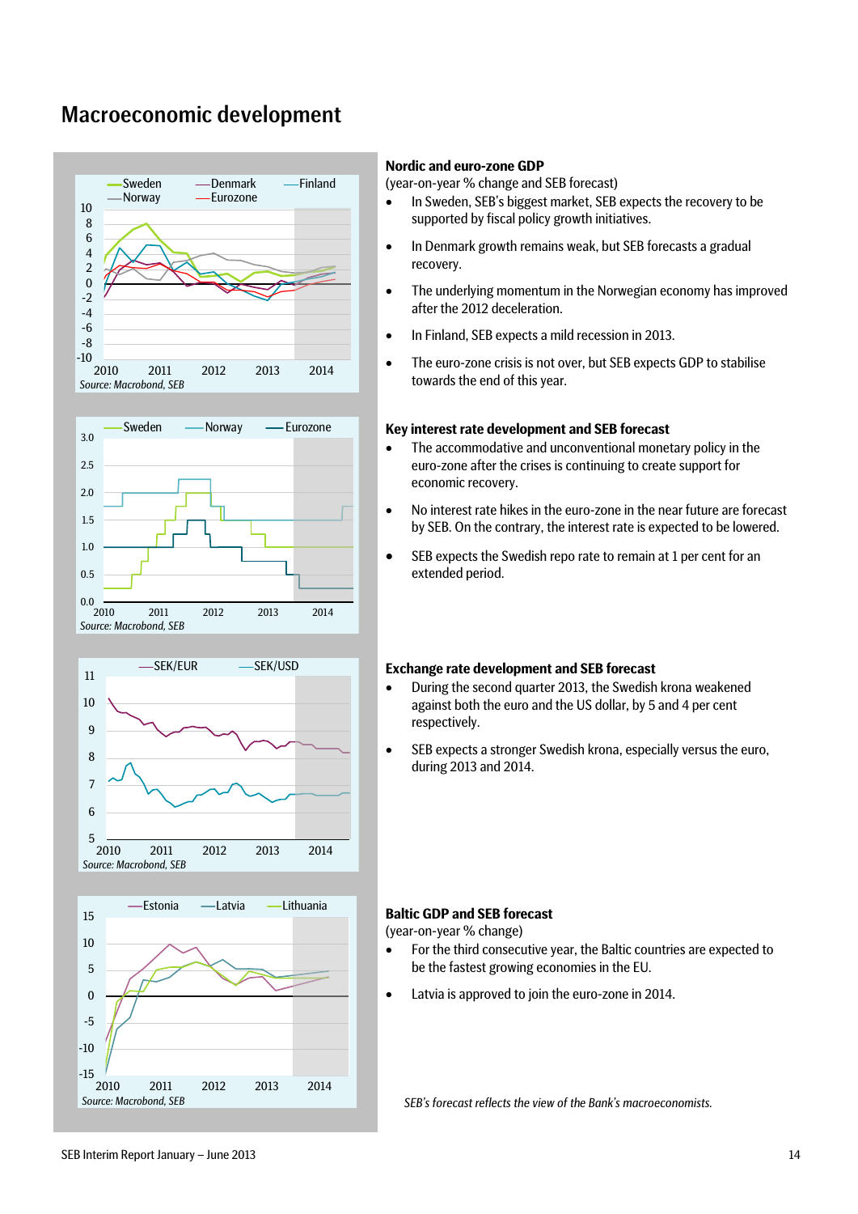# Macroeconomic development

**Nordic and euro-zone GDP**
(year-on-year % change and SEB forecast)

- In Sweden, SEB's biggest market, SEB expects the recovery to be supported by fiscal policy growth initiatives.
- In Denmark growth remains weak, but SEB forecasts a gradual recovery.
- The underlying momentum in the Norwegian economy has improved after the 2012 deceleration.
- In Finland, SEB expects a mild recession in 2013.
- The euro-zone crisis is not over, but SEB expects GDP to stabilise towards the end of this year.

Source: Macrobond, SEB

**Key interest rate development and SEB forecast**

- The accommodative and unconventional monetary policy in the euro-zone after the crises is continuing to create support for economic recovery.
- No interest rate hikes in the euro-zone in the near future are forecast by SEB. On the contrary, the interest rate is expected to be lowered.
- SEB expects the Swedish repo rate to remain at 1 per cent for an extended period.

Source: Macrobond, SEB

**Exchange rate development and SEB forecast**

- During the second quarter 2013, the Swedish krona weakened against both the euro and the US dollar, by 5 and 4 per cent respectively.
- SEB expects a stronger Swedish krona, especially versus the euro, during 2013 and 2014.

Source: Macrobond, SEB

**Baltic GDP and SEB forecast**
(year-on-year % change)

- For the third consecutive year, the Baltic countries are expected to be the fastest growing economies in the EU.
- Latvia is approved to join the euro-zone in 2014.

Source: Macrobond, SEB

*SEB's forecast reflects the view of the Bank's macroeconomists.*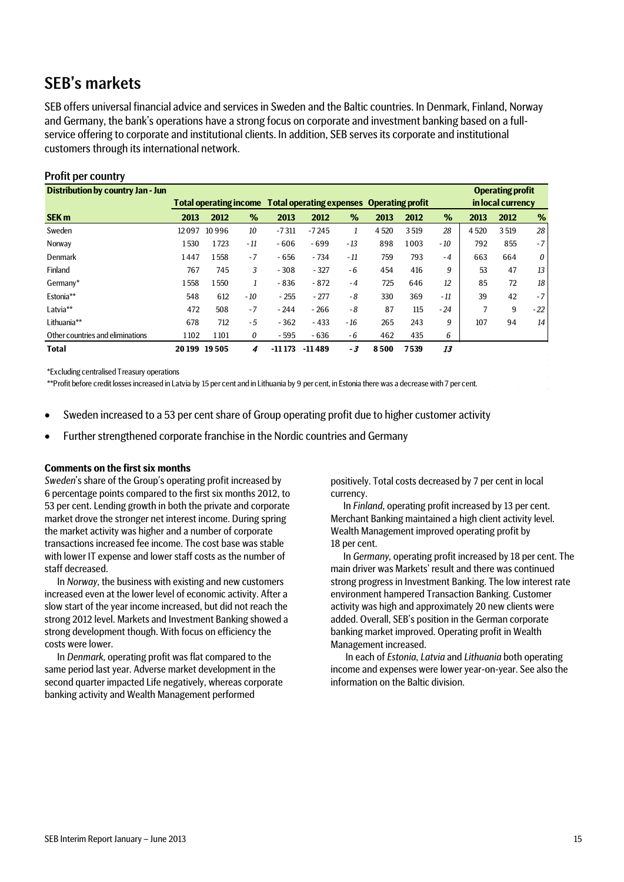## SEB's markets

SEB offers universal financial advice and services in Sweden and the Baltic countries. In Denmark, Finland, Norway and Germany, the bank's operations have a strong focus on corporate and investment banking based on a full-service offering to corporate and institutional clients. In addition, SEB serves its corporate and institutional customers through its international network.

### Profit per country

| Distribution by country Jan - Jun | Total operating income | | | Total operating expenses | | | Operating profit | | | Operating profit in local currency | | |
|---|---|---|---|---|---|---|---|---|---|---|---|---|
| **SEK m** | **2013** | **2012** | **%** | **2013** | **2012** | **%** | **2013** | **2012** | **%** | **2013** | **2012** | **%** |
| Sweden | 12 097 | 10 996 | *10* | -7 311 | -7 245 | *1* | 4 520 | 3 519 | *28* | 4 520 | 3 519 | *28* |
| Norway | 1 530 | 1 723 | *-11* | - 606 | - 699 | *-13* | 898 | 1 003 | *-10* | 792 | 855 | *-7* |
| Denmark | 1 447 | 1 558 | *-7* | - 656 | - 734 | *-11* | 759 | 793 | *-4* | 663 | 664 | *0* |
| Finland | 767 | 745 | *3* | - 308 | - 327 | *-6* | 454 | 416 | *9* | 53 | 47 | *13* |
| Germany* | 1 558 | 1 550 | *1* | - 836 | - 872 | *-4* | 725 | 646 | *12* | 85 | 72 | *18* |
| Estonia** | 548 | 612 | *-10* | - 255 | - 277 | *-8* | 330 | 369 | *-11* | 39 | 42 | *-7* |
| Latvia** | 472 | 508 | *-7* | - 244 | - 266 | *-8* | 87 | 115 | *-24* | 7 | 9 | *-22* |
| Lithuania** | 678 | 712 | *-5* | - 362 | - 433 | *-16* | 265 | 243 | *9* | 107 | 94 | *14* |
| Other countries and eliminations | 1 102 | 1 101 | *0* | - 595 | - 636 | *-6* | 462 | 435 | *6* | | | |
| **Total** | **20 199** | **19 505** | ***4*** | **-11 173** | **-11 489** | ***-3*** | **8 500** | **7 539** | ***13*** | | | |

*Excluding centralised Treasury operations

**Profit before credit losses increased in Latvia by 15 per cent and in Lithuania by 9 per cent, in Estonia there was a decrease with 7 per cent.

- Sweden increased to a 53 per cent share of Group operating profit due to higher customer activity
- Further strengthened corporate franchise in the Nordic countries and Germany

**Comments on the first six months**

*Sweden*'s share of the Group's operating profit increased by 6 percentage points compared to the first six months 2012, to 53 per cent. Lending growth in both the private and corporate market drove the stronger net interest income. During spring the market activity was higher and a number of corporate transactions increased fee income. The cost base was stable with lower IT expense and lower staff costs as the number of staff decreased.

In *Norway*, the business with existing and new customers increased even at the lower level of economic activity. After a slow start of the year income increased, but did not reach the strong 2012 level. Markets and Investment Banking showed a strong development though. With focus on efficiency the costs were lower.

In *Denmark*, operating profit was flat compared to the same period last year. Adverse market development in the second quarter impacted Life negatively, whereas corporate banking activity and Wealth Management performed positively. Total costs decreased by 7 per cent in local currency.

In *Finland*, operating profit increased by 13 per cent. Merchant Banking maintained a high client activity level. Wealth Management improved operating profit by 18 per cent.

In *Germany*, operating profit increased by 18 per cent. The main driver was Markets' result and there was continued strong progress in Investment Banking. The low interest rate environment hampered Transaction Banking. Customer activity was high and approximately 20 new clients were added. Overall, SEB's position in the German corporate banking market improved. Operating profit in Wealth Management increased.

In each of *Estonia*, *Latvia* and *Lithuania* both operating income and expenses were lower year-on-year. See also the information on the Baltic division.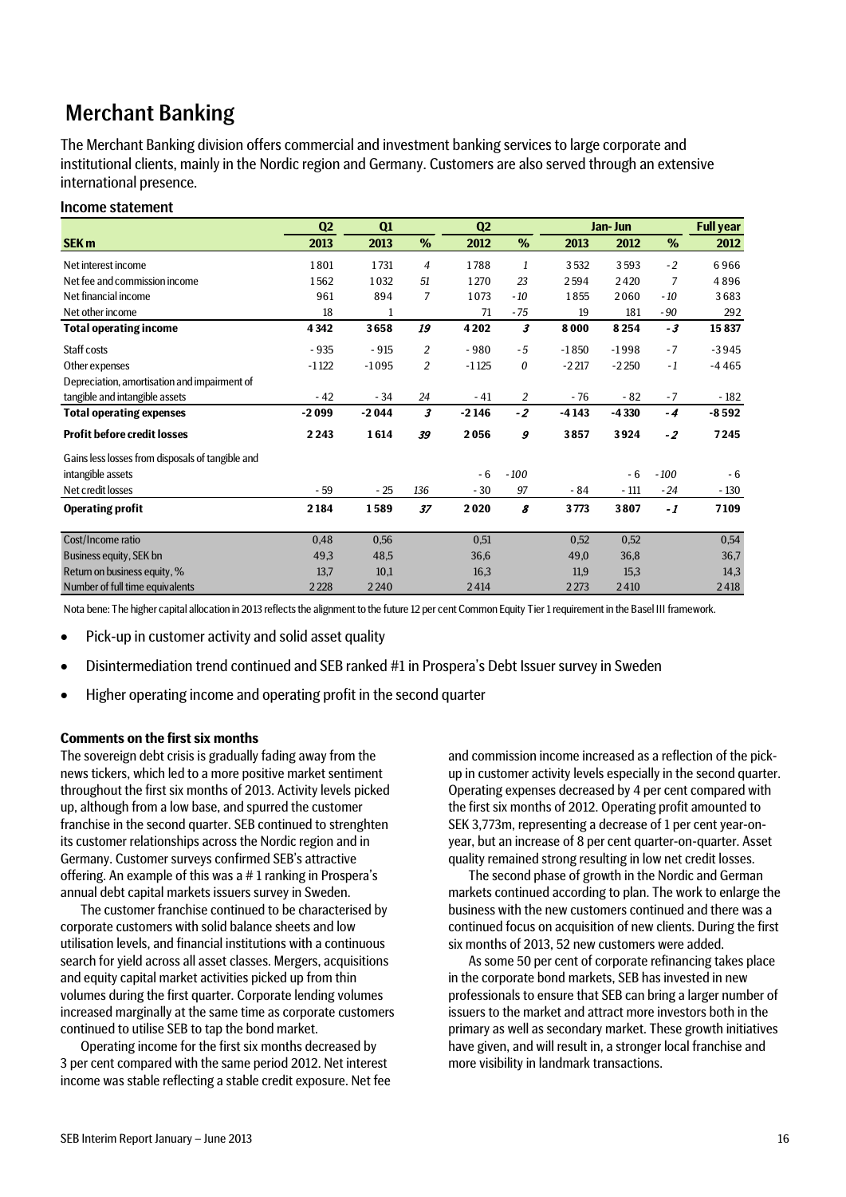# Merchant Banking

The Merchant Banking division offers commercial and investment banking services to large corporate and institutional clients, mainly in the Nordic region and Germany. Customers are also served through an extensive international presence.

## Income statement

| | Q2 | Q1 | | Q2 | | Jan- Jun | | | Full year |
|---|---|---|---|---|---|---|---|---|---|
| **SEK m** | **2013** | **2013** | **%** | **2012** | **%** | **2013** | **2012** | **%** | **2012** |
| Net interest income | 1 801 | 1 731 | *4* | 1 788 | *1* | 3 532 | 3 593 | *-2* | 6 966 |
| Net fee and commission income | 1 562 | 1 032 | *51* | 1 270 | *23* | 2 594 | 2 420 | *7* | 4 896 |
| Net financial income | 961 | 894 | *7* | 1 073 | *-10* | 1 855 | 2 060 | *-10* | 3 683 |
| Net other income | 18 | 1 | | 71 | *-75* | 19 | 181 | *-90* | 292 |
| **Total operating income** | **4 342** | **3 658** | ***19*** | **4 202** | ***3*** | **8 000** | **8 254** | ***-3*** | **15 837** |
| Staff costs | - 935 | - 915 | *2* | - 980 | *-5* | -1 850 | -1 998 | *-7* | -3 945 |
| Other expenses | -1 122 | -1 095 | *2* | -1 125 | *0* | -2 217 | -2 250 | *-1* | -4 465 |
| Depreciation, amortisation and impairment of tangible and intangible assets | - 42 | - 34 | *24* | - 41 | *2* | - 76 | - 82 | *-7* | - 182 |
| **Total operating expenses** | **-2 099** | **-2 044** | ***3*** | **-2 146** | ***-2*** | **-4 143** | **-4 330** | ***-4*** | **-8 592** |
| **Profit before credit losses** | **2 243** | **1 614** | ***39*** | **2 056** | ***9*** | **3 857** | **3 924** | ***-2*** | **7 245** |
| Gains less losses from disposals of tangible and intangible assets | | | | - 6 | *-100* | | - 6 | *-100* | - 6 |
| Net credit losses | - 59 | - 25 | *136* | - 30 | *97* | - 84 | - 111 | *-24* | - 130 |
| **Operating profit** | **2 184** | **1 589** | ***37*** | **2 020** | ***8*** | **3 773** | **3 807** | ***-1*** | **7 109** |
| Cost/Income ratio | 0,48 | 0,56 | | 0,51 | | 0,52 | 0,52 | | 0,54 |
| Business equity, SEK bn | 49,3 | 48,5 | | 36,6 | | 49,0 | 36,8 | | 36,7 |
| Return on business equity, % | 13,7 | 10,1 | | 16,3 | | 11,9 | 15,3 | | 14,3 |
| Number of full time equivalents | 2 228 | 2 240 | | 2 414 | | 2 273 | 2 410 | | 2 418 |

Nota bene: The higher capital allocation in 2013 reflects the alignment to the future 12 per cent Common Equity Tier 1 requirement in the Basel III framework.

- Pick-up in customer activity and solid asset quality
- Disintermediation trend continued and SEB ranked #1 in Prospera's Debt Issuer survey in Sweden
- Higher operating income and operating profit in the second quarter

**Comments on the first six months**

The sovereign debt crisis is gradually fading away from the news tickers, which led to a more positive market sentiment throughout the first six months of 2013. Activity levels picked up, although from a low base, and spurred the customer franchise in the second quarter. SEB continued to strenghten its customer relationships across the Nordic region and in Germany. Customer surveys confirmed SEB's attractive offering. An example of this was a # 1 ranking in Prospera's annual debt capital markets issuers survey in Sweden.

The customer franchise continued to be characterised by corporate customers with solid balance sheets and low utilisation levels, and financial institutions with a continuous search for yield across all asset classes. Mergers, acquisitions and equity capital market activities picked up from thin volumes during the first quarter. Corporate lending volumes increased marginally at the same time as corporate customers continued to utilise SEB to tap the bond market.

Operating income for the first six months decreased by 3 per cent compared with the same period 2012. Net interest income was stable reflecting a stable credit exposure. Net fee and commission income increased as a reflection of the pick-up in customer activity levels especially in the second quarter. Operating expenses decreased by 4 per cent compared with the first six months of 2012. Operating profit amounted to SEK 3,773m, representing a decrease of 1 per cent year-on-year, but an increase of 8 per cent quarter-on-quarter. Asset quality remained strong resulting in low net credit losses.

The second phase of growth in the Nordic and German markets continued according to plan. The work to enlarge the business with the new customers continued and there was a continued focus on acquisition of new clients. During the first six months of 2013, 52 new customers were added.

As some 50 per cent of corporate refinancing takes place in the corporate bond markets, SEB has invested in new professionals to ensure that SEB can bring a larger number of issuers to the market and attract more investors both in the primary as well as secondary market. These growth initiatives have given, and will result in, a stronger local franchise and more visibility in landmark transactions.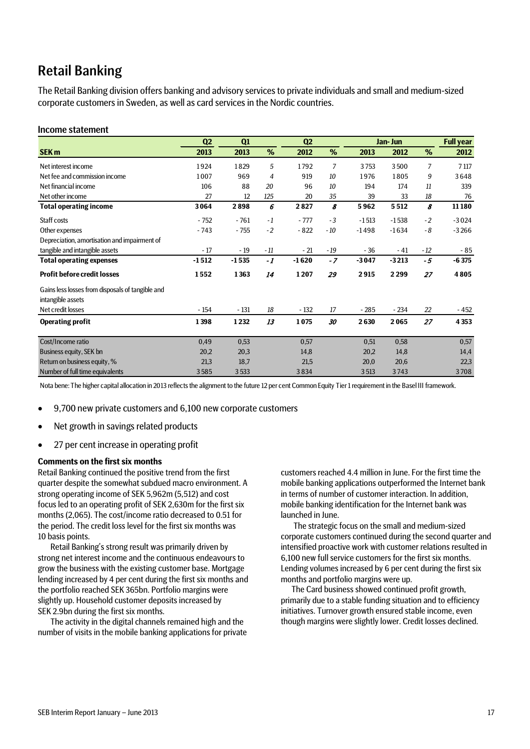# Retail Banking

The Retail Banking division offers banking and advisory services to private individuals and small and medium-sized corporate customers in Sweden, as well as card services in the Nordic countries.

## Income statement

| | Q2 | Q1 | | Q2 | | Jan- Jun | | | Full year |
|---|---|---|---|---|---|---|---|---|---|
| **SEK m** | **2013** | **2013** | **%** | **2012** | **%** | **2013** | **2012** | **%** | **2012** |
| Net interest income | 1 924 | 1 829 | *5* | 1 792 | *7* | 3 753 | 3 500 | *7* | 7 117 |
| Net fee and commission income | 1 007 | 969 | *4* | 919 | *10* | 1 976 | 1 805 | *9* | 3 648 |
| Net financial income | 106 | 88 | *20* | 96 | *10* | 194 | 174 | *11* | 339 |
| Net other income | 27 | 12 | *125* | 20 | *35* | 39 | 33 | *18* | 76 |
| **Total operating income** | **3 064** | **2 898** | ***6*** | **2 827** | ***8*** | **5 962** | **5 512** | ***8*** | **11 180** |
| Staff costs | - 752 | - 761 | *- 1* | - 777 | *- 3* | -1 513 | -1 538 | *- 2* | -3 024 |
| Other expenses | - 743 | - 755 | *- 2* | - 822 | *- 10* | -1 498 | -1 634 | *- 8* | -3 266 |
| Depreciation, amortisation and impairment of tangible and intangible assets | - 17 | - 19 | *- 11* | - 21 | *- 19* | - 36 | - 41 | *- 12* | - 85 |
| **Total operating expenses** | **-1 512** | **-1 535** | ***- 1*** | **-1 620** | ***- 7*** | **-3 047** | **-3 213** | ***- 5*** | **-6 375** |
| **Profit before credit losses** | **1 552** | **1 363** | ***14*** | **1 207** | ***29*** | **2 915** | **2 299** | ***27*** | **4 805** |
| Gains less losses from disposals of tangible and intangible assets | | | | | | | | | |
| Net credit losses | - 154 | - 131 | *18* | - 132 | *17* | - 285 | - 234 | *22* | - 452 |
| **Operating profit** | **1 398** | **1 232** | ***13*** | **1 075** | ***30*** | **2 630** | **2 065** | ***27*** | **4 353** |
| Cost/Income ratio | 0,49 | 0,53 | | 0,57 | | 0,51 | 0,58 | | 0,57 |
| Business equity, SEK bn | 20,2 | 20,3 | | 14,8 | | 20,2 | 14,8 | | 14,4 |
| Return on business equity, % | 21,3 | 18,7 | | 21,5 | | 20,0 | 20,6 | | 22,3 |
| Number of full time equivalents | 3 585 | 3 533 | | 3 834 | | 3 513 | 3 743 | | 3 708 |

Nota bene: The higher capital allocation in 2013 reflects the alignment to the future 12 per cent Common Equity Tier 1 requirement in the Basel III framework.

- 9,700 new private customers and 6,100 new corporate customers
- Net growth in savings related products
- 27 per cent increase in operating profit

**Comments on the first six months**

Retail Banking continued the positive trend from the first quarter despite the somewhat subdued macro environment. A strong operating income of SEK 5,962m (5,512) and cost focus led to an operating profit of SEK 2,630m for the first six months (2,065). The cost/income ratio decreased to 0.51 for the period. The credit loss level for the first six months was 10 basis points.

Retail Banking's strong result was primarily driven by strong net interest income and the continuous endeavours to grow the business with the existing customer base. Mortgage lending increased by 4 per cent during the first six months and the portfolio reached SEK 365bn. Portfolio margins were slightly up. Household customer deposits increased by SEK 2.9bn during the first six months.

The activity in the digital channels remained high and the number of visits in the mobile banking applications for private customers reached 4.4 million in June. For the first time the mobile banking applications outperformed the Internet bank in terms of number of customer interaction. In addition, mobile banking identification for the Internet bank was launched in June.

The strategic focus on the small and medium-sized corporate customers continued during the second quarter and intensified proactive work with customer relations resulted in 6,100 new full service customers for the first six months. Lending volumes increased by 6 per cent during the first six months and portfolio margins were up.

The Card business showed continued profit growth, primarily due to a stable funding situation and to efficiency initiatives. Turnover growth ensured stable income, even though margins were slightly lower. Credit losses declined.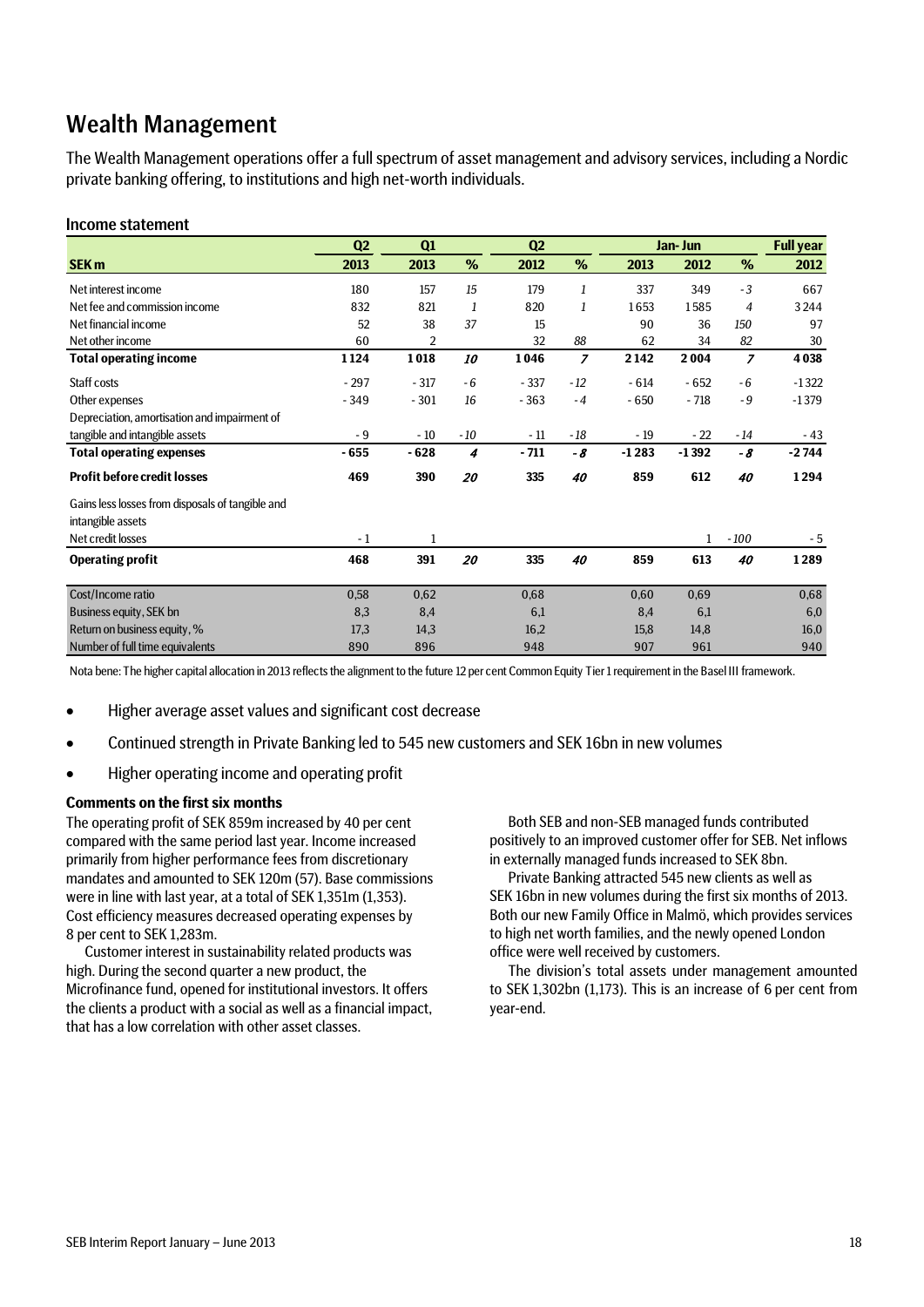# Wealth Management

The Wealth Management operations offer a full spectrum of asset management and advisory services, including a Nordic private banking offering, to institutions and high net-worth individuals.

## Income statement

| | Q2 | Q1 | | Q2 | | Jan- Jun | | | Full year |
|---|---|---|---|---|---|---|---|---|---|
| **SEK m** | **2013** | **2013** | **%** | **2012** | **%** | **2013** | **2012** | **%** | **2012** |
| Net interest income | 180 | 157 | *15* | 179 | *1* | 337 | 349 | *-3* | 667 |
| Net fee and commission income | 832 | 821 | *1* | 820 | *1* | 1653 | 1585 | *4* | 3244 |
| Net financial income | 52 | 38 | *37* | 15 | | 90 | 36 | *150* | 97 |
| Net other income | 60 | 2 | | 32 | *88* | 62 | 34 | *82* | 30 |
| **Total operating income** | **1124** | **1018** | ***10*** | **1046** | ***7*** | **2142** | **2004** | ***7*** | **4038** |
| Staff costs | - 297 | - 317 | *-6* | - 337 | *-12* | - 614 | - 652 | *-6* | -1322 |
| Other expenses | - 349 | - 301 | *16* | - 363 | *-4* | - 650 | - 718 | *-9* | -1379 |
| Depreciation, amortisation and impairment of tangible and intangible assets | - 9 | - 10 | *-10* | - 11 | *-18* | - 19 | - 22 | *-14* | - 43 |
| **Total operating expenses** | **- 655** | **- 628** | ***4*** | **- 711** | ***-8*** | **-1283** | **-1392** | ***-8*** | **-2744** |
| **Profit before credit losses** | **469** | **390** | ***20*** | **335** | ***40*** | **859** | **612** | ***40*** | **1294** |
| Gains less losses from disposals of tangible and intangible assets | | | | | | | | | |
| Net credit losses | - 1 | 1 | | | | | 1 | *-100* | - 5 |
| **Operating profit** | **468** | **391** | ***20*** | **335** | ***40*** | **859** | **613** | ***40*** | **1289** |
| Cost/Income ratio | 0,58 | 0,62 | | 0,68 | | 0,60 | 0,69 | | 0,68 |
| Business equity, SEK bn | 8,3 | 8,4 | | 6,1 | | 8,4 | 6,1 | | 6,0 |
| Return on business equity, % | 17,3 | 14,3 | | 16,2 | | 15,8 | 14,8 | | 16,0 |
| Number of full time equivalents | 890 | 896 | | 948 | | 907 | 961 | | 940 |

Nota bene: The higher capital allocation in 2013 reflects the alignment to the future 12 per cent Common Equity Tier 1 requirement in the Basel III framework.

- Higher average asset values and significant cost decrease
- Continued strength in Private Banking led to 545 new customers and SEK 16bn in new volumes
- Higher operating income and operating profit

**Comments on the first six months**

The operating profit of SEK 859m increased by 40 per cent compared with the same period last year. Income increased primarily from higher performance fees from discretionary mandates and amounted to SEK 120m (57). Base commissions were in line with last year, at a total of SEK 1,351m (1,353). Cost efficiency measures decreased operating expenses by 8 per cent to SEK 1,283m.

Customer interest in sustainability related products was high. During the second quarter a new product, the Microfinance fund, opened for institutional investors. It offers the clients a product with a social as well as a financial impact, that has a low correlation with other asset classes.

Both SEB and non-SEB managed funds contributed positively to an improved customer offer for SEB. Net inflows in externally managed funds increased to SEK 8bn.

Private Banking attracted 545 new clients as well as SEK 16bn in new volumes during the first six months of 2013. Both our new Family Office in Malmö, which provides services to high net worth families, and the newly opened London office were well received by customers.

The division's total assets under management amounted to SEK 1,302bn (1,173). This is an increase of 6 per cent from year-end.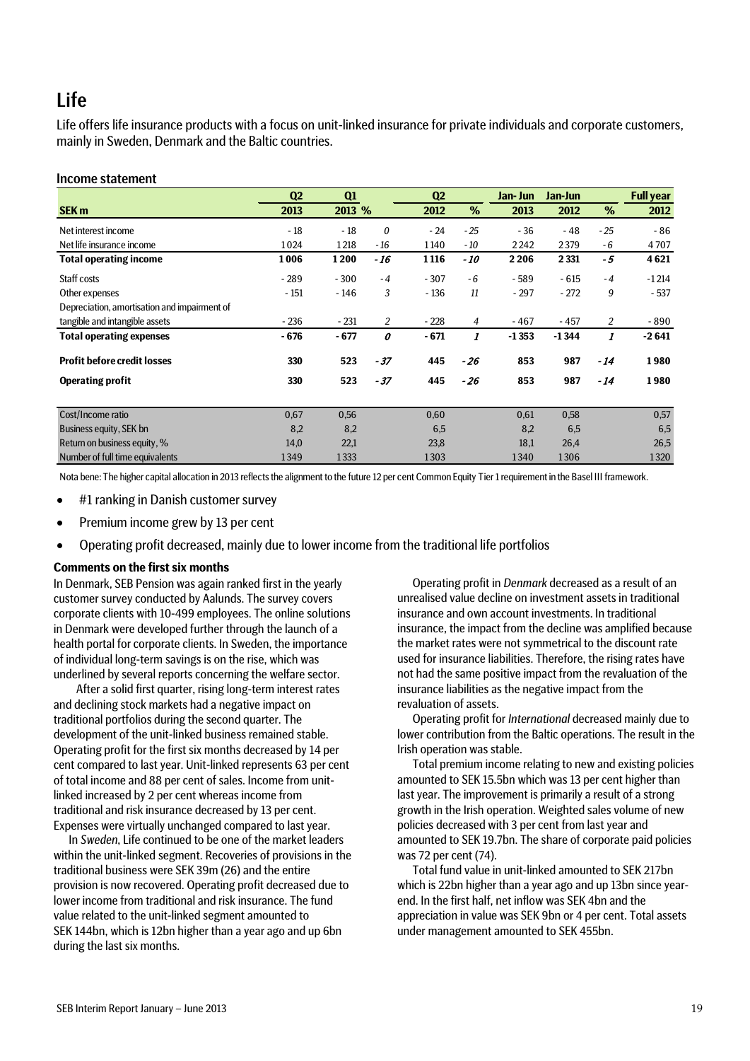# Life

Life offers life insurance products with a focus on unit-linked insurance for private individuals and corporate customers, mainly in Sweden, Denmark and the Baltic countries.

## Income statement

| SEK m | Q2 2013 | Q1 2013 | % | Q2 2012 | % | Jan-Jun 2013 | Jan-Jun 2012 | % | Full year 2012 |
|---|---|---|---|---|---|---|---|---|---|
| Net interest income | -18 | -18 | *0* | -24 | *-25* | -36 | -48 | *-25* | -86 |
| Net life insurance income | 1024 | 1218 | *-16* | 1140 | *-10* | 2242 | 2379 | *-6* | 4707 |
| **Total operating income** | **1006** | **1200** | ***-16*** | **1116** | ***-10*** | **2206** | **2331** | ***-5*** | **4621** |
| Staff costs | -289 | -300 | *-4* | -307 | *-6* | -589 | -615 | *-4* | -1214 |
| Other expenses | -151 | -146 | *3* | -136 | *11* | -297 | -272 | *9* | -537 |
| Depreciation, amortisation and impairment of tangible and intangible assets | -236 | -231 | *2* | -228 | *4* | -467 | -457 | *2* | -890 |
| **Total operating expenses** | **-676** | **-677** | ***0*** | **-671** | ***1*** | **-1353** | **-1344** | ***1*** | **-2641** |
| **Profit before credit losses** | **330** | **523** | ***-37*** | **445** | ***-26*** | **853** | **987** | ***-14*** | **1980** |
| **Operating profit** | **330** | **523** | ***-37*** | **445** | ***-26*** | **853** | **987** | ***-14*** | **1980** |
| Cost/Income ratio | 0,67 | 0,56 | | 0,60 | | 0,61 | 0,58 | | 0,57 |
| Business equity, SEK bn | 8,2 | 8,2 | | 6,5 | | 8,2 | 6,5 | | 6,5 |
| Return on business equity, % | 14,0 | 22,1 | | 23,8 | | 18,1 | 26,4 | | 26,5 |
| Number of full time equivalents | 1349 | 1333 | | 1303 | | 1340 | 1306 | | 1320 |

Nota bene: The higher capital allocation in 2013 reflects the alignment to the future 12 per cent Common Equity Tier 1 requirement in the Basel III framework.

- #1 ranking in Danish customer survey
- Premium income grew by 13 per cent
- Operating profit decreased, mainly due to lower income from the traditional life portfolios

**Comments on the first six months**

In Denmark, SEB Pension was again ranked first in the yearly customer survey conducted by Aalunds. The survey covers corporate clients with 10-499 employees. The online solutions in Denmark were developed further through the launch of a health portal for corporate clients. In Sweden, the importance of individual long-term savings is on the rise, which was underlined by several reports concerning the welfare sector.

After a solid first quarter, rising long-term interest rates and declining stock markets had a negative impact on traditional portfolios during the second quarter. The development of the unit-linked business remained stable. Operating profit for the first six months decreased by 14 per cent compared to last year. Unit-linked represents 63 per cent of total income and 88 per cent of sales. Income from unit-linked increased by 2 per cent whereas income from traditional and risk insurance decreased by 13 per cent. Expenses were virtually unchanged compared to last year.

In *Sweden*, Life continued to be one of the market leaders within the unit-linked segment. Recoveries of provisions in the traditional business were SEK 39m (26) and the entire provision is now recovered. Operating profit decreased due to lower income from traditional and risk insurance. The fund value related to the unit-linked segment amounted to SEK 144bn, which is 12bn higher than a year ago and up 6bn during the last six months.

Operating profit in *Denmark* decreased as a result of an unrealised value decline on investment assets in traditional insurance and own account investments. In traditional insurance, the impact from the decline was amplified because the market rates were not symmetrical to the discount rate used for insurance liabilities. Therefore, the rising rates have not had the same positive impact from the revaluation of the insurance liabilities as the negative impact from the revaluation of assets.

Operating profit for *International* decreased mainly due to lower contribution from the Baltic operations. The result in the Irish operation was stable.

Total premium income relating to new and existing policies amounted to SEK 15.5bn which was 13 per cent higher than last year. The improvement is primarily a result of a strong growth in the Irish operation. Weighted sales volume of new policies decreased with 3 per cent from last year and amounted to SEK 19.7bn. The share of corporate paid policies was 72 per cent (74).

Total fund value in unit-linked amounted to SEK 217bn which is 22bn higher than a year ago and up 13bn since year-end. In the first half, net inflow was SEK 4bn and the appreciation in value was SEK 9bn or 4 per cent. Total assets under management amounted to SEK 455bn.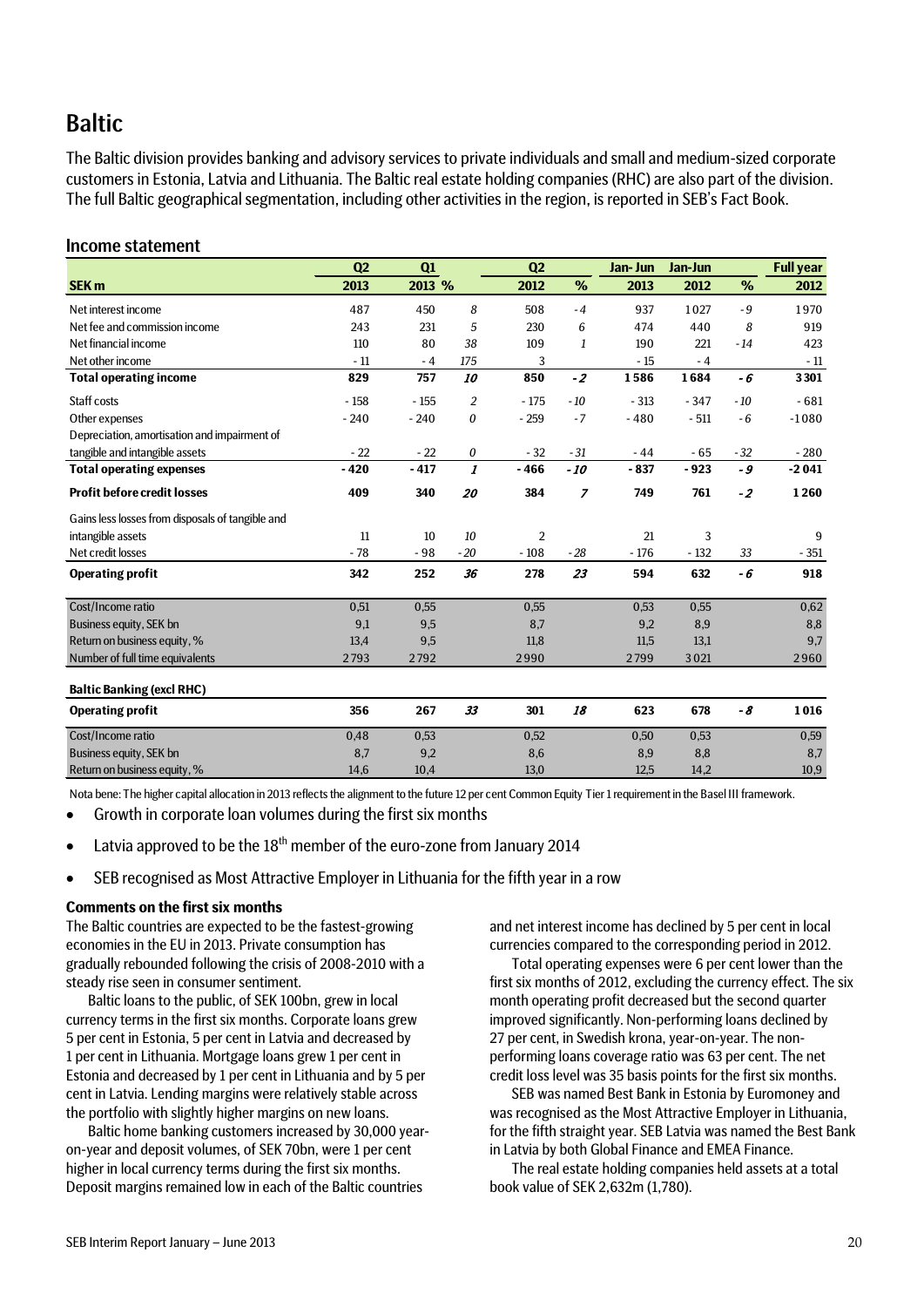# Baltic

The Baltic division provides banking and advisory services to private individuals and small and medium-sized corporate customers in Estonia, Latvia and Lithuania. The Baltic real estate holding companies (RHC) are also part of the division. The full Baltic geographical segmentation, including other activities in the region, is reported in SEB's Fact Book.

## Income statement

| SEK m | Q2 2013 | Q1 2013 | % | Q2 2012 | % | Jan-Jun 2013 | Jan-Jun 2012 | % | Full year 2012 |
|---|---|---|---|---|---|---|---|---|---|
| Net interest income | 487 | 450 | *8* | 508 | *-4* | 937 | 1027 | *-9* | 1970 |
| Net fee and commission income | 243 | 231 | *5* | 230 | *6* | 474 | 440 | *8* | 919 |
| Net financial income | 110 | 80 | *38* | 109 | *1* | 190 | 221 | *-14* | 423 |
| Net other income | -11 | -4 | *175* | 3 | | -15 | -4 | | -11 |
| **Total operating income** | **829** | **757** | ***10*** | **850** | ***-2*** | **1586** | **1684** | ***-6*** | **3301** |
| Staff costs | -158 | -155 | *2* | -175 | *-10* | -313 | -347 | *-10* | -681 |
| Other expenses | -240 | -240 | *0* | -259 | *-7* | -480 | -511 | *-6* | -1080 |
| Depreciation, amortisation and impairment of tangible and intangible assets | -22 | -22 | *0* | -32 | *-31* | -44 | -65 | *-32* | -280 |
| **Total operating expenses** | **-420** | **-417** | ***1*** | **-466** | ***-10*** | **-837** | **-923** | ***-9*** | **-2041** |
| **Profit before credit losses** | **409** | **340** | ***20*** | **384** | ***7*** | **749** | **761** | ***-2*** | **1260** |
| Gains less losses from disposals of tangible and intangible assets | 11 | 10 | *10* | 2 | | 21 | 3 | | 9 |
| Net credit losses | -78 | -98 | *-20* | -108 | *-28* | -176 | -132 | *33* | -351 |
| **Operating profit** | **342** | **252** | ***36*** | **278** | ***23*** | **594** | **632** | ***-6*** | **918** |
| Cost/Income ratio | 0,51 | 0,55 | | 0,55 | | 0,53 | 0,55 | | 0,62 |
| Business equity, SEK bn | 9,1 | 9,5 | | 8,7 | | 9,2 | 8,9 | | 8,8 |
| Return on business equity, % | 13,4 | 9,5 | | 11,8 | | 11,5 | 13,1 | | 9,7 |
| Number of full time equivalents | 2793 | 2792 | | 2990 | | 2799 | 3021 | | 2960 |
| **Baltic Banking (excl RHC)** | | | | | | | | | |
| **Operating profit** | **356** | **267** | ***33*** | **301** | ***18*** | **623** | **678** | ***-8*** | **1016** |
| Cost/Income ratio | 0,48 | 0,53 | | 0,52 | | 0,50 | 0,53 | | 0,59 |
| Business equity, SEK bn | 8,7 | 9,2 | | 8,6 | | 8,9 | 8,8 | | 8,7 |
| Return on business equity, % | 14,6 | 10,4 | | 13,0 | | 12,5 | 14,2 | | 10,9 |

Nota bene: The higher capital allocation in 2013 reflects the alignment to the future 12 per cent Common Equity Tier 1 requirement in the Basel III framework.

- Growth in corporate loan volumes during the first six months
- Latvia approved to be the 18th member of the euro-zone from January 2014
- SEB recognised as Most Attractive Employer in Lithuania for the fifth year in a row

**Comments on the first six months**

The Baltic countries are expected to be the fastest-growing economies in the EU in 2013. Private consumption has gradually rebounded following the crisis of 2008-2010 with a steady rise seen in consumer sentiment.

Baltic loans to the public, of SEK 100bn, grew in local currency terms in the first six months. Corporate loans grew 5 per cent in Estonia, 5 per cent in Latvia and decreased by 1 per cent in Lithuania. Mortgage loans grew 1 per cent in Estonia and decreased by 1 per cent in Lithuania and by 5 per cent in Latvia. Lending margins were relatively stable across the portfolio with slightly higher margins on new loans.

Baltic home banking customers increased by 30,000 year-on-year and deposit volumes, of SEK 70bn, were 1 per cent higher in local currency terms during the first six months. Deposit margins remained low in each of the Baltic countries and net interest income has declined by 5 per cent in local currencies compared to the corresponding period in 2012.

Total operating expenses were 6 per cent lower than the first six months of 2012, excluding the currency effect. The six month operating profit decreased but the second quarter improved significantly. Non-performing loans declined by 27 per cent, in Swedish krona, year-on-year. The non-performing loans coverage ratio was 63 per cent. The net credit loss level was 35 basis points for the first six months.

SEB was named Best Bank in Estonia by Euromoney and was recognised as the Most Attractive Employer in Lithuania, for the fifth straight year. SEB Latvia was named the Best Bank in Latvia by both Global Finance and EMEA Finance.

The real estate holding companies held assets at a total book value of SEK 2,632m (1,780).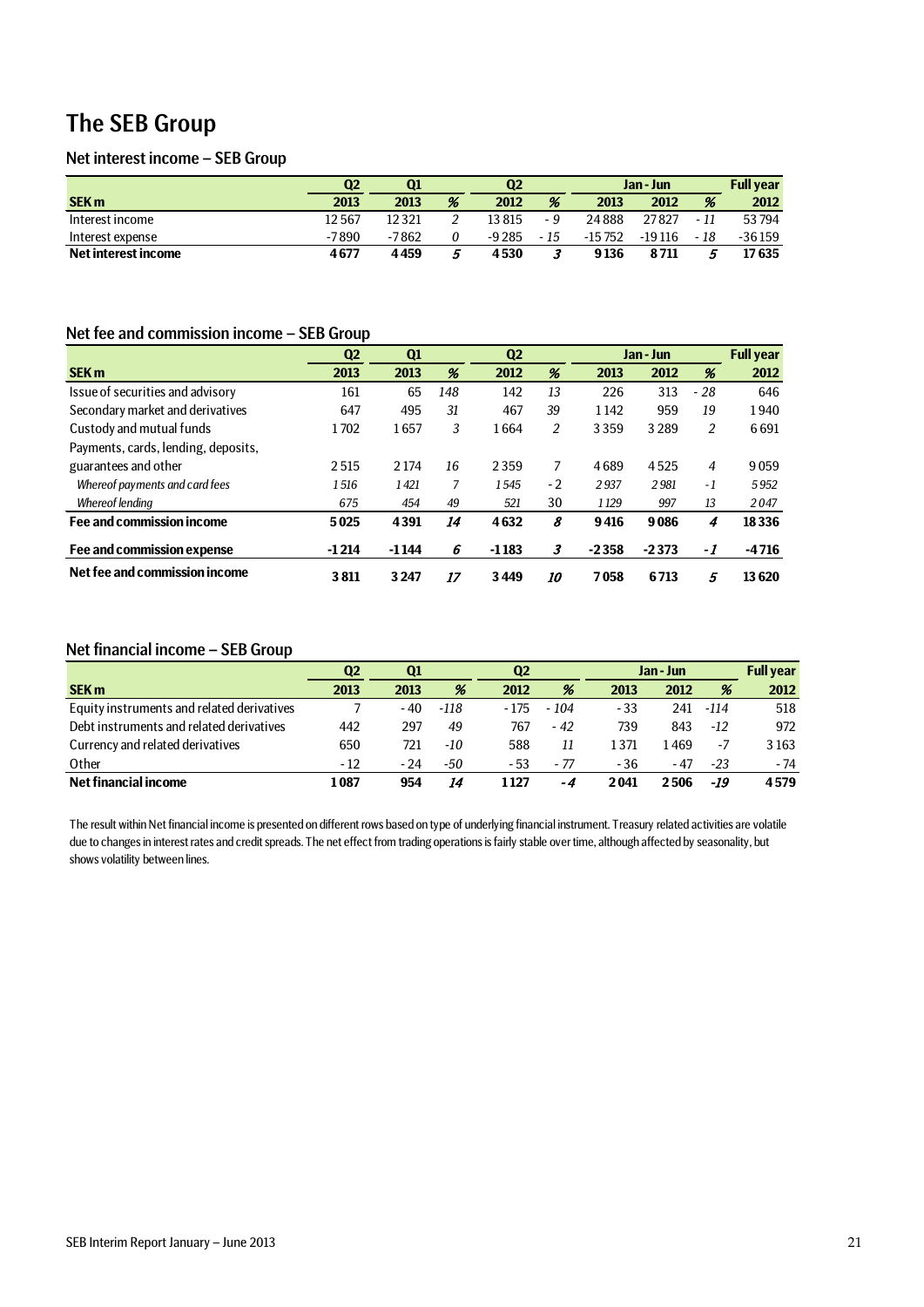# The SEB Group

## Net interest income – SEB Group

| | Q2 | Q1 | | Q2 | | Jan - Jun | | | Full year |
|---|---|---|---|---|---|---|---|---|---|
| **SEK m** | **2013** | **2013** | **%** | **2012** | **%** | **2013** | **2012** | **%** | **2012** |
| Interest income | 12 567 | 12 321 | *2* | 13 815 | *- 9* | 24 888 | 27 827 | *- 11* | 53 794 |
| Interest expense | -7 890 | -7 862 | *0* | -9 285 | *- 15* | -15 752 | -19 116 | *- 18* | -36 159 |
| **Net interest income** | **4 677** | **4 459** | ***5*** | **4 530** | ***3*** | **9 136** | **8 711** | ***5*** | **17 635** |

## Net fee and commission income – SEB Group

| | Q2 | Q1 | | Q2 | | Jan - Jun | | | Full year |
|---|---|---|---|---|---|---|---|---|---|
| **SEK m** | **2013** | **2013** | **%** | **2012** | **%** | **2013** | **2012** | **%** | **2012** |
| Issue of securities and advisory | 161 | 65 | *148* | 142 | *13* | 226 | 313 | *- 28* | 646 |
| Secondary market and derivatives | 647 | 495 | *31* | 467 | *39* | 1 142 | 959 | *19* | 1 940 |
| Custody and mutual funds | 1 702 | 1 657 | *3* | 1 664 | *2* | 3 359 | 3 289 | *2* | 6 691 |
| Payments, cards, lending, deposits, guarantees and other | 2 515 | 2 174 | *16* | 2 359 | *7* | 4 689 | 4 525 | *4* | 9 059 |
| *Whereof payments and card fees* | *1 516* | *1 421* | *7* | *1 545* | *- 2* | *2 937* | *2 981* | *-1* | *5 952* |
| *Whereof lending* | *675* | *454* | *49* | *521* | 30 | *1 129* | *997* | *13* | *2 047* |
| **Fee and commission income** | **5 025** | **4 391** | ***14*** | **4 632** | ***8*** | **9 416** | **9 086** | ***4*** | **18 336** |
| **Fee and commission expense** | **-1 214** | **-1 144** | ***6*** | **-1 183** | ***3*** | **-2 358** | **-2 373** | ***-1*** | **-4 716** |
| **Net fee and commission income** | **3 811** | **3 247** | ***17*** | **3 449** | ***10*** | **7 058** | **6 713** | ***5*** | **13 620** |

## Net financial income – SEB Group

| | Q2 | Q1 | | Q2 | | Jan - Jun | | | Full year |
|---|---|---|---|---|---|---|---|---|---|
| **SEK m** | **2013** | **2013** | **%** | **2012** | **%** | **2013** | **2012** | **%** | **2012** |
| Equity instruments and related derivatives | 7 | - 40 | *-118* | - 175 | *- 104* | - 33 | 241 | *-114* | 518 |
| Debt instruments and related derivatives | 442 | 297 | *49* | 767 | *- 42* | 739 | 843 | *-12* | 972 |
| Currency and related derivatives | 650 | 721 | *-10* | 588 | *11* | 1 371 | 1 469 | *-7* | 3 163 |
| Other | - 12 | - 24 | *-50* | - 53 | *- 77* | - 36 | - 47 | *-23* | - 74 |
| **Net financial income** | **1 087** | **954** | ***14*** | **1 127** | ***- 4*** | **2 041** | **2 506** | ***-19*** | **4 579** |

The result within Net financial income is presented on different rows based on type of underlying financial instrument. Treasury related activities are volatile due to changes in interest rates and credit spreads. The net effect from trading operations is fairly stable over time, although affected by seasonality, but shows volatility between lines.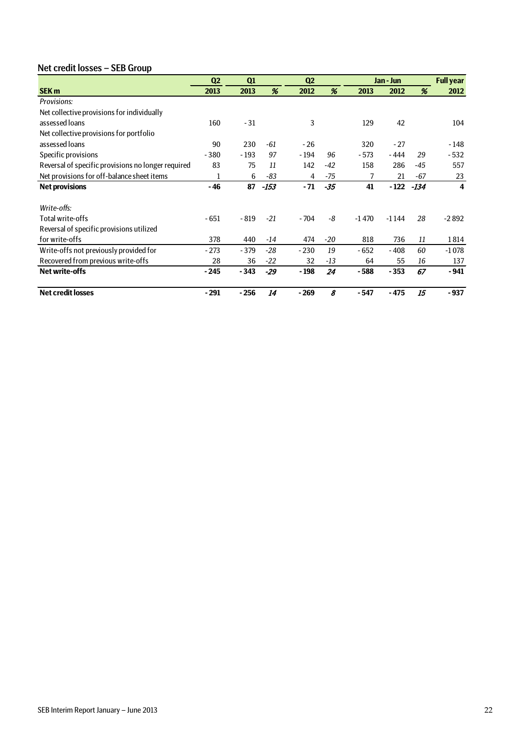## Net credit losses – SEB Group

| SEK m | Q2 2013 | Q1 2013 | % | Q2 2012 | % | Jan - Jun 2013 | Jan - Jun 2012 | % | Full year 2012 |
|---|---|---|---|---|---|---|---|---|---|
| *Provisions:* | | | | | | | | | |
| Net collective provisions for individually assessed loans | 160 | - 31 | | 3 | | 129 | 42 | | 104 |
| Net collective provisions for portfolio assessed loans | 90 | 230 | *-61* | - 26 | | 320 | - 27 | | - 148 |
| Specific provisions | - 380 | - 193 | *97* | - 194 | *96* | - 573 | - 444 | *29* | - 532 |
| Reversal of specific provisions no longer required | 83 | 75 | *11* | 142 | *-42* | 158 | 286 | *-45* | 557 |
| Net provisions for off-balance sheet items | 1 | 6 | *-83* | 4 | *-75* | 7 | 21 | *-67* | 23 |
| **Net provisions** | **- 46** | **87** | ***-153*** | **- 71** | ***-35*** | **41** | **- 122** | ***-134*** | **4** |
| *Write-offs:* | | | | | | | | | |
| Total write-offs | - 651 | - 819 | *-21* | - 704 | *-8* | -1 470 | -1 144 | *28* | -2 892 |
| Reversal of specific provisions utilized for write-offs | 378 | 440 | *-14* | 474 | *-20* | 818 | 736 | *11* | 1 814 |
| Write-offs not previously provided for | - 273 | - 379 | *-28* | - 230 | *19* | - 652 | - 408 | *60* | -1 078 |
| Recovered from previous write-offs | 28 | 36 | *-22* | 32 | *-13* | 64 | 55 | *16* | 137 |
| **Net write-offs** | **- 245** | **- 343** | ***-29*** | **- 198** | ***24*** | **- 588** | **- 353** | ***67*** | **- 941** |
| **Net credit losses** | **- 291** | **- 256** | ***14*** | **- 269** | ***8*** | **- 547** | **- 475** | ***15*** | **- 937** |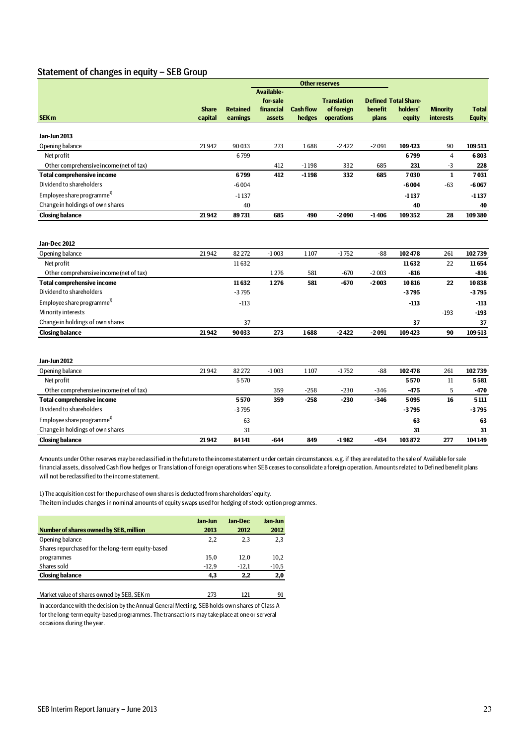## Statement of changes in equity – SEB Group

| | | | Other reserves | | | | | | |
|---|---|---|---|---|---|---|---|---|---|
| **SEK m** | **Share capital** | **Retained earnings** | **Available-for-sale financial assets** | **Cash flow hedges** | **Translation of foreign operations** | **Defined benefit plans** | **Total Share-holders' equity** | **Minority interests** | **Total Equity** |
| **Jan-Jun 2013** | | | | | | | | | |
| Opening balance | 21 942 | 90 033 | 273 | 1 688 | -2 422 | -2 091 | **109 423** | 90 | **109 513** |
| Net profit | | 6 799 | | | | | **6 799** | 4 | **6 803** |
| Other comprehensive income (net of tax) | | | 412 | -1 198 | 332 | 685 | **231** | -3 | **228** |
| **Total comprehensive income** | | **6 799** | **412** | **-1 198** | **332** | **685** | **7 030** | **1** | **7 031** |
| Dividend to shareholders | | -6 004 | | | | | **-6 004** | -63 | **-6 067** |
| Employee share programme[1] | | -1 137 | | | | | **-1 137** | | **-1 137** |
| Change in holdings of own shares | | 40 | | | | | **40** | | **40** |
| **Closing balance** | **21 942** | **89 731** | **685** | **490** | **-2 090** | **-1 406** | **109 352** | **28** | **109 380** |
| | | | | | | | | | |
| **Jan-Dec 2012** | | | | | | | | | |
| Opening balance | 21 942 | 82 272 | -1 003 | 1 107 | -1 752 | -88 | **102 478** | 261 | **102 739** |
| Net profit | | 11 632 | | | | | **11 632** | 22 | **11 654** |
| Other comprehensive income (net of tax) | | | 1 276 | 581 | -670 | -2 003 | **-816** | | **-816** |
| **Total comprehensive income** | | **11 632** | **1 276** | **581** | **-670** | **-2 003** | **10 816** | **22** | **10 838** |
| Dividend to shareholders | | -3 795 | | | | | **-3 795** | | **-3 795** |
| Employee share programme[1] | | -113 | | | | | **-113** | | **-113** |
| Minority interests | | | | | | | | -193 | **-193** |
| Change in holdings of own shares | | 37 | | | | | **37** | | **37** |
| **Closing balance** | **21 942** | **90 033** | **273** | **1 688** | **-2 422** | **-2 091** | **109 423** | **90** | **109 513** |
| | | | | | | | | | |
| **Jan-Jun 2012** | | | | | | | | | |
| Opening balance | 21 942 | 82 272 | -1 003 | 1 107 | -1 752 | -88 | **102 478** | 261 | **102 739** |
| Net profit | | 5 570 | | | | | **5 570** | 11 | **5 581** |
| Other comprehensive income (net of tax) | | | 359 | -258 | -230 | -346 | **-475** | 5 | **-470** |
| **Total comprehensive income** | | **5 570** | **359** | **-258** | **-230** | **-346** | **5 095** | **16** | **5 111** |
| Dividend to shareholders | | -3 795 | | | | | **-3 795** | | **-3 795** |
| Employee share programme[1] | | 63 | | | | | **63** | | **63** |
| Change in holdings of own shares | | 31 | | | | | **31** | | **31** |
| **Closing balance** | **21 942** | **84 141** | **-644** | **849** | **-1 982** | **-434** | **103 872** | **277** | **104 149** |

Amounts under Other reserves may be reclassified in the future to the income statement under certain circumstances, e.g. if they are related to the sale of Available for sale financial assets, dissolved Cash flow hedges or Translation of foreign operations when SEB ceases to consolidate a foreign operation. Amounts related to Defined benefit plans will not be reclassified to the income statement.

1) The acquisition cost for the purchase of own shares is deducted from shareholders' equity.
The item includes changes in nominal amounts of equity swaps used for hedging of stock option programmes.

| Number of shares owned by SEB, million | Jan-Jun 2013 | Jan-Dec 2012 | Jan-Jun 2012 |
|---|---|---|---|
| Opening balance | 2,2 | 2,3 | 2,3 |
| Shares repurchased for the long-term equity-based programmes | 15,0 | 12,0 | 10,2 |
| Shares sold | -12,9 | -12,1 | -10,5 |
| **Closing balance** | **4,3** | **2,2** | **2,0** |
| | | | |
| Market value of shares owned by SEB, SEK m | 273 | 121 | 91 |

In accordance with the decision by the Annual General Meeting, SEB holds own shares of Class A for the long-term equity-based programmes. The transactions may take place at one or serveral occasions during the year.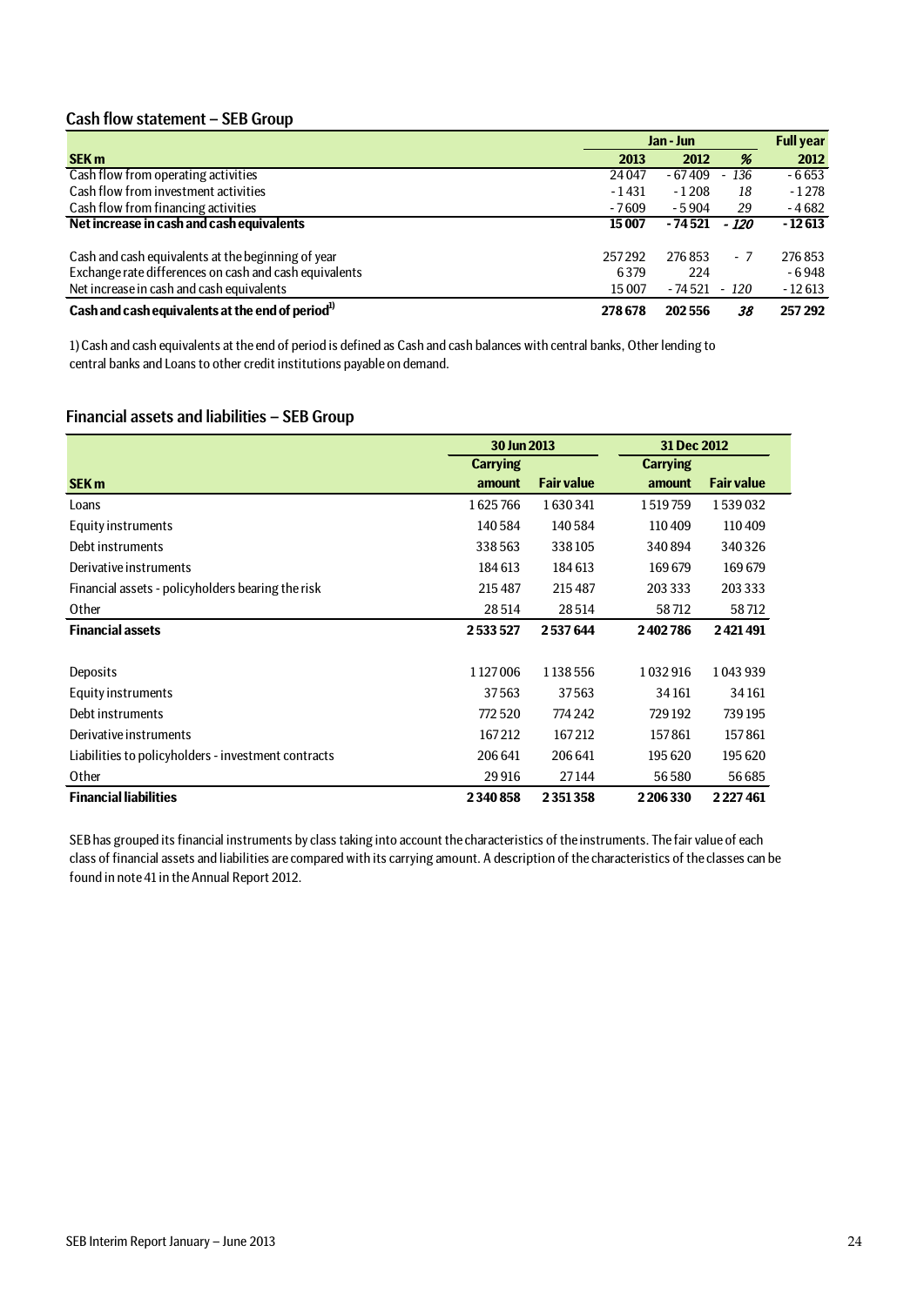## Cash flow statement – SEB Group

| SEK m | Jan - Jun 2013 | Jan - Jun 2012 | % | Full year 2012 |
|---|---|---|---|---|
| Cash flow from operating activities | 24 047 | - 67 409 | - 136 | - 6 653 |
| Cash flow from investment activities | - 1 431 | - 1 208 | 18 | - 1 278 |
| Cash flow from financing activities | - 7 609 | - 5 904 | 29 | - 4 682 |
| **Net increase in cash and cash equivalents** | **15 007** | **- 74 521** | ***- 120*** | **- 12 613** |
| | | | | |
| Cash and cash equivalents at the beginning of year | 257 292 | 276 853 | - 7 | 276 853 |
| Exchange rate differences on cash and cash equivalents | 6 379 | 224 | | - 6 948 |
| Net increase in cash and cash equivalents | 15 007 | - 74 521 | - 120 | - 12 613 |
| **Cash and cash equivalents at the end of period[1)]** | **278 678** | **202 556** | ***38*** | **257 292** |

1) Cash and cash equivalents at the end of period is defined as Cash and cash balances with central banks, Other lending to central banks and Loans to other credit institutions payable on demand.

## Financial assets and liabilities – SEB Group

| SEK m | 30 Jun 2013 Carrying amount | 30 Jun 2013 Fair value | 31 Dec 2012 Carrying amount | 31 Dec 2012 Fair value |
|---|---|---|---|---|
| Loans | 1 625 766 | 1 630 341 | 1 519 759 | 1 539 032 |
| Equity instruments | 140 584 | 140 584 | 110 409 | 110 409 |
| Debt instruments | 338 563 | 338 105 | 340 894 | 340 326 |
| Derivative instruments | 184 613 | 184 613 | 169 679 | 169 679 |
| Financial assets - policyholders bearing the risk | 215 487 | 215 487 | 203 333 | 203 333 |
| Other | 28 514 | 28 514 | 58 712 | 58 712 |
| **Financial assets** | **2 533 527** | **2 537 644** | **2 402 786** | **2 421 491** |
| | | | | |
| Deposits | 1 127 006 | 1 138 556 | 1 032 916 | 1 043 939 |
| Equity instruments | 37 563 | 37 563 | 34 161 | 34 161 |
| Debt instruments | 772 520 | 774 242 | 729 192 | 739 195 |
| Derivative instruments | 167 212 | 167 212 | 157 861 | 157 861 |
| Liabilities to policyholders - investment contracts | 206 641 | 206 641 | 195 620 | 195 620 |
| Other | 29 916 | 27 144 | 56 580 | 56 685 |
| **Financial liabilities** | **2 340 858** | **2 351 358** | **2 206 330** | **2 227 461** |

SEB has grouped its financial instruments by class taking into account the characteristics of the instruments. The fair value of each class of financial assets and liabilities are compared with its carrying amount. A description of the characteristics of the classes can be found in note 41 in the Annual Report 2012.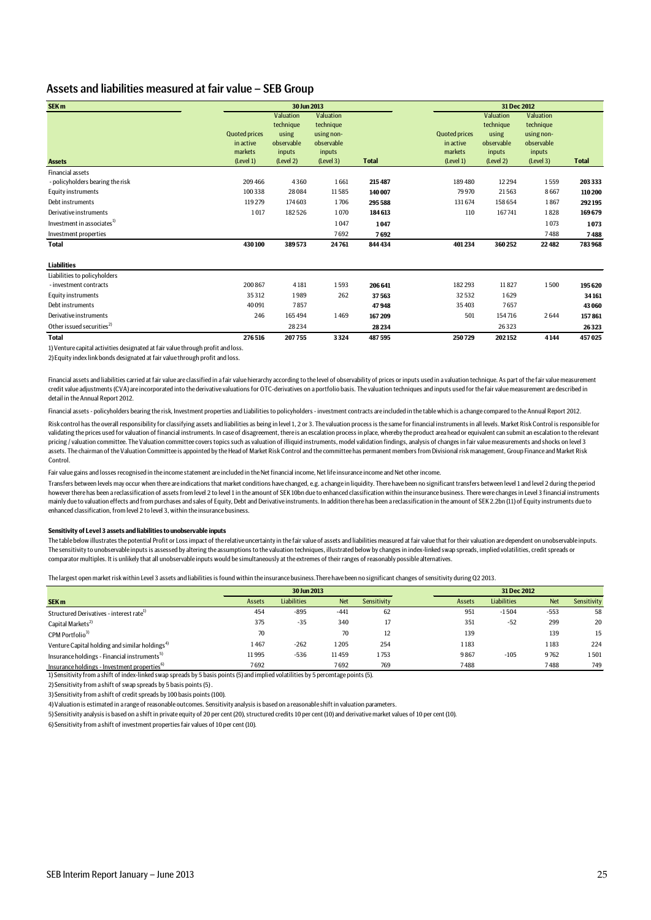## Assets and liabilities measured at fair value – SEB Group

| SEK m | 30 Jun 2013 | | | | 31 Dec 2012 | | | |
|---|---|---|---|---|---|---|---|---|
| **Assets** | Quoted prices in active markets (Level 1) | Valuation technique using observable inputs (Level 2) | Valuation technique using non-observable inputs (Level 3) | **Total** | Quoted prices in active markets (Level 1) | Valuation technique using observable inputs (Level 2) | Valuation technique using non-observable inputs (Level 3) | **Total** |
| Financial assets | | | | | | | | |
| - policyholders bearing the risk | 209 466 | 4 360 | 1 661 | **215 487** | 189 480 | 12 294 | 1 559 | **203 333** |
| Equity instruments | 100 338 | 28 084 | 11 585 | **140 007** | 79 970 | 21 563 | 8 667 | **110 200** |
| Debt instruments | 119 279 | 174 603 | 1 706 | **295 588** | 131 674 | 158 654 | 1 867 | **292 195** |
| Derivative instruments | 1 017 | 182 526 | 1 070 | **184 613** | 110 | 167 741 | 1 828 | **169 679** |
| Investment in associates[1] | | | 1 047 | **1 047** | | | 1 073 | **1 073** |
| Investment properties | | | 7 692 | **7 692** | | | 7 488 | **7 488** |
| **Total** | **430 100** | **389 573** | **24 761** | **844 434** | **401 234** | **360 252** | **22 482** | **783 968** |
| | | | | | | | | |
| **Liabilities** | | | | | | | | |
| Liabilities to policyholders | | | | | | | | |
| - investment contracts | 200 867 | 4 181 | 1 593 | **206 641** | 182 293 | 11 827 | 1 500 | **195 620** |
| Equity instruments | 35 312 | 1 989 | 262 | **37 563** | 32 532 | 1 629 | | **34 161** |
| Debt instruments | 40 091 | 7 857 | | **47 948** | 35 403 | 7 657 | | **43 060** |
| Derivative instruments | 246 | 165 494 | 1 469 | **167 209** | 501 | 154 716 | 2 644 | **157 861** |
| Other issued securities[2] | | 28 234 | | **28 234** | | 26 323 | | **26 323** |
| **Total** | **276 516** | **207 755** | **3 324** | **487 595** | **250 729** | **202 152** | **4 144** | **457 025** |

1) Venture capital activities designated at fair value through profit and loss.

2) Equity index link bonds designated at fair value through profit and loss.

Financial assets and liabilities carried at fair value are classified in a fair value hierarchy according to the level of observability of prices or inputs used in a valuation technique. As part of the fair value measurement credit value adjustments (CVA) are incorporated into the derivative valuations for OTC-derivatives on a portfolio basis. The valuation techniques and inputs used for the fair value measurement are described in detail in the Annual Report 2012.

Financial assets - policyholders bearing the risk, Investment properties and Liabilities to policyholders - investment contracts are included in the table which is a change compared to the Annual Report 2012.

Risk control has the overall responsibility for classifying assets and liabilities as being in level 1, 2 or 3. The valuation process is the same for financial instruments in all levels. Market Risk Control is responsible for validating the prices used for valuation of financial instruments. In case of disagreement, there is an escalation process in place, whereby the product area head or equivalent can submit an escalation to the relevant pricing / valuation committee. The Valuation committee covers topics such as valuation of illiquid instruments, model validation findings, analysis of changes in fair value measurements and shocks on level 3 assets. The chairman of the Valuation Committee is appointed by the Head of Market Risk Control and the committee has permanent members from Divisional risk management, Group Finance and Market Risk Control.

Fair value gains and losses recognised in the income statement are included in the Net financial income, Net life insurance income and Net other income.

Transfers between levels may occur when there are indications that market conditions have changed, e.g. a change in liquidity. There have been no significant transfers between level 1 and level 2 during the period however there has been a reclassification of assets from level 2 to level 1 in the amount of SEK 10bn due to enhanced classification within the insurance business. There were changes in Level 3 financial instruments mainly due to valuation effects and from purchases and sales of Equity, Debt and Derivative instruments. In addition there has been a reclassification in the amount of SEK 2.2bn (11) of Equity instruments due to enhanced classification, from level 2 to level 3, within the insurance business.

#### Sensitivity of Level 3 assets and liabilities to unobservable inputs

The table below illustrates the potential Profit or Loss impact of the relative uncertainty in the fair value of assets and liabilities measured at fair value that for their valuation are dependent on unobservable inputs. The sensitivity to unobservable inputs is assessed by altering the assumptions to the valuation techniques, illustrated below by changes in index-linked swap spreads, implied volatilities, credit spreads or comparator multiples. It is unlikely that all unobservable inputs would be simultaneously at the extremes of their ranges of reasonably possible alternatives.

The largest open market risk within Level 3 assets and liabilities is found within the insurance business. There have been no significant changes of sensitivity during Q2 2013.

| SEK m | 30 Jun 2013 | | | | 31 Dec 2012 | | | |
|---|---|---|---|---|---|---|---|---|
| | Assets | Liabilities | Net | Sensitivity | Assets | Liabilities | Net | Sensitivity |
| Structured Derivatives - interest rate[1] | 454 | -895 | -441 | 62 | 951 | -1 504 | -553 | 58 |
| Capital Markets[2] | 375 | -35 | 340 | 17 | 351 | -52 | 299 | 20 |
| CPM Portfolio[3] | 70 | | 70 | 12 | 139 | | 139 | 15 |
| Venture Capital holding and similar holdings[4] | 1 467 | -262 | 1 205 | 254 | 1 183 | | 1 183 | 224 |
| Insurance holdings - Financial instruments[5] | 11 995 | -536 | 11 459 | 1 753 | 9 867 | -105 | 9 762 | 1 501 |
| Insurance holdings - Investment properties[6] | 7 692 | | 7 692 | 769 | 7 488 | | 7 488 | 749 |

1) Sensitivity from a shift of index-linked swap spreads by 5 basis points (5) and implied volatilities by 5 percentage points (5).

2) Sensitivity from a shift of swap spreads by 5 basis points (5) .

3) Sensitivity from a shift of credit spreads by 100 basis points (100).

4) Valuation is estimated in a range of reasonable outcomes. Sensitivity analysis is based on a reasonable shift in valuation parameters.

5) Sensitivity analysis is based on a shift in private equity of 20 per cent (20), structured credits 10 per cent (10) and derivative market values of 10 per cent (10).

6) Sensitivity from a shift of investment properties fair values of 10 per cent (10).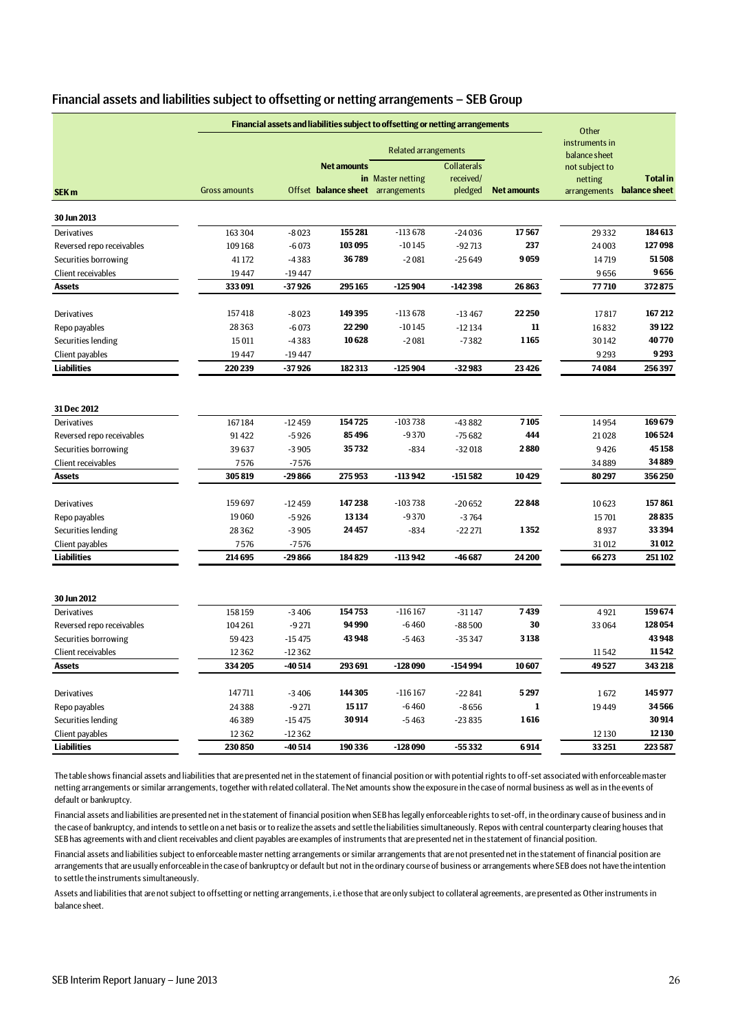## Financial assets and liabilities subject to offsetting or netting arrangements – SEB Group

| SEK m | Financial assets and liabilities subject to offsetting or netting arrangements | | | | | | Other instruments in balance sheet not subject to netting arrangements | Total in balance sheet |
|---|---|---|---|---|---|---|---|---|
| | | | | Related arrangements | | | | |
| | Gross amounts | Offset | Net amounts in balance sheet | Master netting arrangements | Collaterals received/ pledged | Net amounts | | |
| **30 Jun 2013** | | | | | | | | |
| Derivatives | 163 304 | -8 023 | **155 281** | -113 678 | -24 036 | **17 567** | 29 332 | **184 613** |
| Reversed repo receivables | 109 168 | -6 073 | **103 095** | -10 145 | -92 713 | **237** | 24 003 | **127 098** |
| Securities borrowing | 41 172 | -4 383 | **36 789** | -2 081 | -25 649 | **9 059** | 14 719 | **51 508** |
| Client receivables | 19 447 | -19 447 | | | | | 9 656 | **9 656** |
| **Assets** | **333 091** | **-37 926** | **295 165** | **-125 904** | **-142 398** | **26 863** | **77 710** | **372 875** |
| | | | | | | | | |
| Derivatives | 157 418 | -8 023 | **149 395** | -113 678 | -13 467 | **22 250** | 17 817 | **167 212** |
| Repo payables | 28 363 | -6 073 | **22 290** | -10 145 | -12 134 | **11** | 16 832 | **39 122** |
| Securities lending | 15 011 | -4 383 | **10 628** | -2 081 | -7 382 | **1 165** | 30 142 | **40 770** |
| Client payables | 19 447 | -19 447 | | | | | 9 293 | **9 293** |
| **Liabilities** | **220 239** | **-37 926** | **182 313** | **-125 904** | **-32 983** | **23 426** | **74 084** | **256 397** |
| | | | | | | | | |
| **31 Dec 2012** | | | | | | | | |
| Derivatives | 167 184 | -12 459 | **154 725** | -103 738 | -43 882 | **7 105** | 14 954 | **169 679** |
| Reversed repo receivables | 91 422 | -5 926 | **85 496** | -9 370 | -75 682 | **444** | 21 028 | **106 524** |
| Securities borrowing | 39 637 | -3 905 | **35 732** | -834 | -32 018 | **2 880** | 9 426 | **45 158** |
| Client receivables | 7 576 | -7 576 | | | | | 34 889 | **34 889** |
| **Assets** | **305 819** | **-29 866** | **275 953** | **-113 942** | **-151 582** | **10 429** | **80 297** | **356 250** |
| | | | | | | | | |
| Derivatives | 159 697 | -12 459 | **147 238** | -103 738 | -20 652 | **22 848** | 10 623 | **157 861** |
| Repo payables | 19 060 | -5 926 | **13 134** | -9 370 | -3 764 | | 15 701 | **28 835** |
| Securities lending | 28 362 | -3 905 | **24 457** | -834 | -22 271 | **1 352** | 8 937 | **33 394** |
| Client payables | 7 576 | -7 576 | | | | | 31 012 | **31 012** |
| **Liabilities** | **214 695** | **-29 866** | **184 829** | **-113 942** | **-46 687** | **24 200** | **66 273** | **251 102** |
| | | | | | | | | |
| **30 Jun 2012** | | | | | | | | |
| Derivatives | 158 159 | -3 406 | **154 753** | -116 167 | -31 147 | **7 439** | 4 921 | **159 674** |
| Reversed repo receivables | 104 261 | -9 271 | **94 990** | -6 460 | -88 500 | **30** | 33 064 | **128 054** |
| Securities borrowing | 59 423 | -15 475 | **43 948** | -5 463 | -35 347 | **3 138** | | **43 948** |
| Client receivables | 12 362 | -12 362 | | | | | 11 542 | **11 542** |
| **Assets** | **334 205** | **-40 514** | **293 691** | **-128 090** | **-154 994** | **10 607** | **49 527** | **343 218** |
| | | | | | | | | |
| Derivatives | 147 711 | -3 406 | **144 305** | -116 167 | -22 841 | **5 297** | 1 672 | **145 977** |
| Repo payables | 24 388 | -9 271 | **15 117** | -6 460 | -8 656 | **1** | 19 449 | **34 566** |
| Securities lending | 46 389 | -15 475 | **30 914** | -5 463 | -23 835 | **1 616** | | **30 914** |
| Client payables | 12 362 | -12 362 | | | | | 12 130 | **12 130** |
| **Liabilities** | **230 850** | **-40 514** | **190 336** | **-128 090** | **-55 332** | **6 914** | **33 251** | **223 587** |

The table shows financial assets and liabilities that are presented net in the statement of financial position or with potential rights to off-set associated with enforceable master netting arrangements or similar arrangements, together with related collateral. The Net amounts show the exposure in the case of normal business as well as in the events of default or bankruptcy.

Financial assets and liabilities are presented net in the statement of financial position when SEB has legally enforceable rights to set-off, in the ordinary cause of business and in the case of bankruptcy, and intends to settle on a net basis or to realize the assets and settle the liabilities simultaneously. Repos with central counterparty clearing houses that SEB has agreements with and client receivables and client payables are examples of instruments that are presented net in the statement of financial position.

Financial assets and liabilities subject to enforceable master netting arrangements or similar arrangements that are not presented net in the statement of financial position are arrangements that are usually enforceable in the case of bankruptcy or default but not in the ordinary course of business or arrangements where SEB does not have the intention to settle the instruments simultaneously.

Assets and liabilities that are not subject to offsetting or netting arrangements, i.e those that are only subject to collateral agreements, are presented as Other instruments in balance sheet.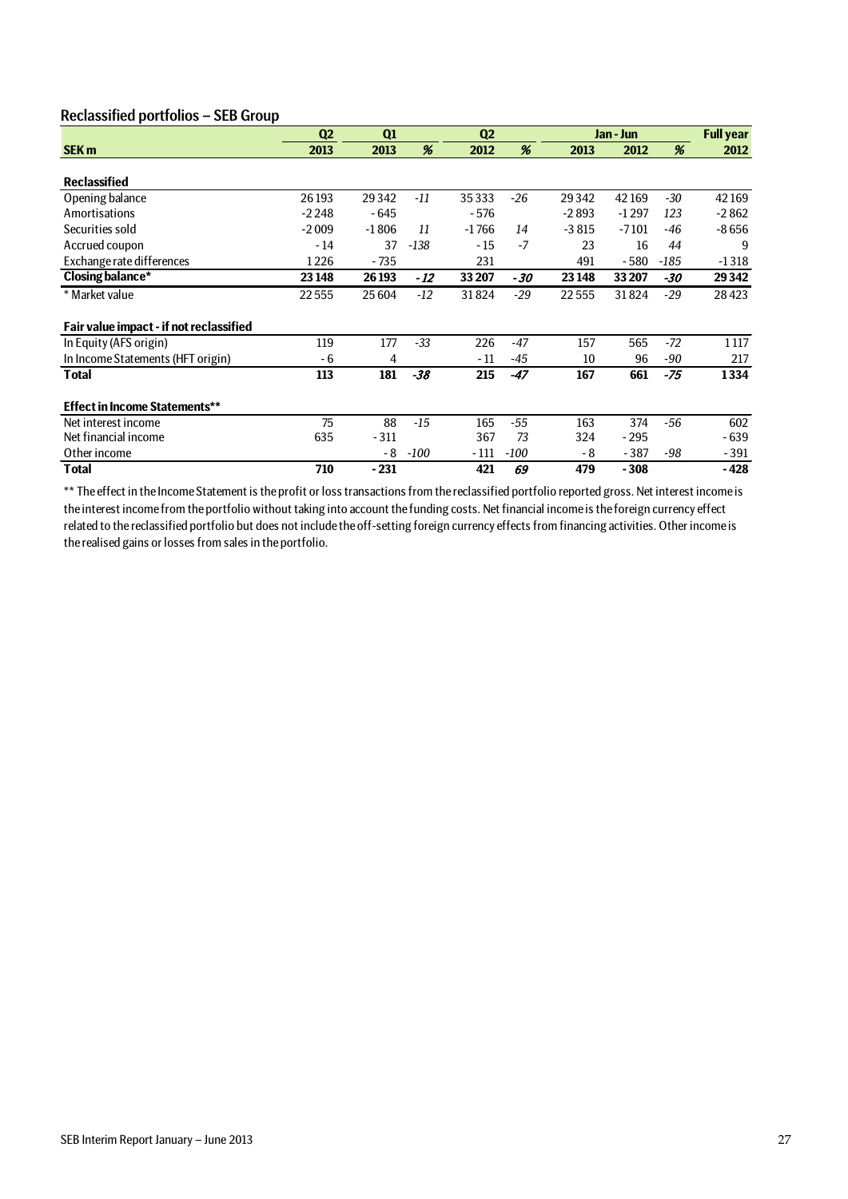## Reclassified portfolios – SEB Group

| | Q2 | Q1 | | Q2 | | Jan - Jun | | | Full year |
|---|---|---|---|---|---|---|---|---|---|
| SEK m | 2013 | 2013 | % | 2012 | % | 2013 | 2012 | % | 2012 |
| **Reclassified** | | | | | | | | | |
| Opening balance | 26 193 | 29 342 | -11 | 35 333 | -26 | 29 342 | 42 169 | -30 | 42 169 |
| Amortisations | -2 248 | - 645 | | - 576 | | -2 893 | -1 297 | 123 | -2 862 |
| Securities sold | -2 009 | -1 806 | 11 | -1 766 | 14 | -3 815 | -7 101 | -46 | -8 656 |
| Accrued coupon | - 14 | 37 | -138 | - 15 | -7 | 23 | 16 | 44 | 9 |
| Exchange rate differences | 1 226 | - 735 | | 231 | | 491 | - 580 | -185 | -1 318 |
| **Closing balance*** | **23 148** | **26 193** | **-12** | **33 207** | **-30** | **23 148** | **33 207** | **-30** | **29 342** |
| * Market value | 22 555 | 25 604 | -12 | 31 824 | -29 | 22 555 | 31 824 | -29 | 28 423 |
| **Fair value impact - if not reclassified** | | | | | | | | | |
| In Equity (AFS origin) | 119 | 177 | -33 | 226 | -47 | 157 | 565 | -72 | 1 117 |
| In Income Statements (HFT origin) | - 6 | 4 | | - 11 | -45 | 10 | 96 | -90 | 217 |
| **Total** | **113** | **181** | **-38** | **215** | **-47** | **167** | **661** | **-75** | **1 334** |
| **Effect in Income Statements**** | | | | | | | | | |
| Net interest income | 75 | 88 | -15 | 165 | -55 | 163 | 374 | -56 | 602 |
| Net financial income | 635 | - 311 | | 367 | 73 | 324 | - 295 | | - 639 |
| Other income | | - 8 | -100 | - 111 | -100 | - 8 | - 387 | -98 | - 391 |
| **Total** | **710** | **- 231** | | **421** | **69** | **479** | **- 308** | | **- 428** |

** The effect in the Income Statement is the profit or loss transactions from the reclassified portfolio reported gross. Net interest income is the interest income from the portfolio without taking into account the funding costs. Net financial income is the foreign currency effect related to the reclassified portfolio but does not include the off-setting foreign currency effects from financing activities. Other income is the realised gains or losses from sales in the portfolio.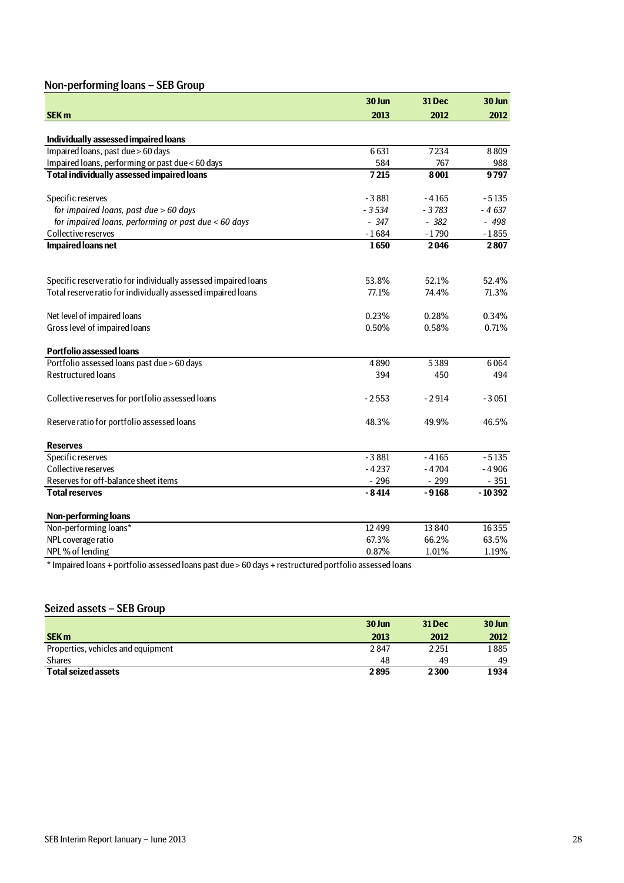## Non-performing loans – SEB Group

| SEK m | 30 Jun 2013 | 31 Dec 2012 | 30 Jun 2012 |
|---|---|---|---|
| **Individually assessed impaired loans** | | | |
| Impaired loans, past due > 60 days | 6 631 | 7 234 | 8 809 |
| Impaired loans, performing or past due < 60 days | 584 | 767 | 988 |
| **Total individually assessed impaired loans** | **7 215** | **8 001** | **9 797** |
| | | | |
| Specific reserves | -3 881 | -4 165 | -5 135 |
| *for impaired loans, past due > 60 days* | *-3 534* | *-3 783* | *-4 637* |
| *for impaired loans, performing or past due < 60 days* | *-347* | *-382* | *-498* |
| Collective reserves | -1 684 | -1 790 | -1 855 |
| **Impaired loans net** | **1 650** | **2 046** | **2 807** |
| | | | |
| Specific reserve ratio for individually assessed impaired loans | 53.8% | 52.1% | 52.4% |
| Total reserve ratio for individually assessed impaired loans | 77.1% | 74.4% | 71.3% |
| | | | |
| Net level of impaired loans | 0.23% | 0.28% | 0.34% |
| Gross level of impaired loans | 0.50% | 0.58% | 0.71% |
| | | | |
| **Portfolio assessed loans** | | | |
| Portfolio assessed loans past due > 60 days | 4 890 | 5 389 | 6 064 |
| Restructured loans | 394 | 450 | 494 |
| | | | |
| Collective reserves for portfolio assessed loans | -2 553 | -2 914 | -3 051 |
| | | | |
| Reserve ratio for portfolio assessed loans | 48.3% | 49.9% | 46.5% |
| | | | |
| **Reserves** | | | |
| Specific reserves | -3 881 | -4 165 | -5 135 |
| Collective reserves | -4 237 | -4 704 | -4 906 |
| Reserves for off-balance sheet items | -296 | -299 | -351 |
| **Total reserves** | **-8 414** | **-9 168** | **-10 392** |
| | | | |
| **Non-performing loans** | | | |
| Non-performing loans* | 12 499 | 13 840 | 16 355 |
| NPL coverage ratio | 67.3% | 66.2% | 63.5% |
| NPL % of lending | 0.87% | 1.01% | 1.19% |

* Impaired loans + portfolio assessed loans past due > 60 days + restructured portfolio assessed loans

## Seized assets – SEB Group

| SEK m | 30 Jun 2013 | 31 Dec 2012 | 30 Jun 2012 |
|---|---|---|---|
| Properties, vehicles and equipment | 2 847 | 2 251 | 1 885 |
| Shares | 48 | 49 | 49 |
| **Total seized assets** | **2 895** | **2 300** | **1 934** |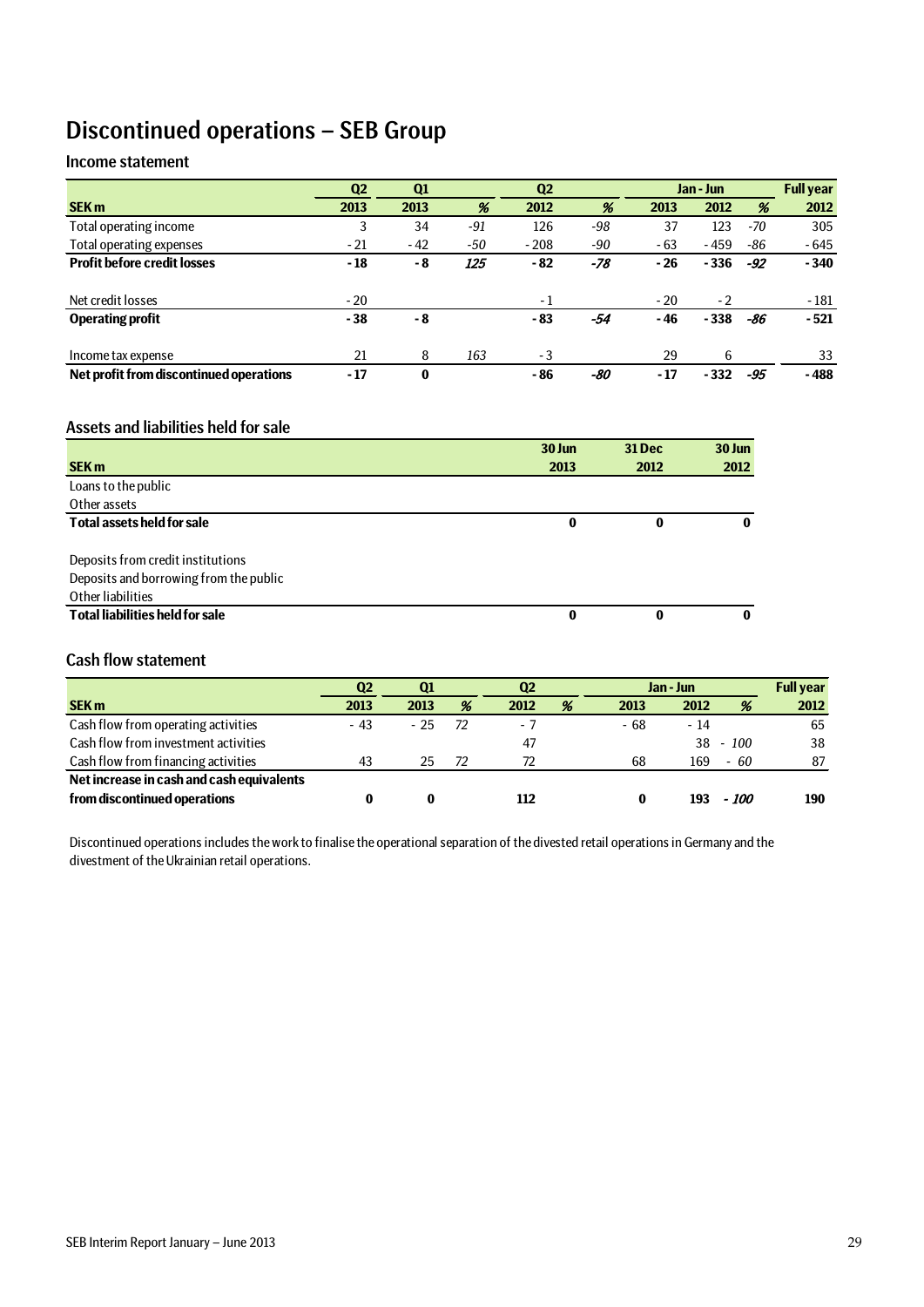# Discontinued operations – SEB Group

## Income statement

| SEK m | Q2 2013 | Q1 2013 | % | Q2 2012 | % | Jan - Jun 2013 | Jan - Jun 2012 | % | Full year 2012 |
|---|---|---|---|---|---|---|---|---|---|
| Total operating income | 3 | 34 | -91 | 126 | -98 | 37 | 123 | -70 | 305 |
| Total operating expenses | - 21 | - 42 | -50 | - 208 | -90 | - 63 | - 459 | -86 | - 645 |
| **Profit before credit losses** | **- 18** | **- 8** | ***125*** | **- 82** | ***-78*** | **- 26** | **- 336** | ***-92*** | **- 340** |
| | | | | | | | | | |
| Net credit losses | - 20 | | | - 1 | | - 20 | - 2 | | - 181 |
| **Operating profit** | **- 38** | **- 8** | | **- 83** | ***-54*** | **- 46** | **- 338** | ***-86*** | **- 521** |
| | | | | | | | | | |
| Income tax expense | 21 | 8 | 163 | - 3 | | 29 | 6 | | 33 |
| **Net profit from discontinued operations** | **- 17** | **0** | | **- 86** | ***-80*** | **- 17** | **- 332** | ***-95*** | **- 488** |

## Assets and liabilities held for sale

| SEK m | 30 Jun 2013 | 31 Dec 2012 | 30 Jun 2012 |
|---|---|---|---|
| Loans to the public | | | |
| Other assets | | | |
| **Total assets held for sale** | **0** | **0** | **0** |
| | | | |
| Deposits from credit institutions | | | |
| Deposits and borrowing from the public | | | |
| Other liabilities | | | |
| **Total liabilities held for sale** | **0** | **0** | **0** |

## Cash flow statement

| SEK m | Q2 2013 | Q1 2013 | % | Q2 2012 | % | Jan - Jun 2013 | Jan - Jun 2012 | % | Full year 2012 |
|---|---|---|---|---|---|---|---|---|---|
| Cash flow from operating activities | - 43 | - 25 | 72 | - 7 | | - 68 | - 14 | | 65 |
| Cash flow from investment activities | | | | 47 | | | 38 | - 100 | 38 |
| Cash flow from financing activities | 43 | 25 | 72 | 72 | | 68 | 169 | - 60 | 87 |
| **Net increase in cash and cash equivalents from discontinued operations** | **0** | **0** | | **112** | | **0** | **193** | ***- 100*** | **190** |

Discontinued operations includes the work to finalise the operational separation of the divested retail operations in Germany and the divestment of the Ukrainian retail operations.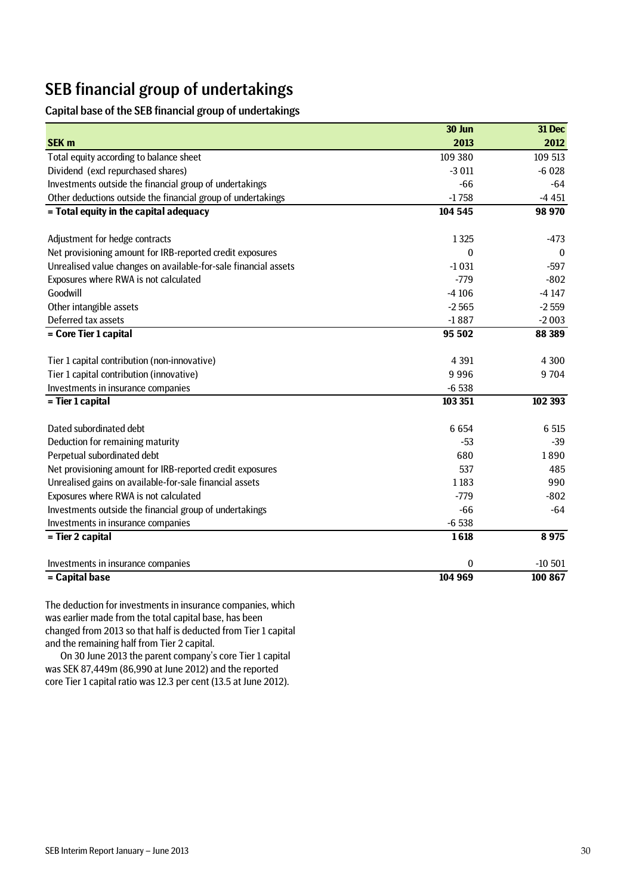# SEB financial group of undertakings

## Capital base of the SEB financial group of undertakings

| SEK m | 30 Jun 2013 | 31 Dec 2012 |
|---|---|---|
| Total equity according to balance sheet | 109 380 | 109 513 |
| Dividend (excl repurchased shares) | -3 011 | -6 028 |
| Investments outside the financial group of undertakings | -66 | -64 |
| Other deductions outside the financial group of undertakings | -1 758 | -4 451 |
| **= Total equity in the capital adequacy** | **104 545** | **98 970** |
| | | |
| Adjustment for hedge contracts | 1 325 | -473 |
| Net provisioning amount for IRB-reported credit exposures | 0 | 0 |
| Unrealised value changes on available-for-sale financial assets | -1 031 | -597 |
| Exposures where RWA is not calculated | -779 | -802 |
| Goodwill | -4 106 | -4 147 |
| Other intangible assets | -2 565 | -2 559 |
| Deferred tax assets | -1 887 | -2 003 |
| **= Core Tier 1 capital** | **95 502** | **88 389** |
| | | |
| Tier 1 capital contribution (non-innovative) | 4 391 | 4 300 |
| Tier 1 capital contribution (innovative) | 9 996 | 9 704 |
| Investments in insurance companies | -6 538 | |
| **= Tier 1 capital** | **103 351** | **102 393** |
| | | |
| Dated subordinated debt | 6 654 | 6 515 |
| Deduction for remaining maturity | -53 | -39 |
| Perpetual subordinated debt | 680 | 1 890 |
| Net provisioning amount for IRB-reported credit exposures | 537 | 485 |
| Unrealised gains on available-for-sale financial assets | 1 183 | 990 |
| Exposures where RWA is not calculated | -779 | -802 |
| Investments outside the financial group of undertakings | -66 | -64 |
| Investments in insurance companies | -6 538 | |
| **= Tier 2 capital** | **1 618** | **8 975** |
| | | |
| Investments in insurance companies | 0 | -10 501 |
| **= Capital base** | **104 969** | **100 867** |

The deduction for investments in insurance companies, which was earlier made from the total capital base, has been changed from 2013 so that half is deducted from Tier 1 capital and the remaining half from Tier 2 capital.

On 30 June 2013 the parent company's core Tier 1 capital was SEK 87,449m (86,990 at June 2012) and the reported core Tier 1 capital ratio was 12.3 per cent (13.5 at June 2012).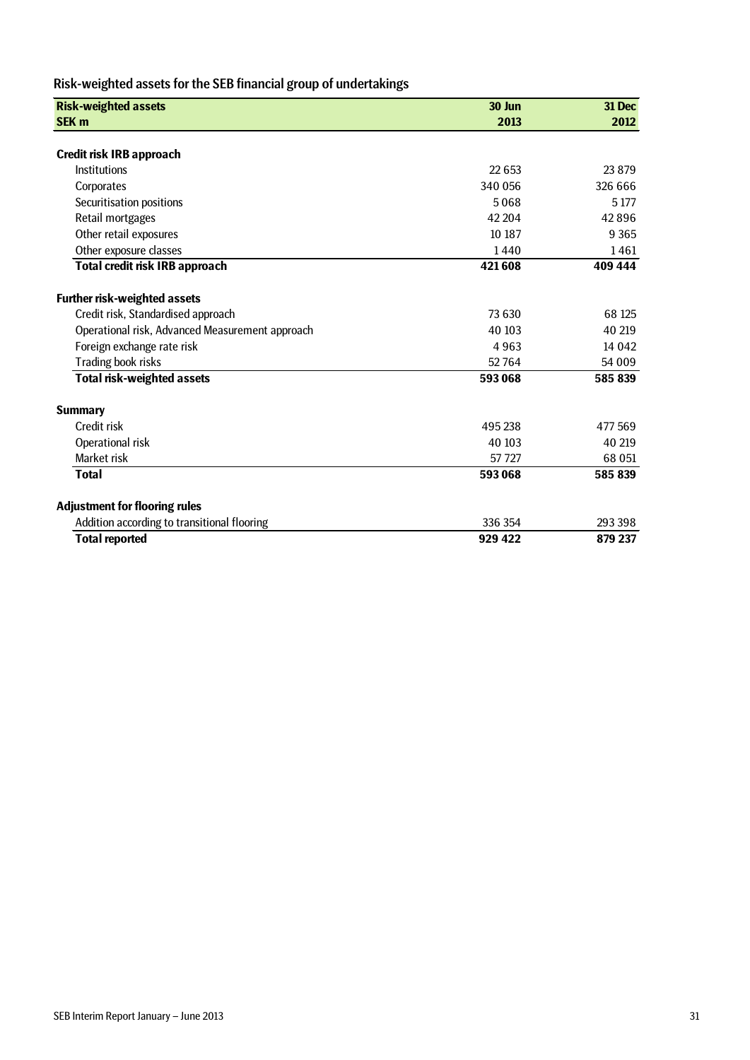## Risk-weighted assets for the SEB financial group of undertakings

| Risk-weighted assets<br>SEK m | 30 Jun<br>2013 | 31 Dec<br>2012 |
|---|---|---|
| **Credit risk IRB approach** | | |
| Institutions | 22 653 | 23 879 |
| Corporates | 340 056 | 326 666 |
| Securitisation positions | 5 068 | 5 177 |
| Retail mortgages | 42 204 | 42 896 |
| Other retail exposures | 10 187 | 9 365 |
| Other exposure classes | 1 440 | 1 461 |
| **Total credit risk IRB approach** | **421 608** | **409 444** |
| **Further risk-weighted assets** | | |
| Credit risk, Standardised approach | 73 630 | 68 125 |
| Operational risk, Advanced Measurement approach | 40 103 | 40 219 |
| Foreign exchange rate risk | 4 963 | 14 042 |
| Trading book risks | 52 764 | 54 009 |
| **Total risk-weighted assets** | **593 068** | **585 839** |
| **Summary** | | |
| Credit risk | 495 238 | 477 569 |
| Operational risk | 40 103 | 40 219 |
| Market risk | 57 727 | 68 051 |
| **Total** | **593 068** | **585 839** |
| **Adjustment for flooring rules** | | |
| Addition according to transitional flooring | 336 354 | 293 398 |
| **Total reported** | **929 422** | **879 237** |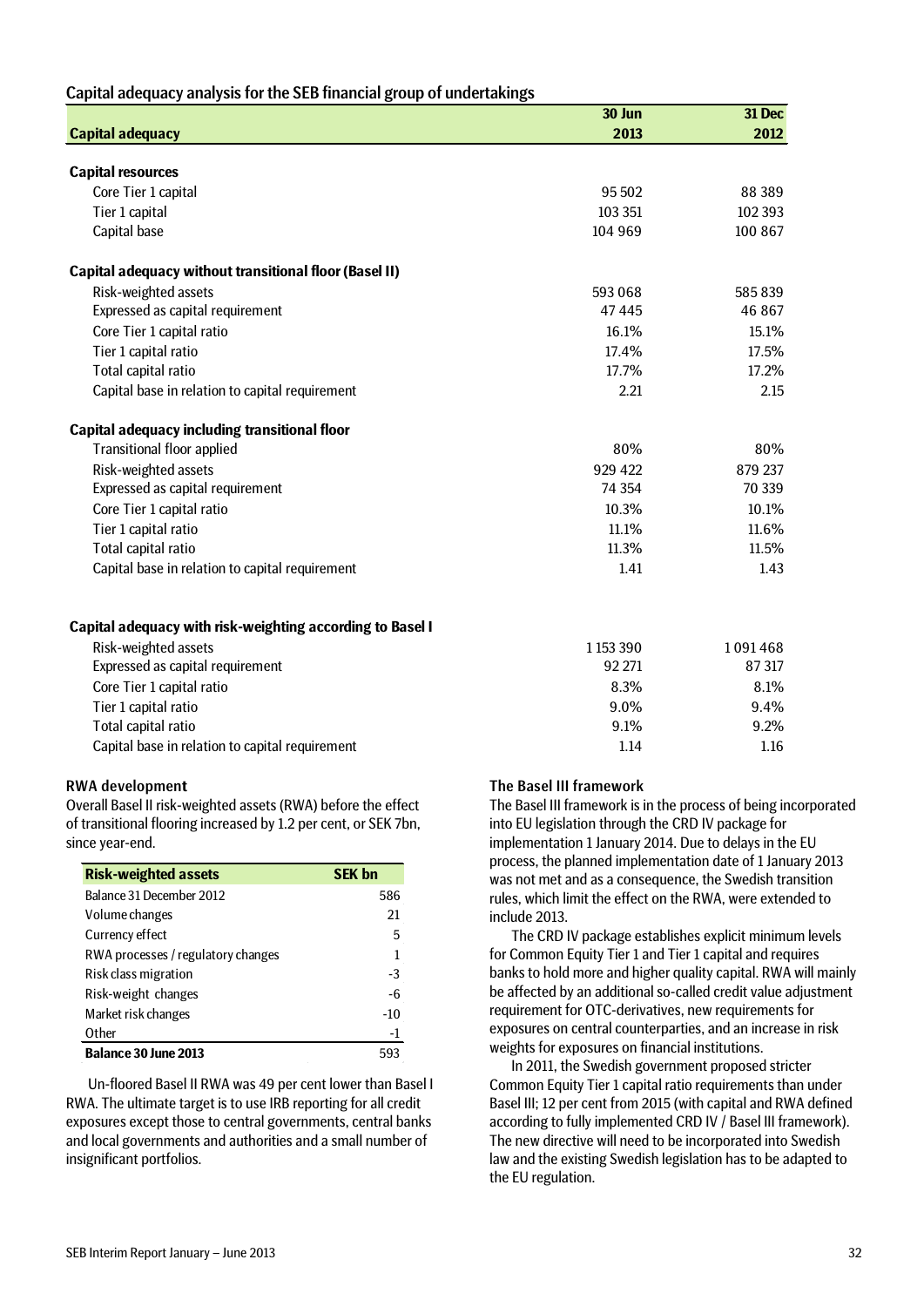## Capital adequacy analysis for the SEB financial group of undertakings

| Capital adequacy | 30 Jun 2013 | 31 Dec 2012 |
|---|---|---|
| **Capital resources** | | |
| Core Tier 1 capital | 95 502 | 88 389 |
| Tier 1 capital | 103 351 | 102 393 |
| Capital base | 104 969 | 100 867 |
| **Capital adequacy without transitional floor (Basel II)** | | |
| Risk-weighted assets | 593 068 | 585 839 |
| Expressed as capital requirement | 47 445 | 46 867 |
| Core Tier 1 capital ratio | 16.1% | 15.1% |
| Tier 1 capital ratio | 17.4% | 17.5% |
| Total capital ratio | 17.7% | 17.2% |
| Capital base in relation to capital requirement | 2.21 | 2.15 |
| **Capital adequacy including transitional floor** | | |
| Transitional floor applied | 80% | 80% |
| Risk-weighted assets | 929 422 | 879 237 |
| Expressed as capital requirement | 74 354 | 70 339 |
| Core Tier 1 capital ratio | 10.3% | 10.1% |
| Tier 1 capital ratio | 11.1% | 11.6% |
| Total capital ratio | 11.3% | 11.5% |
| Capital base in relation to capital requirement | 1.41 | 1.43 |
| **Capital adequacy with risk-weighting according to Basel I** | | |
| Risk-weighted assets | 1 153 390 | 1 091 468 |
| Expressed as capital requirement | 92 271 | 87 317 |
| Core Tier 1 capital ratio | 8.3% | 8.1% |
| Tier 1 capital ratio | 9.0% | 9.4% |
| Total capital ratio | 9.1% | 9.2% |
| Capital base in relation to capital requirement | 1.14 | 1.16 |

### RWA development

Overall Basel II risk-weighted assets (RWA) before the effect of transitional flooring increased by 1.2 per cent, or SEK 7bn, since year-end.

| Risk-weighted assets | SEK bn |
|---|---|
| Balance 31 December 2012 | 586 |
| Volume changes | 21 |
| Currency effect | 5 |
| RWA processes / regulatory changes | 1 |
| Risk class migration | -3 |
| Risk-weight changes | -6 |
| Market risk changes | -10 |
| Other | -1 |
| **Balance 30 June 2013** | 593 |

Un-floored Basel II RWA was 49 per cent lower than Basel I RWA. The ultimate target is to use IRB reporting for all credit exposures except those to central governments, central banks and local governments and authorities and a small number of insignificant portfolios.

### The Basel III framework

The Basel III framework is in the process of being incorporated into EU legislation through the CRD IV package for implementation 1 January 2014. Due to delays in the EU process, the planned implementation date of 1 January 2013 was not met and as a consequence, the Swedish transition rules, which limit the effect on the RWA, were extended to include 2013.

The CRD IV package establishes explicit minimum levels for Common Equity Tier 1 and Tier 1 capital and requires banks to hold more and higher quality capital. RWA will mainly be affected by an additional so-called credit value adjustment requirement for OTC-derivatives, new requirements for exposures on central counterparties, and an increase in risk weights for exposures on financial institutions.

In 2011, the Swedish government proposed stricter Common Equity Tier 1 capital ratio requirements than under Basel III; 12 per cent from 2015 (with capital and RWA defined according to fully implemented CRD IV / Basel III framework). The new directive will need to be incorporated into Swedish law and the existing Swedish legislation has to be adapted to the EU regulation.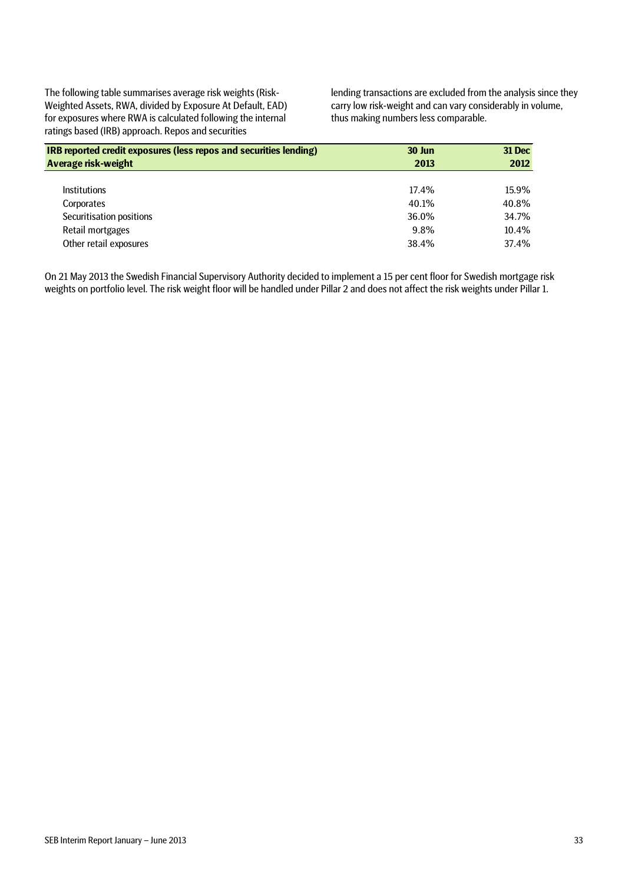The following table summarises average risk weights (Risk-Weighted Assets, RWA, divided by Exposure At Default, EAD) for exposures where RWA is calculated following the internal ratings based (IRB) approach. Repos and securities lending transactions are excluded from the analysis since they carry low risk-weight and can vary considerably in volume, thus making numbers less comparable.

| **IRB reported credit exposures (less repos and securities lending)**<br>**Average risk-weight** | **30 Jun 2013** | **31 Dec 2012** |
|---|---|---|
| Institutions | 17.4% | 15.9% |
| Corporates | 40.1% | 40.8% |
| Securitisation positions | 36.0% | 34.7% |
| Retail mortgages | 9.8% | 10.4% |
| Other retail exposures | 38.4% | 37.4% |

On 21 May 2013 the Swedish Financial Supervisory Authority decided to implement a 15 per cent floor for Swedish mortgage risk weights on portfolio level. The risk weight floor will be handled under Pillar 2 and does not affect the risk weights under Pillar 1.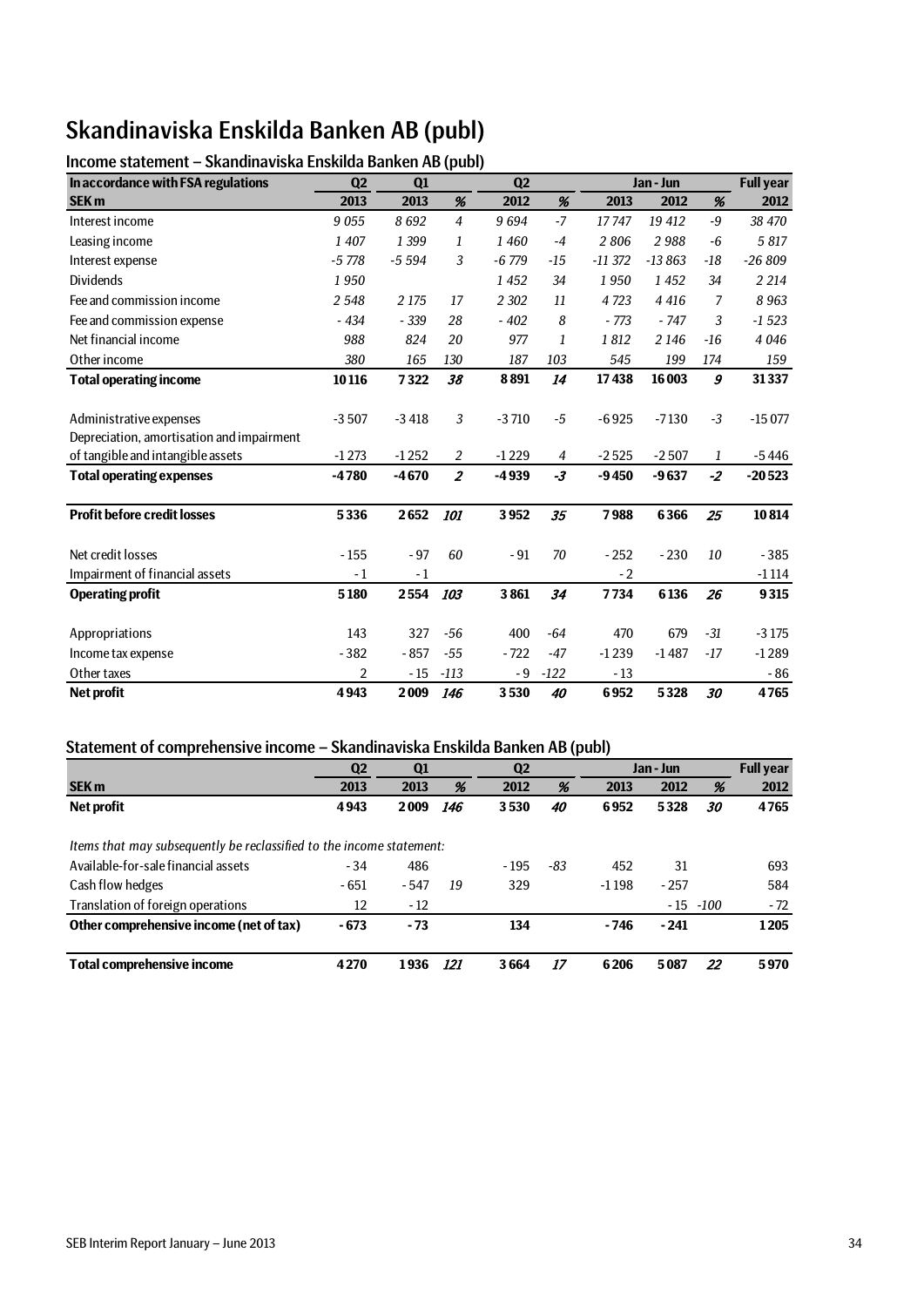# Skandinaviska Enskilda Banken AB (publ)

## Income statement – Skandinaviska Enskilda Banken AB (publ)

| In accordance with FSA regulations | Q2 | Q1 | | Q2 | | Jan - Jun | | | Full year |
|---|---|---|---|---|---|---|---|---|---|
| **SEK m** | **2013** | **2013** | **%** | **2012** | **%** | **2013** | **2012** | **%** | **2012** |
| Interest income | *9 055* | *8 692* | *4* | *9 694* | *-7* | *17 747* | *19 412* | *-9* | *38 470* |
| Leasing income | *1 407* | *1 399* | *1* | *1 460* | *-4* | *2 806* | *2 988* | *-6* | *5 817* |
| Interest expense | *-5 778* | *-5 594* | *3* | *-6 779* | *-15* | *-11 372* | *-13 863* | *-18* | *-26 809* |
| Dividends | *1 950* | | | *1 452* | *34* | *1 950* | *1 452* | *34* | *2 214* |
| Fee and commission income | *2 548* | *2 175* | *17* | *2 302* | *11* | *4 723* | *4 416* | *7* | *8 963* |
| Fee and commission expense | *- 434* | *- 339* | *28* | *- 402* | *8* | *- 773* | *- 747* | *3* | *-1 523* |
| Net financial income | *988* | *824* | *20* | *977* | *1* | *1 812* | *2 146* | *-16* | *4 046* |
| Other income | *380* | *165* | *130* | *187* | *103* | *545* | *199* | *174* | *159* |
| **Total operating income** | **10 116** | **7 322** | ***38*** | **8 891** | ***14*** | **17 438** | **16 003** | ***9*** | **31 337** |
| | | | | | | | | | |
| Administrative expenses | -3 507 | -3 418 | *3* | -3 710 | *-5* | -6 925 | -7 130 | *-3* | -15 077 |
| Depreciation, amortisation and impairment of tangible and intangible assets | -1 273 | -1 252 | *2* | -1 229 | *4* | -2 525 | -2 507 | *1* | -5 446 |
| **Total operating expenses** | **-4 780** | **-4 670** | ***2*** | **-4 939** | ***-3*** | **-9 450** | **-9 637** | ***-2*** | **-20 523** |
| | | | | | | | | | |
| **Profit before credit losses** | **5 336** | **2 652** | ***101*** | **3 952** | ***35*** | **7 988** | **6 366** | ***25*** | **10 814** |
| | | | | | | | | | |
| Net credit losses | - 155 | - 97 | *60* | - 91 | *70* | - 252 | - 230 | *10* | - 385 |
| Impairment of financial assets | - 1 | - 1 | | | | - 2 | | | -1 114 |
| **Operating profit** | **5 180** | **2 554** | ***103*** | **3 861** | ***34*** | **7 734** | **6 136** | ***26*** | **9 315** |
| | | | | | | | | | |
| Appropriations | 143 | 327 | *-56* | 400 | *-64* | 470 | 679 | *-31* | -3 175 |
| Income tax expense | - 382 | - 857 | *-55* | - 722 | *-47* | -1 239 | -1 487 | *-17* | -1 289 |
| Other taxes | 2 | - 15 | *-113* | - 9 | *-122* | - 13 | | | - 86 |
| **Net profit** | **4 943** | **2 009** | ***146*** | **3 530** | ***40*** | **6 952** | **5 328** | ***30*** | **4 765** |

## Statement of comprehensive income – Skandinaviska Enskilda Banken AB (publ)

| | Q2 | Q1 | | Q2 | | Jan - Jun | | | Full year |
|---|---|---|---|---|---|---|---|---|---|
| **SEK m** | **2013** | **2013** | **%** | **2012** | **%** | **2013** | **2012** | **%** | **2012** |
| **Net profit** | **4 943** | **2 009** | ***146*** | **3 530** | ***40*** | **6 952** | **5 328** | ***30*** | **4 765** |
| | | | | | | | | | |
| *Items that may subsequently be reclassified to the income statement:* | | | | | | | | | |
| Available-for-sale financial assets | - 34 | 486 | | - 195 | *-83* | 452 | 31 | | 693 |
| Cash flow hedges | - 651 | - 547 | *19* | 329 | | -1 198 | - 257 | | 584 |
| Translation of foreign operations | 12 | - 12 | | | | | - 15 | *-100* | - 72 |
| **Other comprehensive income (net of tax)** | **- 673** | **- 73** | | **134** | | **- 746** | **- 241** | | **1 205** |
| | | | | | | | | | |
| **Total comprehensive income** | **4 270** | **1 936** | ***121*** | **3 664** | ***17*** | **6 206** | **5 087** | ***22*** | **5 970** |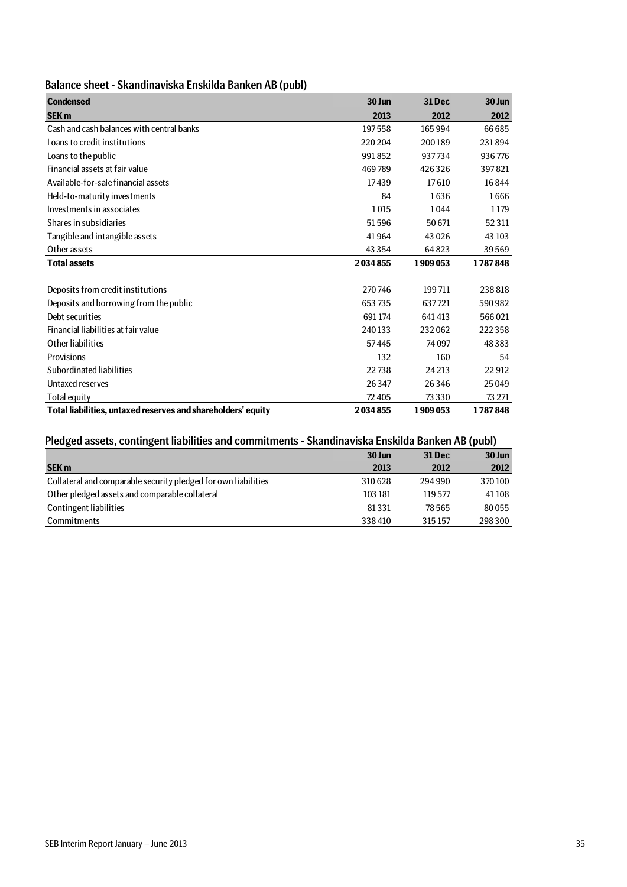## Balance sheet - Skandinaviska Enskilda Banken AB (publ)

| **Condensed** | **30 Jun** | **31 Dec** | **30 Jun** |
|---|---|---|---|
| **SEK m** | **2013** | **2012** | **2012** |
| Cash and cash balances with central banks | 197 558 | 165 994 | 66 685 |
| Loans to credit institutions | 220 204 | 200 189 | 231 894 |
| Loans to the public | 991 852 | 937 734 | 936 776 |
| Financial assets at fair value | 469 789 | 426 326 | 397 821 |
| Available-for-sale financial assets | 17 439 | 17 610 | 16 844 |
| Held-to-maturity investments | 84 | 1 636 | 1 666 |
| Investments in associates | 1 015 | 1 044 | 1 179 |
| Shares in subsidiaries | 51 596 | 50 671 | 52 311 |
| Tangible and intangible assets | 41 964 | 43 026 | 43 103 |
| Other assets | 43 354 | 64 823 | 39 569 |
| **Total assets** | **2 034 855** | **1 909 053** | **1 787 848** |
| | | | |
| Deposits from credit institutions | 270 746 | 199 711 | 238 818 |
| Deposits and borrowing from the public | 653 735 | 637 721 | 590 982 |
| Debt securities | 691 174 | 641 413 | 566 021 |
| Financial liabilities at fair value | 240 133 | 232 062 | 222 358 |
| Other liabilities | 57 445 | 74 097 | 48 383 |
| Provisions | 132 | 160 | 54 |
| Subordinated liabilities | 22 738 | 24 213 | 22 912 |
| Untaxed reserves | 26 347 | 26 346 | 25 049 |
| Total equity | 72 405 | 73 330 | 73 271 |
| **Total liabilities, untaxed reserves and shareholders' equity** | **2 034 855** | **1 909 053** | **1 787 848** |

## Pledged assets, contingent liabilities and commitments - Skandinaviska Enskilda Banken AB (publ)

| | **30 Jun** | **31 Dec** | **30 Jun** |
|---|---|---|---|
| **SEK m** | **2013** | **2012** | **2012** |
| Collateral and comparable security pledged for own liabilities | 310 628 | 294 990 | 370 100 |
| Other pledged assets and comparable collateral | 103 181 | 119 577 | 41 108 |
| Contingent liabilities | 81 331 | 78 565 | 80 055 |
| Commitments | 338 410 | 315 157 | 298 300 |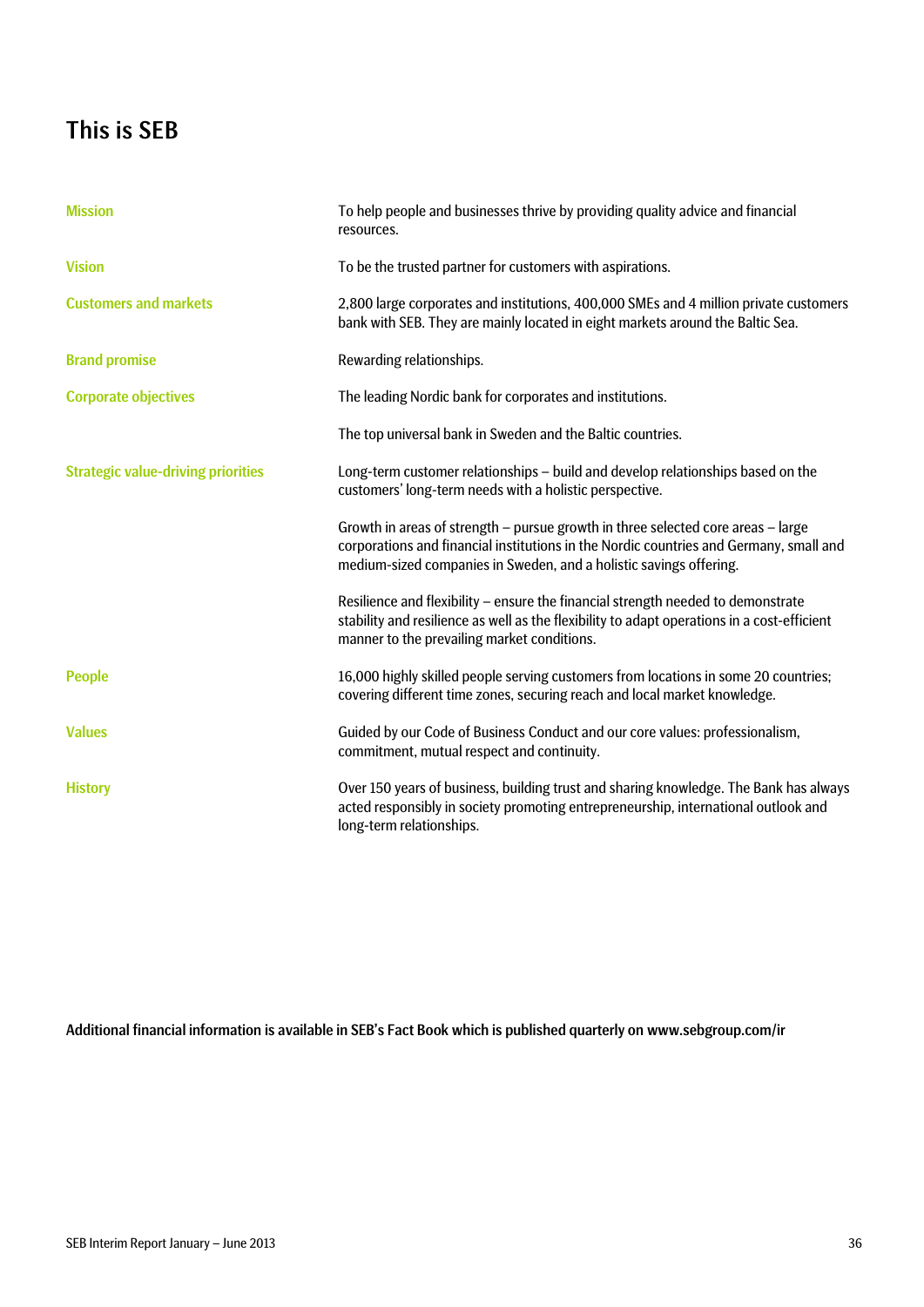# This is SEB

| | |
|---|---|
| **Mission** | To help people and businesses thrive by providing quality advice and financial resources. |
| **Vision** | To be the trusted partner for customers with aspirations. |
| **Customers and markets** | 2,800 large corporates and institutions, 400,000 SMEs and 4 million private customers bank with SEB. They are mainly located in eight markets around the Baltic Sea. |
| **Brand promise** | Rewarding relationships. |
| **Corporate objectives** | The leading Nordic bank for corporates and institutions. |
| | The top universal bank in Sweden and the Baltic countries. |
| **Strategic value-driving priorities** | Long-term customer relationships – build and develop relationships based on the customers' long-term needs with a holistic perspective. |
| | Growth in areas of strength – pursue growth in three selected core areas – large corporations and financial institutions in the Nordic countries and Germany, small and medium-sized companies in Sweden, and a holistic savings offering. |
| | Resilience and flexibility – ensure the financial strength needed to demonstrate stability and resilience as well as the flexibility to adapt operations in a cost-efficient manner to the prevailing market conditions. |
| **People** | 16,000 highly skilled people serving customers from locations in some 20 countries; covering different time zones, securing reach and local market knowledge. |
| **Values** | Guided by our Code of Business Conduct and our core values: professionalism, commitment, mutual respect and continuity. |
| **History** | Over 150 years of business, building trust and sharing knowledge. The Bank has always acted responsibly in society promoting entrepreneurship, international outlook and long-term relationships. |

**Additional financial information is available in SEB's Fact Book which is published quarterly on www.sebgroup.com/ir**